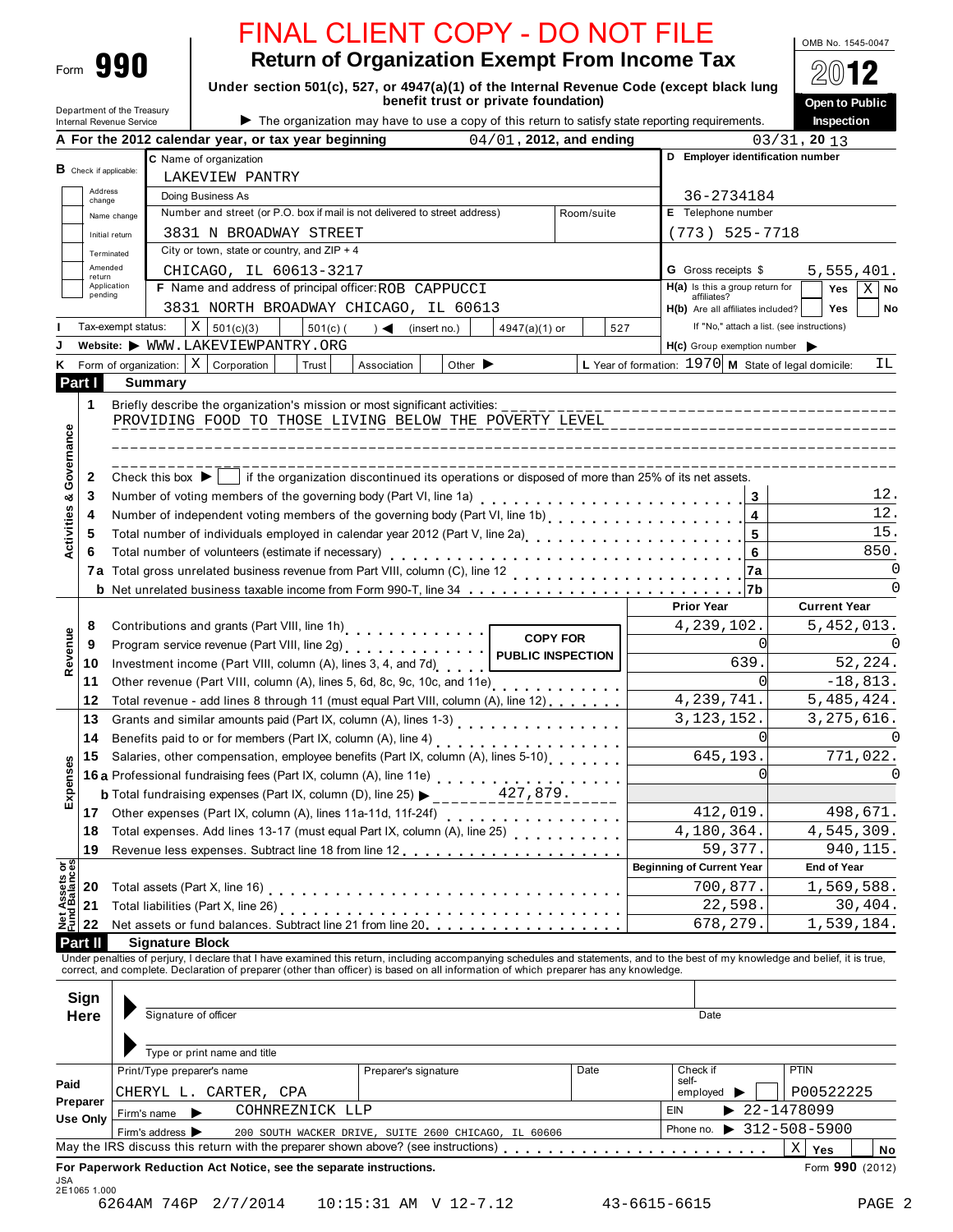# FINAL CLIENT COPY - DO NOT FILE

Form **990**

## Return of Organization Exempt From Income Tax

**Under section 501(c), 527, or 4947(a)(1) of the Internal Revenue Code (except black lung benefit trust or private foundation)**

▶ The organization may have to use a copy of this return to satisfy state reporting requirements.

Department of the Treasury
Internal Revenue Service

OMB No. 1545-0047

**2012**

**Open to Public Inspection**

**A For the 2012 calendar year, or tax year beginning** 04/01, 2012, and ending 03/31, 20 13

**B** Check if applicable: Address change / Name change / Initial return / Terminated / Amended return / Application pending

**C** Name of organization: LAKEVIEW PANTRY

Doing Business As

Number and street (or P.O. box if mail is not delivered to street address): 3831 N BROADWAY STREET — Room/suite

City or town, state or country, and ZIP + 4: CHICAGO, IL 60613-3217

**D Employer identification number:** 36-2734184

**E** Telephone number: (773) 525-7718

**G** Gross receipts $ 5,555,401.

**F** Name and address of principal officer: ROB CAPPUCCI
3831 NORTH BROADWAY CHICAGO, IL 60613

**H(a)** Is this a group return for affiliates? Yes [ ] No [X]

**H(b)** Are all affiliates included? Yes [ ] No [ ]
If "No," attach a list. (see instructions)

**I** Tax-exempt status: [X] 501(c)(3) [ ] 501(c) ( ) ◀ (insert no.) [ ] 4947(a)(1) or [ ] 527

**J** Website: ▶ WWW.LAKEVIEWPANTRY.ORG

**H(c)** Group exemption number ▶

**K** Form of organization: [X] Corporation [ ] Trust [ ] Association [ ] Other ▶

**L** Year of formation: 1970 **M** State of legal domicile: IL

## Part I Summary

### Activities & Governance

1 Briefly describe the organization's mission or most significant activities:
PROVIDING FOOD TO THOSE LIVING BELOW THE POVERTY LEVEL

2 Check this box ▶ [ ] if the organization discontinued its operations or disposed of more than 25% of its net assets.

| Line | Description | | Value |
|---|---|---|---|
| 3 | Number of voting members of the governing body (Part VI, line 1a) | 3 | 12. |
| 4 | Number of independent voting members of the governing body (Part VI, line 1b) | 4 | 12. |
| 5 | Total number of individuals employed in calendar year 2012 (Part V, line 2a) | 5 | 15. |
| 6 | Total number of volunteers (estimate if necessary) | 6 | 850. |
| 7a | Total gross unrelated business revenue from Part VIII, column (C), line 12 | 7a | 0 |
| b | Net unrelated business taxable income from Form 990-T, line 34 | 7b | 0 |

### Revenue / Expenses

COPY FOR PUBLIC INSPECTION

| Line | Description | Prior Year | Current Year |
|---|---|---|---|
| 8 | Contributions and grants (Part VIII, line 1h) | 4,239,102. | 5,452,013. |
| 9 | Program service revenue (Part VIII, line 2g) | 0 | 0 |
| 10 | Investment income (Part VIII, column (A), lines 3, 4, and 7d) | 639. | 52,224. |
| 11 | Other revenue (Part VIII, column (A), lines 5, 6d, 8c, 9c, 10c, and 11e) | 0 | -18,813. |
| 12 | Total revenue - add lines 8 through 11 (must equal Part VIII, column (A), line 12) | 4,239,741. | 5,485,424. |
| 13 | Grants and similar amounts paid (Part IX, column (A), lines 1-3) | 3,123,152. | 3,275,616. |
| 14 | Benefits paid to or for members (Part IX, column (A), line 4) | 0 | 0 |
| 15 | Salaries, other compensation, employee benefits (Part IX, column (A), lines 5-10) | 645,193. | 771,022. |
| 16a | Professional fundraising fees (Part IX, column (A), line 11e) | 0 | 0 |
| b | Total fundraising expenses (Part IX, column (D), line 25) ▶ 427,879. | | |
| 17 | Other expenses (Part IX, column (A), lines 11a-11d, 11f-24f) | 412,019. | 498,671. |
| 18 | Total expenses. Add lines 13-17 (must equal Part IX, column (A), line 25) | 4,180,364. | 4,545,309. |
| 19 | Revenue less expenses. Subtract line 18 from line 12 | 59,377. | 940,115. |

### Net Assets or Fund Balances

| Line | Description | Beginning of Current Year | End of Year |
|---|---|---|---|
| 20 | Total assets (Part X, line 16) | 700,877. | 1,569,588. |
| 21 | Total liabilities (Part X, line 26) | 22,598. | 30,404. |
| 22 | Net assets or fund balances. Subtract line 21 from line 20 | 678,279. | 1,539,184. |

## Part II Signature Block

Under penalties of perjury, I declare that I have examined this return, including accompanying schedules and statements, and to the best of my knowledge and belief, it is true, correct, and complete. Declaration of preparer (other than officer) is based on all information of which preparer has any knowledge.

**Sign Here** ▶ Signature of officer — Date
▶ Type or print name and title

**Paid Preparer Use Only**

| Print/Type preparer's name | Preparer's signature | Date | Check if self-employed ▶ [ ] | PTIN |
|---|---|---|---|---|
| CHERYL L. CARTER, CPA | | | | P00522225 |

Firm's name ▶ COHNREZNICK LLP — EIN ▶ 22-1478099

Firm's address ▶ 200 SOUTH WACKER DRIVE, SUITE 2600 CHICAGO, IL 60606 — Phone no. ▶ 312-508-5900

May the IRS discuss this return with the preparer shown above? (see instructions) [X] Yes [ ] No

**For Paperwork Reduction Act Notice, see the separate instructions.** Form **990** (2012)

JSA
2E1065 1.000
6264AM 746P 2/7/2014 10:15:31 AM V 12-7.12 43-6615-6615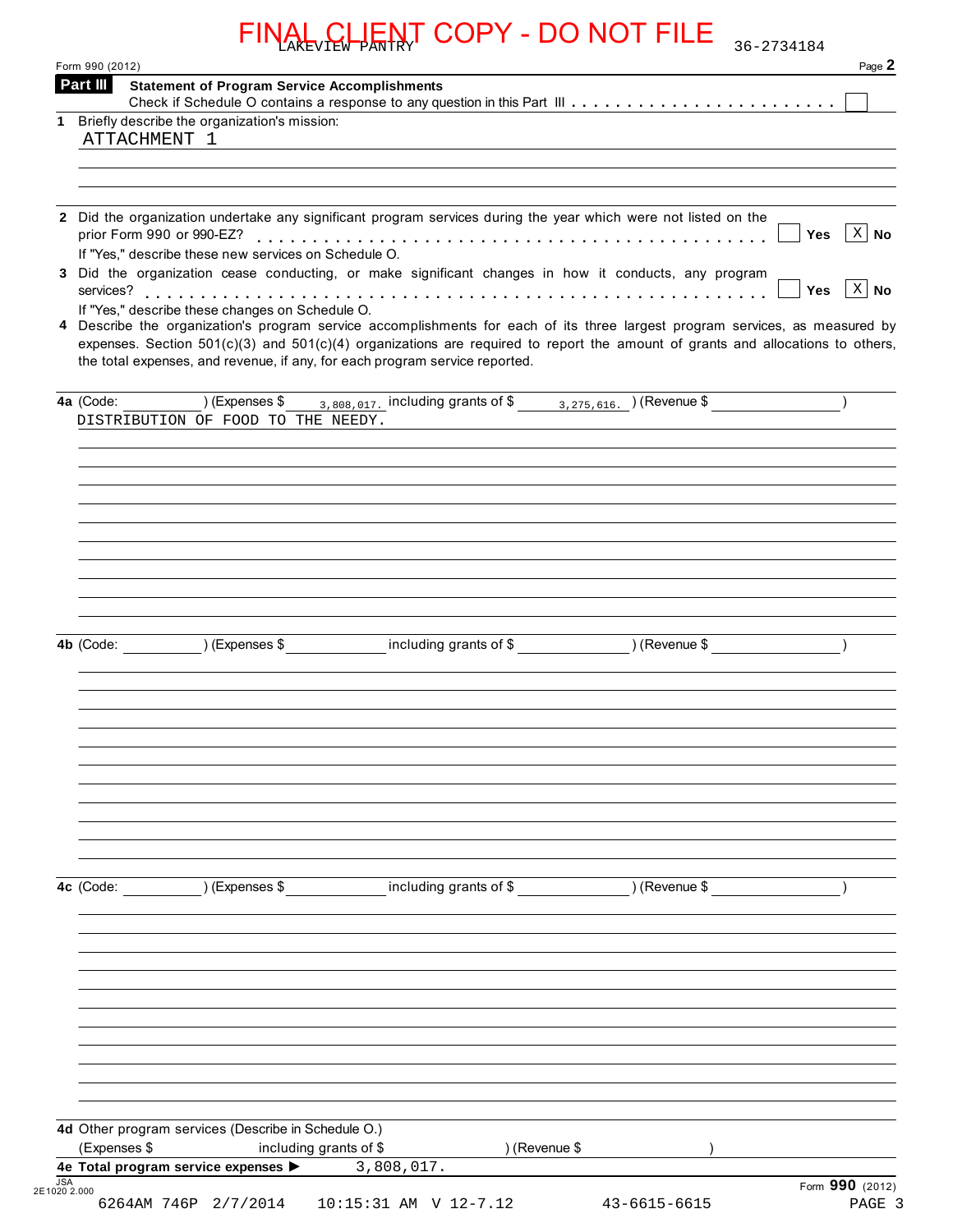FINAL CLIENT COPY - DO NOT FILE

LAKEVIEW PANTRY 36-2734184

Form 990 (2012)

## Part III Statement of Program Service Accomplishments

Check if Schedule O contains a response to any question in this Part III . . . . . . . . . . . . . . . . . . . . . . . . [ ]

**1** Briefly describe the organization's mission:

ATTACHMENT 1

**2** Did the organization undertake any significant program services during the year which were not listed on the prior Form 990 or 990-EZ? . . . . . . . . . . . . . . . . . . . . . . . . . . [ ] Yes [X] No

If "Yes," describe these new services on Schedule O.

**3** Did the organization cease conducting, or make significant changes in how it conducts, any program services? . . . . . . . . . . . . . . . . . . . . . . . . . . [ ] Yes [X] No

If "Yes," describe these changes on Schedule O.

**4** Describe the organization's program service accomplishments for each of its three largest program services, as measured by expenses. Section 501(c)(3) and 501(c)(4) organizations are required to report the amount of grants and allocations to others, the total expenses, and revenue, if any, for each program service reported.

**4a** (Code: ) (Expenses $ 3,808,017. including grants of $ 3,275,616. ) (Revenue $ )

DISTRIBUTION OF FOOD TO THE NEEDY.

**4b** (Code: ) (Expenses $ including grants of $ ) (Revenue $ )

**4c** (Code: ) (Expenses $ including grants of $ ) (Revenue $ )

**4d** Other program services (Describe in Schedule O.)

(Expenses $ including grants of $ ) (Revenue $ )

**4e Total program service expenses ▶** 3,808,017.

Form **990** (2012)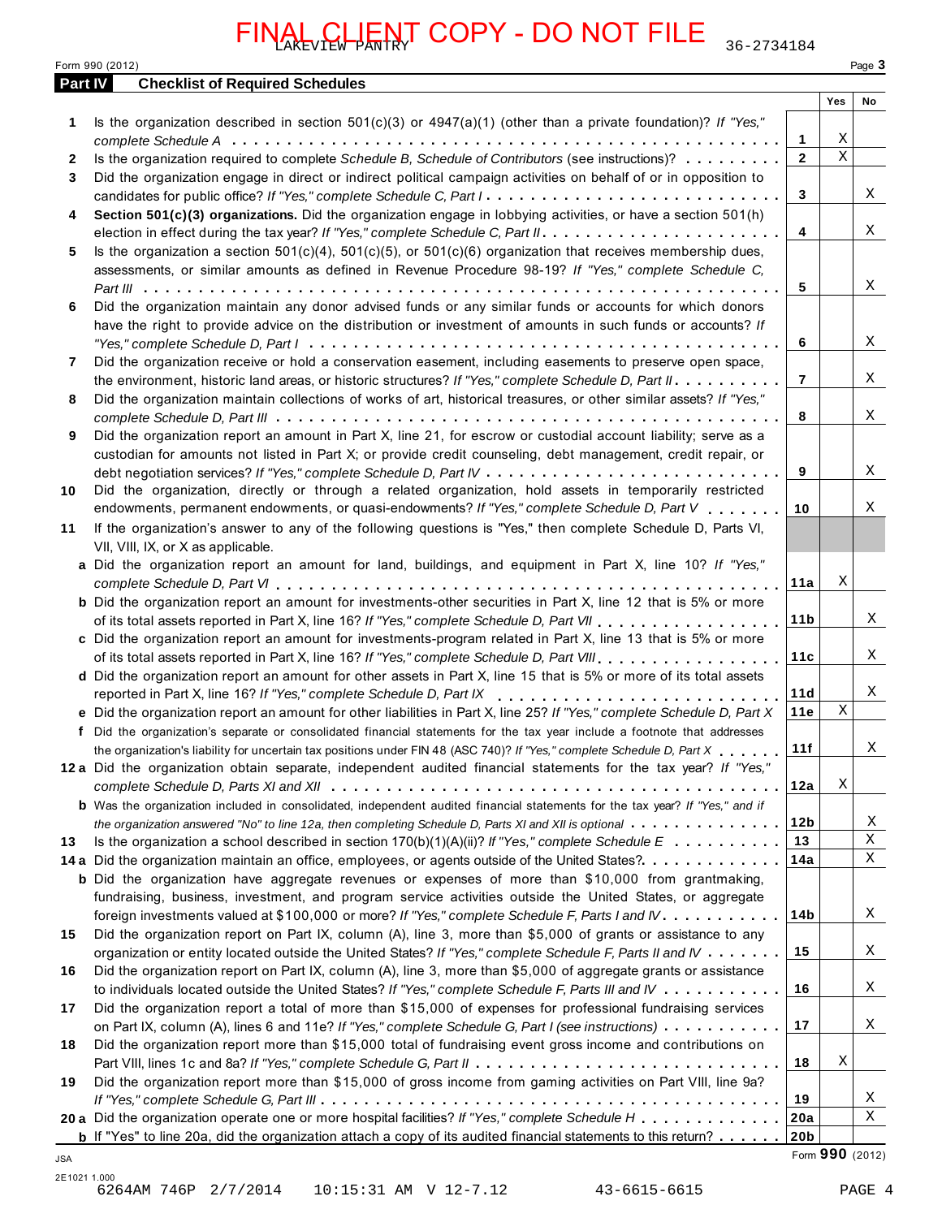FINAL CLIENT COPY - DO NOT FILE

LAKEVIEW PANTRY 36-2734184

Form 990 (2012)

## Part IV Checklist of Required Schedules

| | | | Yes | No |
|---|---|---|---|---|
| 1 | Is the organization described in section 501(c)(3) or 4947(a)(1) (other than a private foundation)? *If "Yes," complete Schedule A* | 1 | X | |
| 2 | Is the organization required to complete *Schedule B, Schedule of Contributors* (see instructions)? | 2 | X | |
| 3 | Did the organization engage in direct or indirect political campaign activities on behalf of or in opposition to candidates for public office? *If "Yes," complete Schedule C, Part I* | 3 | | X |
| 4 | **Section 501(c)(3) organizations.** Did the organization engage in lobbying activities, or have a section 501(h) election in effect during the tax year? *If "Yes," complete Schedule C, Part II* | 4 | | X |
| 5 | Is the organization a section 501(c)(4), 501(c)(5), or 501(c)(6) organization that receives membership dues, assessments, or similar amounts as defined in Revenue Procedure 98-19? *If "Yes," complete Schedule C, Part III* | 5 | | X |
| 6 | Did the organization maintain any donor advised funds or any similar funds or accounts for which donors have the right to provide advice on the distribution or investment of amounts in such funds or accounts? *If "Yes," complete Schedule D, Part I* | 6 | | X |
| 7 | Did the organization receive or hold a conservation easement, including easements to preserve open space, the environment, historic land areas, or historic structures? *If "Yes," complete Schedule D, Part II* | 7 | | X |
| 8 | Did the organization maintain collections of works of art, historical treasures, or other similar assets? *If "Yes," complete Schedule D, Part III* | 8 | | X |
| 9 | Did the organization report an amount in Part X, line 21, for escrow or custodial account liability; serve as a custodian for amounts not listed in Part X; or provide credit counseling, debt management, credit repair, or debt negotiation services? *If "Yes," complete Schedule D, Part IV* | 9 | | X |
| 10 | Did the organization, directly or through a related organization, hold assets in temporarily restricted endowments, permanent endowments, or quasi-endowments? *If "Yes," complete Schedule D, Part V* | 10 | | X |
| 11 | If the organization's answer to any of the following questions is "Yes," then complete Schedule D, Parts VI, VII, VIII, IX, or X as applicable. | | | |
| a | Did the organization report an amount for land, buildings, and equipment in Part X, line 10? *If "Yes," complete Schedule D, Part VI* | 11a | X | |
| b | Did the organization report an amount for investments-other securities in Part X, line 12 that is 5% or more of its total assets reported in Part X, line 16? *If "Yes," complete Schedule D, Part VII* | 11b | | X |
| c | Did the organization report an amount for investments-program related in Part X, line 13 that is 5% or more of its total assets reported in Part X, line 16? *If "Yes," complete Schedule D, Part VIII* | 11c | | X |
| d | Did the organization report an amount for other assets in Part X, line 15 that is 5% or more of its total assets reported in Part X, line 16? *If "Yes," complete Schedule D, Part IX* | 11d | | X |
| e | Did the organization report an amount for other liabilities in Part X, line 25? *If "Yes," complete Schedule D, Part X* | 11e | X | |
| f | Did the organization's separate or consolidated financial statements for the tax year include a footnote that addresses the organization's liability for uncertain tax positions under FIN 48 (ASC 740)? *If "Yes," complete Schedule D, Part X* | 11f | | X |
| 12a | Did the organization obtain separate, independent audited financial statements for the tax year? *If "Yes," complete Schedule D, Parts XI and XII* | 12a | X | |
| b | Was the organization included in consolidated, independent audited financial statements for the tax year? *If "Yes," and if the organization answered "No" to line 12a, then completing Schedule D, Parts XI and XII is optional* | 12b | | X |
| 13 | Is the organization a school described in section 170(b)(1)(A)(ii)? *If "Yes," complete Schedule E* | 13 | | X |
| 14a | Did the organization maintain an office, employees, or agents outside of the United States? | 14a | | X |
| b | Did the organization have aggregate revenues or expenses of more than $10,000 from grantmaking, fundraising, business, investment, and program service activities outside the United States, or aggregate foreign investments valued at $100,000 or more? *If "Yes," complete Schedule F, Parts I and IV* | 14b | | X |
| 15 | Did the organization report on Part IX, column (A), line 3, more than $5,000 of grants or assistance to any organization or entity located outside the United States? *If "Yes," complete Schedule F, Parts II and IV* | 15 | | X |
| 16 | Did the organization report on Part IX, column (A), line 3, more than $5,000 of aggregate grants or assistance to individuals located outside the United States? *If "Yes," complete Schedule F, Parts III and IV* | 16 | | X |
| 17 | Did the organization report a total of more than $15,000 of expenses for professional fundraising services on Part IX, column (A), lines 6 and 11e? *If "Yes," complete Schedule G, Part I (see instructions)* | 17 | | X |
| 18 | Did the organization report more than $15,000 total of fundraising event gross income and contributions on Part VIII, lines 1c and 8a? *If "Yes," complete Schedule G, Part II* | 18 | X | |
| 19 | Did the organization report more than $15,000 of gross income from gaming activities on Part VIII, line 9a? *If "Yes," complete Schedule G, Part III* | 19 | | X |
| 20a | Did the organization operate one or more hospital facilities? *If "Yes," complete Schedule H* | 20a | | X |
| b | If "Yes" to line 20a, did the organization attach a copy of its audited financial statements to this return? | 20b | | |

JSA

2E1021 1.000

6264AM 746P 2/7/2014 10:15:31 AM V 12-7.12 43-6615-6615

Form **990** (2012)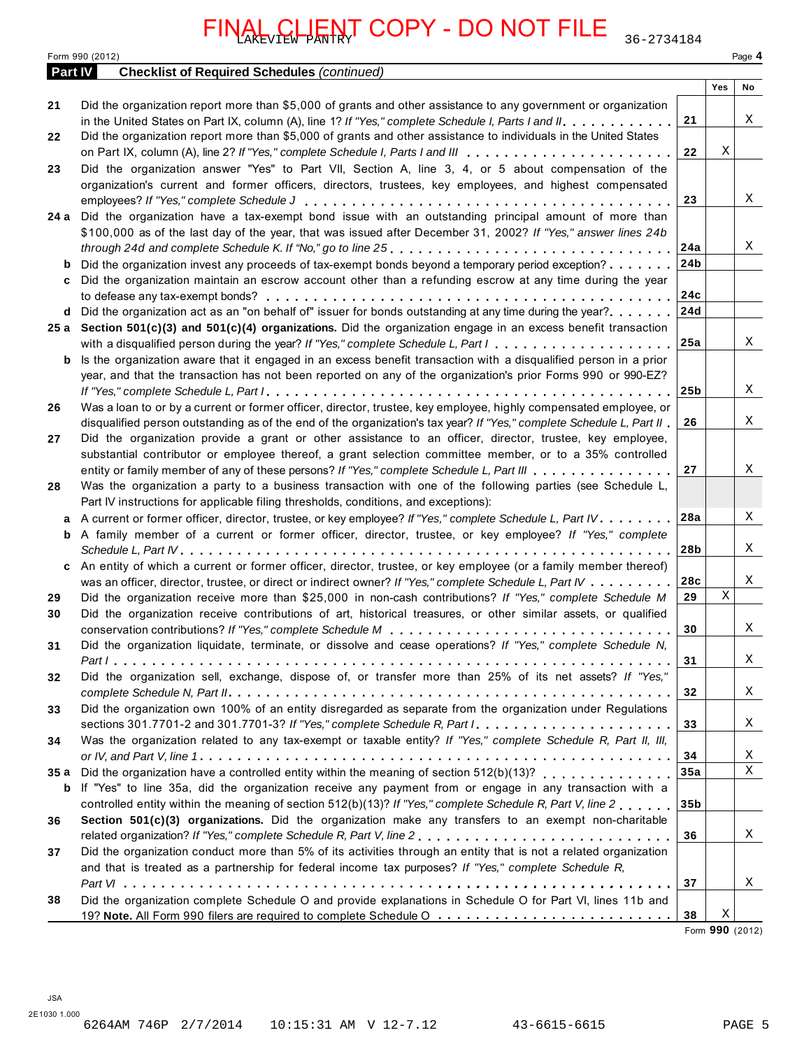FINAL CLIENT COPY - DO NOT FILE

LAKEVIEW PANTRY 36-2734184

Form 990 (2012) Page 4

## Part IV Checklist of Required Schedules *(continued)*

| | | | Yes | No |
|---|---|---|---|---|
| **21** | Did the organization report more than $5,000 of grants and other assistance to any government or organization in the United States on Part IX, column (A), line 1? *If "Yes," complete Schedule I, Parts I and II* | 21 | | X |
| **22** | Did the organization report more than $5,000 of grants and other assistance to individuals in the United States on Part IX, column (A), line 2? *If "Yes," complete Schedule I, Parts I and III* | 22 | X | |
| **23** | Did the organization answer "Yes" to Part VII, Section A, line 3, 4, or 5 about compensation of the organization's current and former officers, directors, trustees, key employees, and highest compensated employees? *If "Yes," complete Schedule J* | 23 | | X |
| **24a** | Did the organization have a tax-exempt bond issue with an outstanding principal amount of more than $100,000 as of the last day of the year, that was issued after December 31, 2002? *If "Yes," answer lines 24b through 24d and complete Schedule K. If "No," go to line 25* | 24a | | X |
| **b** | Did the organization invest any proceeds of tax-exempt bonds beyond a temporary period exception? | 24b | | |
| **c** | Did the organization maintain an escrow account other than a refunding escrow at any time during the year to defease any tax-exempt bonds? | 24c | | |
| **d** | Did the organization act as an "on behalf of" issuer for bonds outstanding at any time during the year? | 24d | | |
| **25a** | **Section 501(c)(3) and 501(c)(4) organizations.** Did the organization engage in an excess benefit transaction with a disqualified person during the year? *If "Yes," complete Schedule L, Part I* | 25a | | X |
| **b** | Is the organization aware that it engaged in an excess benefit transaction with a disqualified person in a prior year, and that the transaction has not been reported on any of the organization's prior Forms 990 or 990-EZ? *If "Yes," complete Schedule L, Part I* | 25b | | X |
| **26** | Was a loan to or by a current or former officer, director, trustee, key employee, highly compensated employee, or disqualified person outstanding as of the end of the organization's tax year? *If "Yes," complete Schedule L, Part II* | 26 | | X |
| **27** | Did the organization provide a grant or other assistance to an officer, director, trustee, key employee, substantial contributor or employee thereof, a grant selection committee member, or to a 35% controlled entity or family member of any of these persons? *If "Yes," complete Schedule L, Part III* | 27 | | X |
| **28** | Was the organization a party to a business transaction with one of the following parties (see Schedule L, Part IV instructions for applicable filing thresholds, conditions, and exceptions): | | | |
| **a** | A current or former officer, director, trustee, or key employee? *If "Yes," complete Schedule L, Part IV* | 28a | | X |
| **b** | A family member of a current or former officer, director, trustee, or key employee? *If "Yes," complete Schedule L, Part IV* | 28b | | X |
| **c** | An entity of which a current or former officer, director, trustee, or key employee (or a family member thereof) was an officer, director, trustee, or direct or indirect owner? *If "Yes," complete Schedule L, Part IV* | 28c | | X |
| **29** | Did the organization receive more than $25,000 in non-cash contributions? *If "Yes," complete Schedule M* | 29 | X | |
| **30** | Did the organization receive contributions of art, historical treasures, or other similar assets, or qualified conservation contributions? *If "Yes," complete Schedule M* | 30 | | X |
| **31** | Did the organization liquidate, terminate, or dissolve and cease operations? *If "Yes," complete Schedule N, Part I* | 31 | | X |
| **32** | Did the organization sell, exchange, dispose of, or transfer more than 25% of its net assets? *If "Yes," complete Schedule N, Part II* | 32 | | X |
| **33** | Did the organization own 100% of an entity disregarded as separate from the organization under Regulations sections 301.7701-2 and 301.7701-3? *If "Yes," complete Schedule R, Part I* | 33 | | X |
| **34** | Was the organization related to any tax-exempt or taxable entity? *If "Yes," complete Schedule R, Part II, III, or IV, and Part V, line 1* | 34 | | X |
| **35a** | Did the organization have a controlled entity within the meaning of section 512(b)(13)? | 35a | | X |
| **b** | If "Yes" to line 35a, did the organization receive any payment from or engage in any transaction with a controlled entity within the meaning of section 512(b)(13)? *If "Yes," complete Schedule R, Part V, line 2* | 35b | | |
| **36** | **Section 501(c)(3) organizations.** Did the organization make any transfers to an exempt non-charitable related organization? *If "Yes," complete Schedule R, Part V, line 2* | 36 | | X |
| **37** | Did the organization conduct more than 5% of its activities through an entity that is not a related organization and that is treated as a partnership for federal income tax purposes? *If "Yes," complete Schedule R, Part VI* | 37 | | X |
| **38** | Did the organization complete Schedule O and provide explanations in Schedule O for Part VI, lines 11b and 19? **Note.** All Form 990 filers are required to complete Schedule O | 38 | X | |

Form **990** (2012)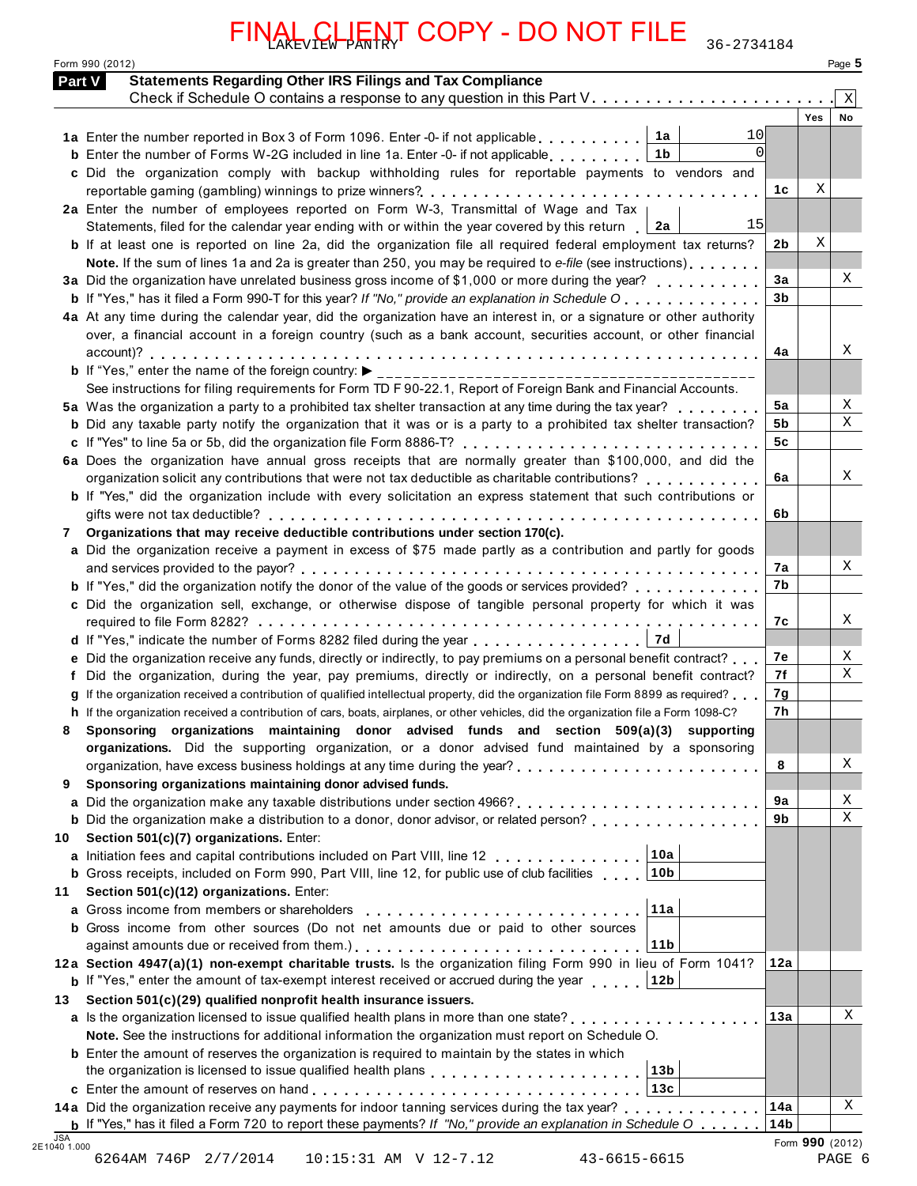FINAL CLIENT COPY - DO NOT FILE

LAKEVIEW PANTRY 36-2734184

Form 990 (2012) Page **5**

## Part V Statements Regarding Other IRS Filings and Tax Compliance

Check if Schedule O contains a response to any question in this Part V . . . . . . . . . . . . . . . . . . . . . . . . [X]

| | | | Yes | No |
|---|---|---|---|---|
| **1a** Enter the number reported in Box 3 of Form 1096. Enter -0- if not applicable | **1a** 10 | | | |
| **b** Enter the number of Forms W-2G included in line 1a. Enter -0- if not applicable | **1b** 0 | | | |
| **c** Did the organization comply with backup withholding rules for reportable payments to vendors and reportable gaming (gambling) winnings to prize winners? | | **1c** | X | |
| **2a** Enter the number of employees reported on Form W-3, Transmittal of Wage and Tax Statements, filed for the calendar year ending with or within the year covered by this return | **2a** 15 | | | |
| **b** If at least one is reported on line 2a, did the organization file all required federal employment tax returns? | | **2b** | X | |
| **Note.** If the sum of lines 1a and 2a is greater than 250, you may be required to *e-file* (see instructions) | | | | |
| **3a** Did the organization have unrelated business gross income of $1,000 or more during the year? | | **3a** | | X |
| **b** If "Yes," has it filed a Form 990-T for this year? *If "No," provide an explanation in Schedule O* | | **3b** | | |
| **4a** At any time during the calendar year, did the organization have an interest in, or a signature or other authority over, a financial account in a foreign country (such as a bank account, securities account, or other financial account)? | | **4a** | | X |
| **b** If "Yes," enter the name of the foreign country: ▶ | | | | |
| See instructions for filing requirements for Form TD F 90-22.1, Report of Foreign Bank and Financial Accounts. | | | | |
| **5a** Was the organization a party to a prohibited tax shelter transaction at any time during the tax year? | | **5a** | | X |
| **b** Did any taxable party notify the organization that it was or is a party to a prohibited tax shelter transaction? | | **5b** | | X |
| **c** If "Yes" to line 5a or 5b, did the organization file Form 8886-T? | | **5c** | | |
| **6a** Does the organization have annual gross receipts that are normally greater than $100,000, and did the organization solicit any contributions that were not tax deductible as charitable contributions? | | **6a** | | X |
| **b** If "Yes," did the organization include with every solicitation an express statement that such contributions or gifts were not tax deductible? | | **6b** | | |
| **7 Organizations that may receive deductible contributions under section 170(c).** | | | | |
| **a** Did the organization receive a payment in excess of $75 made partly as a contribution and partly for goods and services provided to the payor? | | **7a** | | X |
| **b** If "Yes," did the organization notify the donor of the value of the goods or services provided? | | **7b** | | |
| **c** Did the organization sell, exchange, or otherwise dispose of tangible personal property for which it was required to file Form 8282? | | **7c** | | X |
| **d** If "Yes," indicate the number of Forms 8282 filed during the year | **7d** | | | |
| **e** Did the organization receive any funds, directly or indirectly, to pay premiums on a personal benefit contract? | | **7e** | | X |
| **f** Did the organization, during the year, pay premiums, directly or indirectly, on a personal benefit contract? | | **7f** | | X |
| **g** If the organization received a contribution of qualified intellectual property, did the organization file Form 8899 as required? | | **7g** | | |
| **h** If the organization received a contribution of cars, boats, airplanes, or other vehicles, did the organization file a Form 1098-C? | | **7h** | | |
| **8 Sponsoring organizations maintaining donor advised funds and section 509(a)(3) supporting organizations.** Did the supporting organization, or a donor advised fund maintained by a sponsoring organization, have excess business holdings at any time during the year? | | **8** | | X |
| **9 Sponsoring organizations maintaining donor advised funds.** | | | | |
| **a** Did the organization make any taxable distributions under section 4966? | | **9a** | | X |
| **b** Did the organization make a distribution to a donor, donor advisor, or related person? | | **9b** | | X |
| **10 Section 501(c)(7) organizations.** Enter: | | | | |
| **a** Initiation fees and capital contributions included on Part VIII, line 12 | **10a** | | | |
| **b** Gross receipts, included on Form 990, Part VIII, line 12, for public use of club facilities | **10b** | | | |
| **11 Section 501(c)(12) organizations.** Enter: | | | | |
| **a** Gross income from members or shareholders | **11a** | | | |
| **b** Gross income from other sources (Do not net amounts due or paid to other sources against amounts due or received from them.) | **11b** | | | |
| **12a Section 4947(a)(1) non-exempt charitable trusts.** Is the organization filing Form 990 in lieu of Form 1041? | | **12a** | | |
| **b** If "Yes," enter the amount of tax-exempt interest received or accrued during the year | **12b** | | | |
| **13 Section 501(c)(29) qualified nonprofit health insurance issuers.** | | | | |
| **a** Is the organization licensed to issue qualified health plans in more than one state? | | **13a** | | X |
| **Note.** See the instructions for additional information the organization must report on Schedule O. | | | | |
| **b** Enter the amount of reserves the organization is required to maintain by the states in which the organization is licensed to issue qualified health plans | **13b** | | | |
| **c** Enter the amount of reserves on hand | **13c** | | | |
| **14a** Did the organization receive any payments for indoor tanning services during the tax year? | | **14a** | | X |
| **b** If "Yes," has it filed a Form 720 to report these payments? *If "No," provide an explanation in Schedule O* | | **14b** | | |

Form **990** (2012)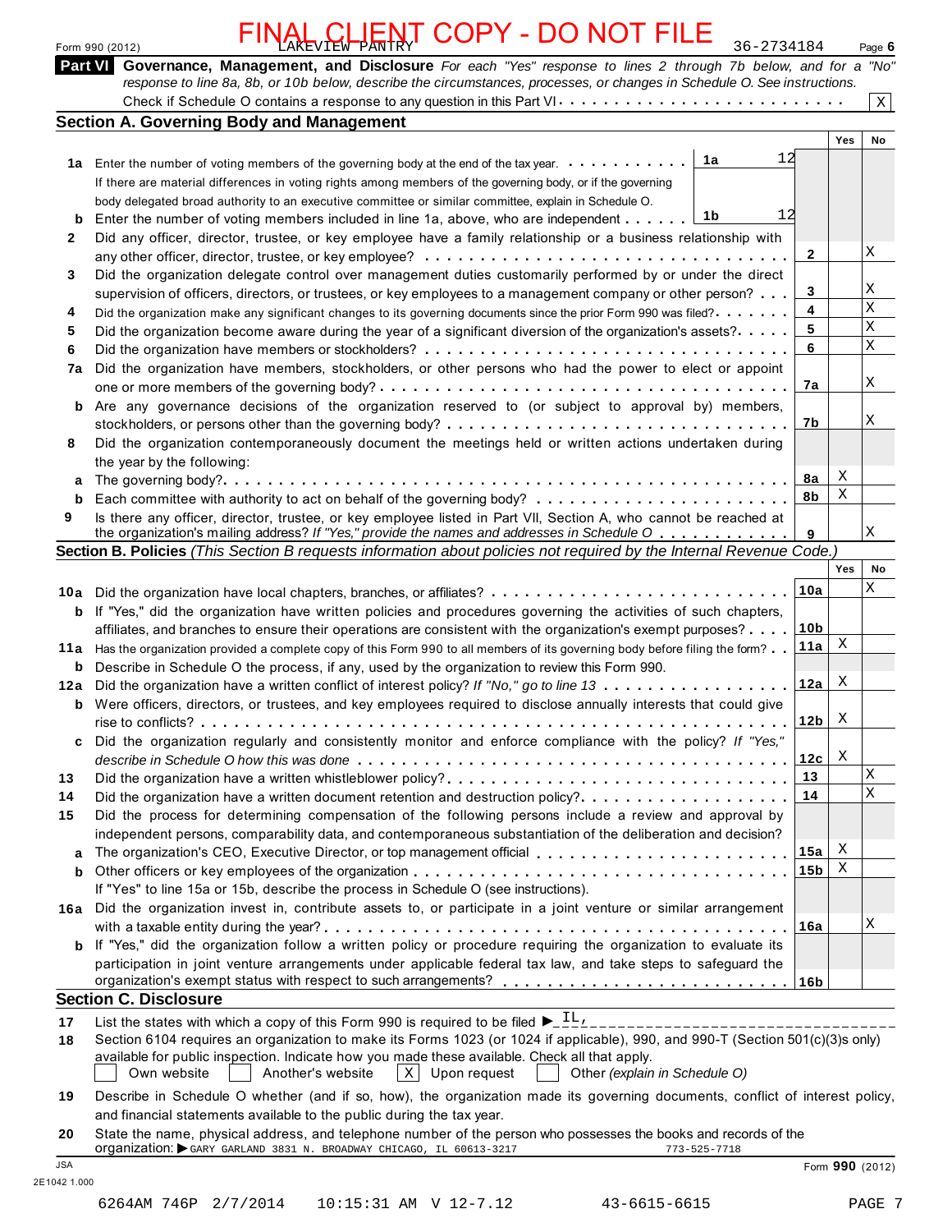FINAL CLIENT COPY - DO NOT FILE

Form 990 (2012) LAKEVIEW PANTRY 36-2734184 Page 6

**Part VI Governance, Management, and Disclosure** *For each "Yes" response to lines 2 through 7b below, and for a "No" response to line 8a, 8b, or 10b below, describe the circumstances, processes, or changes in Schedule O. See instructions.*

Check if Schedule O contains a response to any question in this Part VI . . . . . . . . . . . . . . . . . . . . . . . . X

## Section A. Governing Body and Management

| | | | Yes | No |
|---|---|---|---|---|
| **1a** | Enter the number of voting members of the governing body at the end of the tax year. . . . . . . . . . . **1a** 12<br>If there are material differences in voting rights among members of the governing body, or if the governing body delegated broad authority to an executive committee or similar committee, explain in Schedule O. | | | |
| **b** | Enter the number of voting members included in line 1a, above, who are independent . . . . . . **1b** 12 | | | |
| **2** | Did any officer, director, trustee, or key employee have a family relationship or a business relationship with any other officer, director, trustee, or key employee? | 2 | | X |
| **3** | Did the organization delegate control over management duties customarily performed by or under the direct supervision of officers, directors, or trustees, or key employees to a management company or other person? | 3 | | X |
| **4** | Did the organization make any significant changes to its governing documents since the prior Form 990 was filed? | 4 | | X |
| **5** | Did the organization become aware during the year of a significant diversion of the organization's assets? | 5 | | X |
| **6** | Did the organization have members or stockholders? | 6 | | X |
| **7a** | Did the organization have members, stockholders, or other persons who had the power to elect or appoint one or more members of the governing body? | 7a | | X |
| **b** | Are any governance decisions of the organization reserved to (or subject to approval by) members, stockholders, or persons other than the governing body? | 7b | | X |
| **8** | Did the organization contemporaneously document the meetings held or written actions undertaken during the year by the following: | | | |
| **a** | The governing body? | 8a | X | |
| **b** | Each committee with authority to act on behalf of the governing body? | 8b | X | |
| **9** | Is there any officer, director, trustee, or key employee listed in Part VII, Section A, who cannot be reached at the organization's mailing address? *If "Yes," provide the names and addresses in Schedule O* | 9 | | X |

## Section B. Policies *(This Section B requests information about policies not required by the Internal Revenue Code.)*

| | | | Yes | No |
|---|---|---|---|---|
| **10a** | Did the organization have local chapters, branches, or affiliates? | 10a | | X |
| **b** | If "Yes," did the organization have written policies and procedures governing the activities of such chapters, affiliates, and branches to ensure their operations are consistent with the organization's exempt purposes? | 10b | | |
| **11a** | Has the organization provided a complete copy of this Form 990 to all members of its governing body before filing the form? | 11a | X | |
| **b** | Describe in Schedule O the process, if any, used by the organization to review this Form 990. | | | |
| **12a** | Did the organization have a written conflict of interest policy? *If "No," go to line 13* | 12a | X | |
| **b** | Were officers, directors, or trustees, and key employees required to disclose annually interests that could give rise to conflicts? | 12b | X | |
| **c** | Did the organization regularly and consistently monitor and enforce compliance with the policy? *If "Yes," describe in Schedule O how this was done* | 12c | X | |
| **13** | Did the organization have a written whistleblower policy? | 13 | | X |
| **14** | Did the organization have a written document retention and destruction policy? | 14 | | X |
| **15** | Did the process for determining compensation of the following persons include a review and approval by independent persons, comparability data, and contemporaneous substantiation of the deliberation and decision? | | | |
| **a** | The organization's CEO, Executive Director, or top management official | 15a | X | |
| **b** | Other officers or key employees of the organization<br>If "Yes" to line 15a or 15b, describe the process in Schedule O (see instructions). | 15b | X | |
| **16a** | Did the organization invest in, contribute assets to, or participate in a joint venture or similar arrangement with a taxable entity during the year? | 16a | | X |
| **b** | If "Yes," did the organization follow a written policy or procedure requiring the organization to evaluate its participation in joint venture arrangements under applicable federal tax law, and take steps to safeguard the organization's exempt status with respect to such arrangements? | 16b | | |

## Section C. Disclosure

**17** List the states with which a copy of this Form 990 is required to be filed ▶ IL,

**18** Section 6104 requires an organization to make its Forms 1023 (or 1024 if applicable), 990, and 990-T (Section 501(c)(3)s only) available for public inspection. Indicate how you made these available. Check all that apply.

☐ Own website ☐ Another's website ☒ Upon request ☐ Other *(explain in Schedule O)*

**19** Describe in Schedule O whether (and if so, how), the organization made its governing documents, conflict of interest policy, and financial statements available to the public during the tax year.

**20** State the name, physical address, and telephone number of the person who possesses the books and records of the organization: ▶ GARY GARLAND 3831 N. BROADWAY CHICAGO, IL 60613-3217 773-525-7718

JSA
2E1042 1.000

Form **990** (2012)

6264AM 746P 2/7/2014 10:15:31 AM V 12-7.12 43-6615-6615 PAGE 7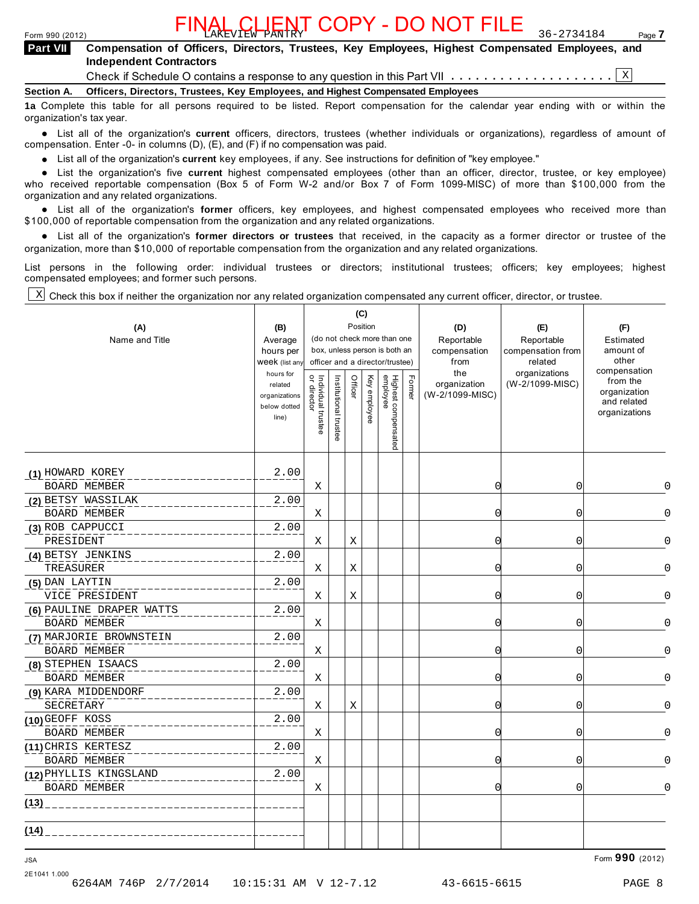FINAL CLIENT COPY - DO NOT FILE

Form 990 (2012) LAKEVIEW PANTRY 36-2734184

**Part VII** **Compensation of Officers, Directors, Trustees, Key Employees, Highest Compensated Employees, and Independent Contractors**

Check if Schedule O contains a response to any question in this Part VII . . . . . . . . . . . . . . . . . . . . [X]

**Section A. Officers, Directors, Trustees, Key Employees, and Highest Compensated Employees**

**1a** Complete this table for all persons required to be listed. Report compensation for the calendar year ending with or within the organization's tax year.

- List all of the organization's **current** officers, directors, trustees (whether individuals or organizations), regardless of amount of compensation. Enter -0- in columns (D), (E), and (F) if no compensation was paid.
- List all of the organization's **current** key employees, if any. See instructions for definition of "key employee."
- List the organization's five **current** highest compensated employees (other than an officer, director, trustee, or key employee) who received reportable compensation (Box 5 of Form W-2 and/or Box 7 of Form 1099-MISC) of more than $100,000 from the organization and any related organizations.
- List all of the organization's **former** officers, key employees, and highest compensated employees who received more than $100,000 of reportable compensation from the organization and any related organizations.
- List all of the organization's **former directors or trustees** that received, in the capacity as a former director or trustee of the organization, more than $10,000 of reportable compensation from the organization and any related organizations.

List persons in the following order: individual trustees or directors; institutional trustees; officers; key employees; highest compensated employees; and former such persons.

[X] Check this box if neither the organization nor any related organization compensated any current officer, director, or trustee.

| (A) Name and Title | (B) Average hours per week (list any hours for related organizations below dotted line) | (C) Position: Individual trustee or director | Institutional trustee | Officer | Key employee | Highest compensated employee | Former | (D) Reportable compensation from the organization (W-2/1099-MISC) | (E) Reportable compensation from related organizations (W-2/1099-MISC) | (F) Estimated amount of other compensation from the organization and related organizations |
|---|---|---|---|---|---|---|---|---|---|---|
| (1) HOWARD KOREY<br>BOARD MEMBER | 2.00 | X | | | | | | 0 | 0 | 0 |
| (2) BETSY WASSILAK<br>BOARD MEMBER | 2.00 | X | | | | | | 0 | 0 | 0 |
| (3) ROB CAPPUCCI<br>PRESIDENT | 2.00 | X | | X | | | | 0 | 0 | 0 |
| (4) BETSY JENKINS<br>TREASURER | 2.00 | X | | X | | | | 0 | 0 | 0 |
| (5) DAN LAYTIN<br>VICE PRESIDENT | 2.00 | X | | X | | | | 0 | 0 | 0 |
| (6) PAULINE DRAPER WATTS<br>BOARD MEMBER | 2.00 | X | | | | | | 0 | 0 | 0 |
| (7) MARJORIE BROWNSTEIN<br>BOARD MEMBER | 2.00 | X | | | | | | 0 | 0 | 0 |
| (8) STEPHEN ISAACS<br>BOARD MEMBER | 2.00 | X | | | | | | 0 | 0 | 0 |
| (9) KARA MIDDENDORF<br>SECRETARY | 2.00 | X | | X | | | | 0 | 0 | 0 |
| (10) GEOFF KOSS<br>BOARD MEMBER | 2.00 | X | | | | | | 0 | 0 | 0 |
| (11) CHRIS KERTESZ<br>BOARD MEMBER | 2.00 | X | | | | | | 0 | 0 | 0 |
| (12) PHYLLIS KINGSLAND<br>BOARD MEMBER | 2.00 | X | | | | | | 0 | 0 | 0 |
| (13) | | | | | | | | | | |
| (14) | | | | | | | | | | |

JSA 2E1041 1.000 Form **990** (2012)

6264AM 746P 2/7/2014 10:15:31 AM V 12-7.12 43-6615-6615 PAGE 8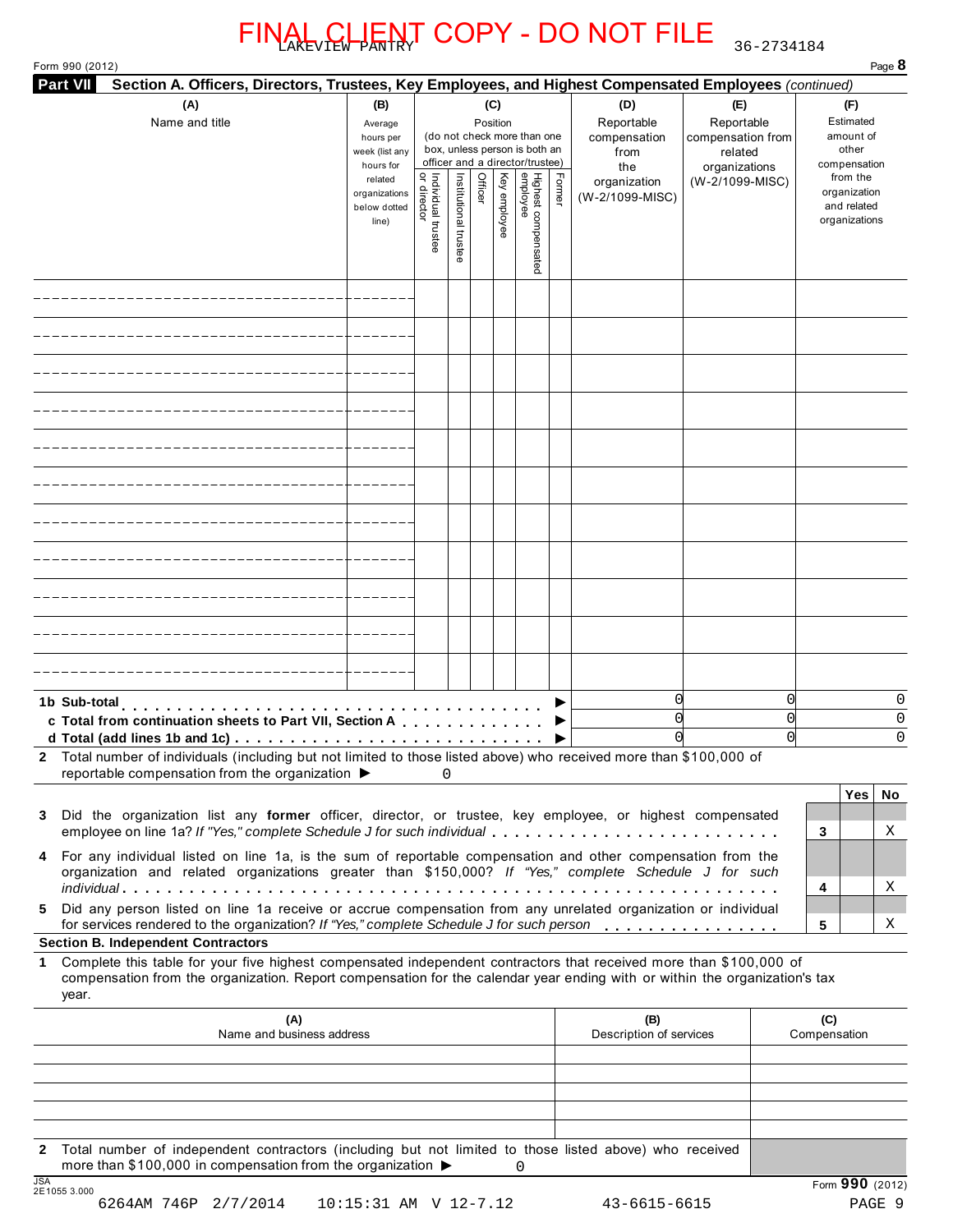FINAL CLIENT COPY - DO NOT FILE

LAKEVIEW PANTRY 36-2734184

Form 990 (2012)

## Part VII Section A. Officers, Directors, Trustees, Key Employees, and Highest Compensated Employees *(continued)*

| (A) Name and title | (B) Average hours per week (list any hours for related organizations below dotted line) | (C) Position (do not check more than one box, unless person is both an officer and a director/trustee): Individual trustee or director | Institutional trustee | Officer | Key employee | Highest compensated employee | Former | (D) Reportable compensation from the organization (W-2/1099-MISC) | (E) Reportable compensation from related organizations (W-2/1099-MISC) | (F) Estimated amount of other compensation from the organization and related organizations |
|---|---|---|---|---|---|---|---|---|---|---|
| | | | | | | | | | | |
| | | | | | | | | | | |
| | | | | | | | | | | |
| | | | | | | | | | | |
| | | | | | | | | | | |
| | | | | | | | | | | |
| | | | | | | | | | | |
| | | | | | | | | | | |
| | | | | | | | | | | |
| | | | | | | | | | | |
| | | | | | | | | | | |
| **1b Sub-total** | | | | | | | ▶ | 0 | 0 | 0 |
| **c Total from continuation sheets to Part VII, Section A** | | | | | | | ▶ | 0 | 0 | 0 |
| **d Total (add lines 1b and 1c)** | | | | | | | ▶ | 0 | 0 | 0 |

**2** Total number of individuals (including but not limited to those listed above) who received more than $100,000 of reportable compensation from the organization ▶ 0

| | | | Yes | No |
|---|---|---|---|---|
| **3** | Did the organization list any **former** officer, director, or trustee, key employee, or highest compensated employee on line 1a? *If "Yes," complete Schedule J for such individual* | 3 | | X |
| **4** | For any individual listed on line 1a, is the sum of reportable compensation and other compensation from the organization and related organizations greater than $150,000? *If "Yes," complete Schedule J for such individual* | 4 | | X |
| **5** | Did any person listed on line 1a receive or accrue compensation from any unrelated organization or individual for services rendered to the organization? *If "Yes," complete Schedule J for such person* | 5 | | X |

### Section B. Independent Contractors

**1** Complete this table for your five highest compensated independent contractors that received more than $100,000 of compensation from the organization. Report compensation for the calendar year ending with or within the organization's tax year.

| (A) Name and business address | (B) Description of services | (C) Compensation |
|---|---|---|
| | | |
| | | |
| | | |
| | | |
| | | |

**2** Total number of independent contractors (including but not limited to those listed above) who received more than $100,000 in compensation from the organization ▶ 0

JSA 2E1055 3.000

Form **990** (2012)

6264AM 746P 2/7/2014 10:15:31 AM V 12-7.12 43-6615-6615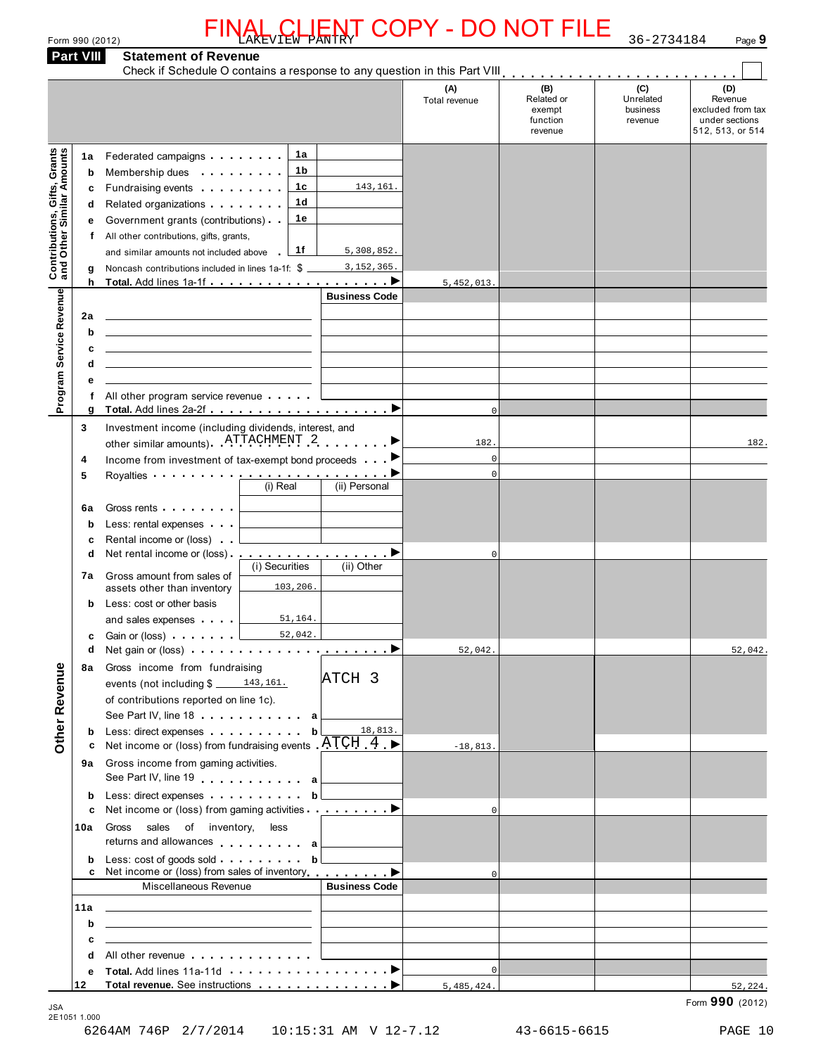FINAL CLIENT COPY - DO NOT FILE

Form 990 (2012) LAKEVIEW PANTRY 36-2734184 Page 9

## Part VIII Statement of Revenue

Check if Schedule O contains a response to any question in this Part VIII . . . . . . . . . . . . . . . . . . . . . . . . ☐

| | | | | (A) Total revenue | (B) Related or exempt function revenue | (C) Unrelated business revenue | (D) Revenue excluded from tax under sections 512, 513, or 514 |
|---|---|---|---|---|---|---|---|
| **Contributions, Gifts, Grants and Other Similar Amounts** | | | | | | | |
| 1a | Federated campaigns | 1a | | | | | |
| b | Membership dues | 1b | | | | | |
| c | Fundraising events | 1c | 143,161. | | | | |
| d | Related organizations | 1d | | | | | |
| e | Government grants (contributions) | 1e | | | | | |
| f | All other contributions, gifts, grants, and similar amounts not included above | 1f | 5,308,852. | | | | |
| g | Noncash contributions included in lines 1a-1f: $ 3,152,365. | | | | | | |
| h | **Total.** Add lines 1a-1f | | | 5,452,013. | | | |
| **Program Service Revenue** | | | Business Code | | | | |
| 2a | | | | | | | |
| b | | | | | | | |
| c | | | | | | | |
| d | | | | | | | |
| e | | | | | | | |
| f | All other program service revenue | | | | | | |
| g | **Total.** Add lines 2a-2f | | | 0 | | | |
| **Other Revenue** | | | | | | | |
| 3 | Investment income (including dividends, interest, and other similar amounts) ATTACHMENT 2 | | | 182. | | | 182. |
| 4 | Income from investment of tax-exempt bond proceeds | | | 0 | | | |
| 5 | Royalties | | | 0 | | | |
| | | (i) Real | (ii) Personal | | | | |
| 6a | Gross rents | | | | | | |
| b | Less: rental expenses | | | | | | |
| c | Rental income or (loss) | | | | | | |
| d | Net rental income or (loss) | | | 0 | | | |
| | | (i) Securities | (ii) Other | | | | |
| 7a | Gross amount from sales of assets other than inventory | 103,206. | | | | | |
| b | Less: cost or other basis and sales expenses | 51,164. | | | | | |
| c | Gain or (loss) | 52,042. | | | | | |
| d | Net gain or (loss) | | | 52,042. | | | 52,042. |
| 8a | Gross income from fundraising events (not including $ 143,161. of contributions reported on line 1c). See Part IV, line 18 | a | ATCH 3 | | | | |
| b | Less: direct expenses | b | 18,813. | | | | |
| c | Net income or (loss) from fundraising events ATCH 4 | | | -18,813. | | | |
| 9a | Gross income from gaming activities. See Part IV, line 19 | a | | | | | |
| b | Less: direct expenses | b | | | | | |
| c | Net income or (loss) from gaming activities | | | 0 | | | |
| 10a | Gross sales of inventory, less returns and allowances | a | | | | | |
| b | Less: cost of goods sold | b | | | | | |
| c | Net income or (loss) from sales of inventory | | | 0 | | | |
| | Miscellaneous Revenue | | Business Code | | | | |
| 11a | | | | | | | |
| b | | | | | | | |
| c | | | | | | | |
| d | All other revenue | | | | | | |
| e | **Total.** Add lines 11a-11d | | | 0 | | | |
| 12 | **Total revenue.** See instructions | | | 5,485,424. | | | 52,224. |

JSA 2E1051 1.000

Form **990** (2012)

6264AM 746P 2/7/2014 10:15:31 AM V 12-7.12 43-6615-6615 PAGE 10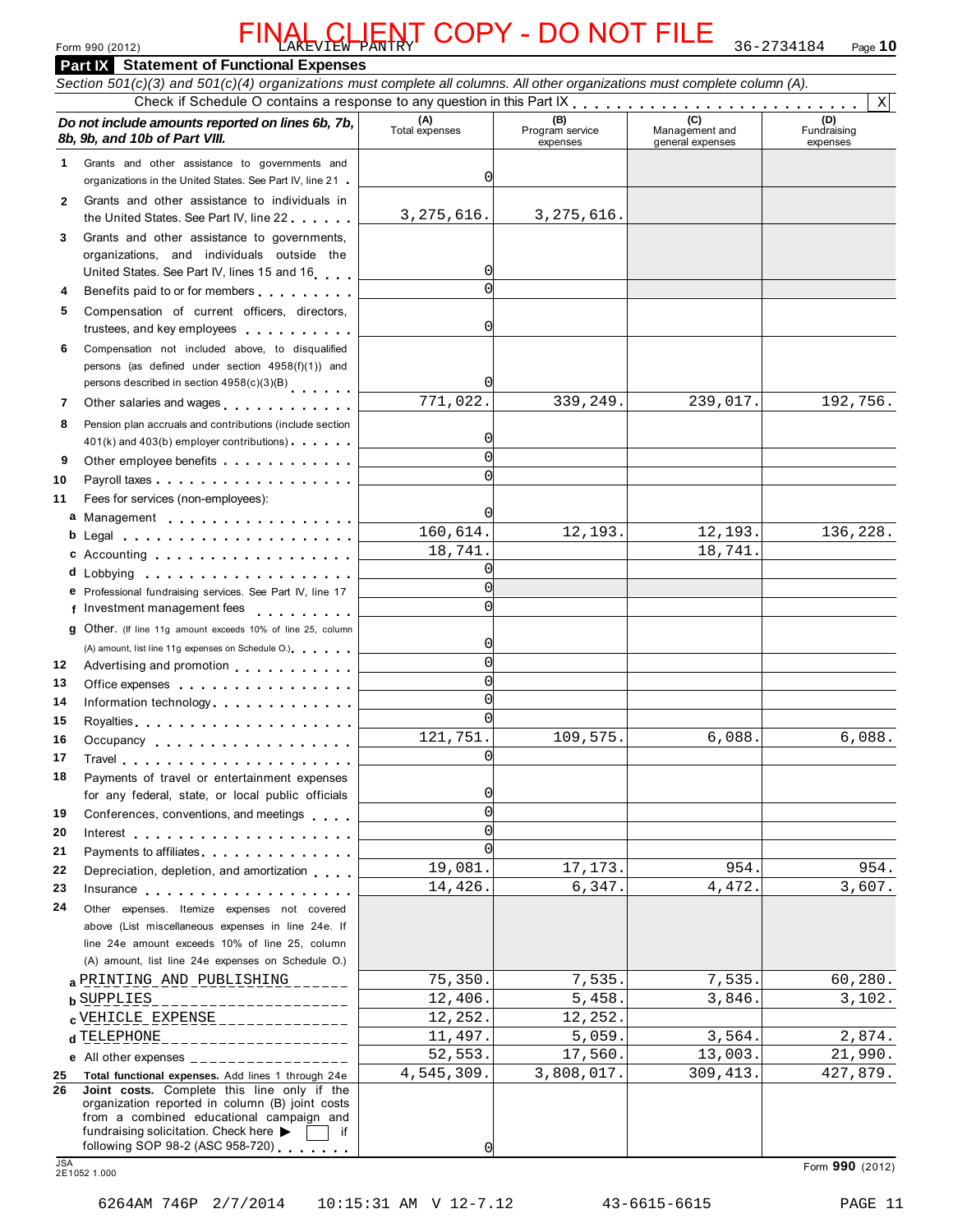FINAL CLIENT COPY - DO NOT FILE

Form 990 (2012) LAKEVIEW PANTRY 36-2734184

## Part IX Statement of Functional Expenses

*Section 501(c)(3) and 501(c)(4) organizations must complete all columns. All other organizations must complete column (A).*

Check if Schedule O contains a response to any question in this Part IX . . . . . . X

| ***Do not include amounts reported on lines 6b, 7b, 8b, 9b, and 10b of Part VIII.*** | (A) Total expenses | (B) Program service expenses | (C) Management and general expenses | (D) Fundraising expenses |
|---|---|---|---|---|
| 1 Grants and other assistance to governments and organizations in the United States. See Part IV, line 21 | 0 | | | |
| 2 Grants and other assistance to individuals in the United States. See Part IV, line 22 | 3,275,616. | 3,275,616. | | |
| 3 Grants and other assistance to governments, organizations, and individuals outside the United States. See Part IV, lines 15 and 16 | 0 | | | |
| 4 Benefits paid to or for members | 0 | | | |
| 5 Compensation of current officers, directors, trustees, and key employees | 0 | | | |
| 6 Compensation not included above, to disqualified persons (as defined under section 4958(f)(1)) and persons described in section 4958(c)(3)(B) | 0 | | | |
| 7 Other salaries and wages | 771,022. | 339,249. | 239,017. | 192,756. |
| 8 Pension plan accruals and contributions (include section 401(k) and 403(b) employer contributions) | 0 | | | |
| 9 Other employee benefits | 0 | | | |
| 10 Payroll taxes | 0 | | | |
| 11 Fees for services (non-employees): | | | | |
| a Management | 0 | | | |
| b Legal | 160,614. | 12,193. | 12,193. | 136,228. |
| c Accounting | 18,741. | | 18,741. | |
| d Lobbying | 0 | | | |
| e Professional fundraising services. See Part IV, line 17 | 0 | | | |
| f Investment management fees | 0 | | | |
| g Other. (If line 11g amount exceeds 10% of line 25, column (A) amount, list line 11g expenses on Schedule O.) | 0 | | | |
| 12 Advertising and promotion | 0 | | | |
| 13 Office expenses | 0 | | | |
| 14 Information technology | 0 | | | |
| 15 Royalties | 0 | | | |
| 16 Occupancy | 121,751. | 109,575. | 6,088. | 6,088. |
| 17 Travel | 0 | | | |
| 18 Payments of travel or entertainment expenses for any federal, state, or local public officials | 0 | | | |
| 19 Conferences, conventions, and meetings | 0 | | | |
| 20 Interest | 0 | | | |
| 21 Payments to affiliates | 0 | | | |
| 22 Depreciation, depletion, and amortization | 19,081. | 17,173. | 954. | 954. |
| 23 Insurance | 14,426. | 6,347. | 4,472. | 3,607. |
| 24 Other expenses. Itemize expenses not covered above (List miscellaneous expenses in line 24e. If line 24e amount exceeds 10% of line 25, column (A) amount, list line 24e expenses on Schedule O.) | | | | |
| a PRINTING AND PUBLISHING | 75,350. | 7,535. | 7,535. | 60,280. |
| b SUPPLIES | 12,406. | 5,458. | 3,846. | 3,102. |
| c VEHICLE EXPENSE | 12,252. | 12,252. | | |
| d TELEPHONE | 11,497. | 5,059. | 3,564. | 2,874. |
| e All other expenses | 52,553. | 17,560. | 13,003. | 21,990. |
| 25 **Total functional expenses.** Add lines 1 through 24e | 4,545,309. | 3,808,017. | 309,413. | 427,879. |
| 26 **Joint costs.** Complete this line only if the organization reported in column (B) joint costs from a combined educational campaign and fundraising solicitation. Check here ▶ ☐ if following SOP 98-2 (ASC 958-720) | 0 | | | |

JSA 2E1052 1.000

Form **990** (2012)

6264AM 746P 2/7/2014 10:15:31 AM V 12-7.12 43-6615-6615 PAGE 11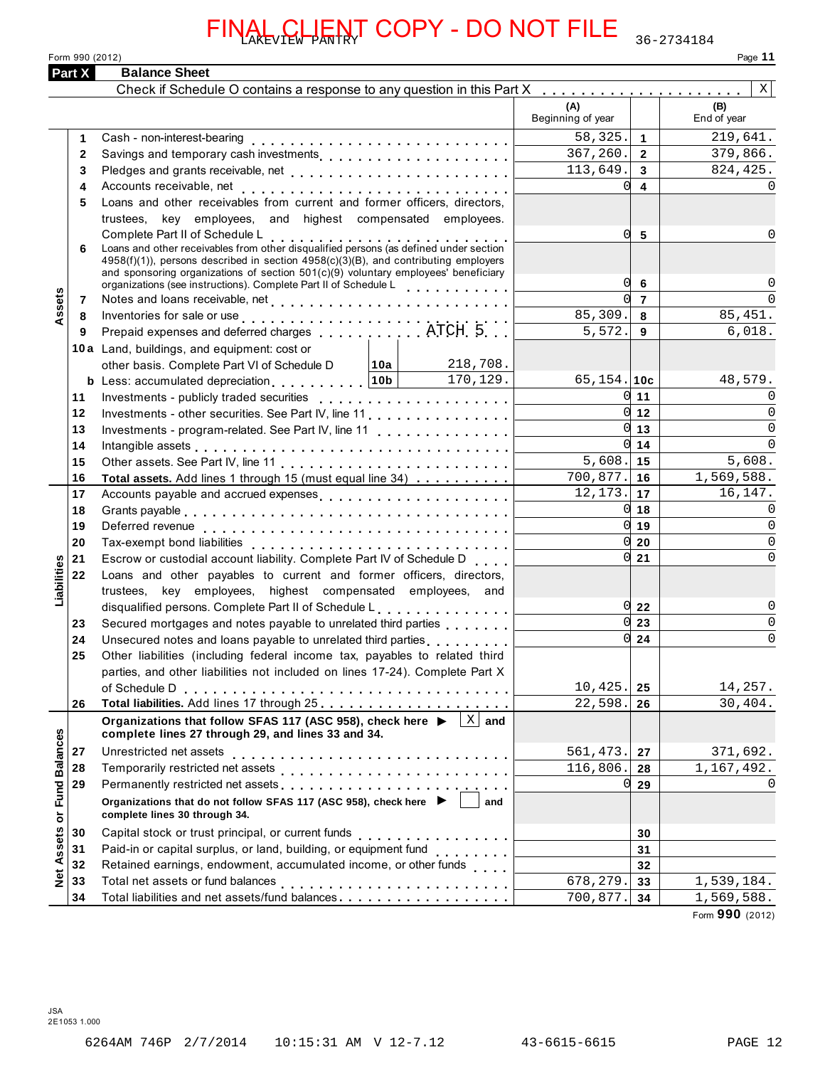FINAL CLIENT COPY - DO NOT FILE

LAKEVIEW PANTRY 36-2734184

Form 990 (2012)

## Part X Balance Sheet

Check if Schedule O contains a response to any question in this Part X . . . . . . . . . . . . . . . . . . . . X

| | | | (A) Beginning of year | | (B) End of year |
|---|---|---|---|---|---|
| **Assets** | 1 | Cash - non-interest-bearing | 58,325. | 1 | 219,641. |
| | 2 | Savings and temporary cash investments | 367,260. | 2 | 379,866. |
| | 3 | Pledges and grants receivable, net | 113,649. | 3 | 824,425. |
| | 4 | Accounts receivable, net | 0 | 4 | 0 |
| | 5 | Loans and other receivables from current and former officers, directors, trustees, key employees, and highest compensated employees. Complete Part II of Schedule L | 0 | 5 | 0 |
| | 6 | Loans and other receivables from other disqualified persons (as defined under section 4958(f)(1)), persons described in section 4958(c)(3)(B), and contributing employers and sponsoring organizations of section 501(c)(9) voluntary employees' beneficiary organizations (see instructions). Complete Part II of Schedule L | 0 | 6 | 0 |
| | 7 | Notes and loans receivable, net | 0 | 7 | 0 |
| | 8 | Inventories for sale or use | 85,309. | 8 | 85,451. |
| | 9 | Prepaid expenses and deferred charges ATCH 5 | 5,572. | 9 | 6,018. |
| | 10a | Land, buildings, and equipment: cost or other basis. Complete Part VI of Schedule D — 10a: 218,708. | | | |
| | b | Less: accumulated depreciation — 10b: 170,129. | 65,154. | 10c | 48,579. |
| | 11 | Investments - publicly traded securities | 0 | 11 | 0 |
| | 12 | Investments - other securities. See Part IV, line 11 | 0 | 12 | 0 |
| | 13 | Investments - program-related. See Part IV, line 11 | 0 | 13 | 0 |
| | 14 | Intangible assets | 0 | 14 | 0 |
| | 15 | Other assets. See Part IV, line 11 | 5,608. | 15 | 5,608. |
| | 16 | **Total assets.** Add lines 1 through 15 (must equal line 34) | 700,877. | 16 | 1,569,588. |
| **Liabilities** | 17 | Accounts payable and accrued expenses | 12,173. | 17 | 16,147. |
| | 18 | Grants payable | 0 | 18 | 0 |
| | 19 | Deferred revenue | 0 | 19 | 0 |
| | 20 | Tax-exempt bond liabilities | 0 | 20 | 0 |
| | 21 | Escrow or custodial account liability. Complete Part IV of Schedule D | 0 | 21 | 0 |
| | 22 | Loans and other payables to current and former officers, directors, trustees, key employees, highest compensated employees, and disqualified persons. Complete Part II of Schedule L | 0 | 22 | 0 |
| | 23 | Secured mortgages and notes payable to unrelated third parties | 0 | 23 | 0 |
| | 24 | Unsecured notes and loans payable to unrelated third parties | 0 | 24 | 0 |
| | 25 | Other liabilities (including federal income tax, payables to related third parties, and other liabilities not included on lines 17-24). Complete Part X of Schedule D | 10,425. | 25 | 14,257. |
| | 26 | **Total liabilities.** Add lines 17 through 25 | 22,598. | 26 | 30,404. |
| **Net Assets or Fund Balances** | | **Organizations that follow SFAS 117 (ASC 958), check here ▶ X and complete lines 27 through 29, and lines 33 and 34.** | | | |
| | 27 | Unrestricted net assets | 561,473. | 27 | 371,692. |
| | 28 | Temporarily restricted net assets | 116,806. | 28 | 1,167,492. |
| | 29 | Permanently restricted net assets | 0 | 29 | 0 |
| | | **Organizations that do not follow SFAS 117 (ASC 958), check here ▶ ☐ and complete lines 30 through 34.** | | | |
| | 30 | Capital stock or trust principal, or current funds | | 30 | |
| | 31 | Paid-in or capital surplus, or land, building, or equipment fund | | 31 | |
| | 32 | Retained earnings, endowment, accumulated income, or other funds | | 32 | |
| | 33 | Total net assets or fund balances | 678,279. | 33 | 1,539,184. |
| | 34 | Total liabilities and net assets/fund balances | 700,877. | 34 | 1,569,588. |

Form **990** (2012)

JSA
2E1053 1.000

6264AM 746P 2/7/2014 10:15:31 AM V 12-7.12 43-6615-6615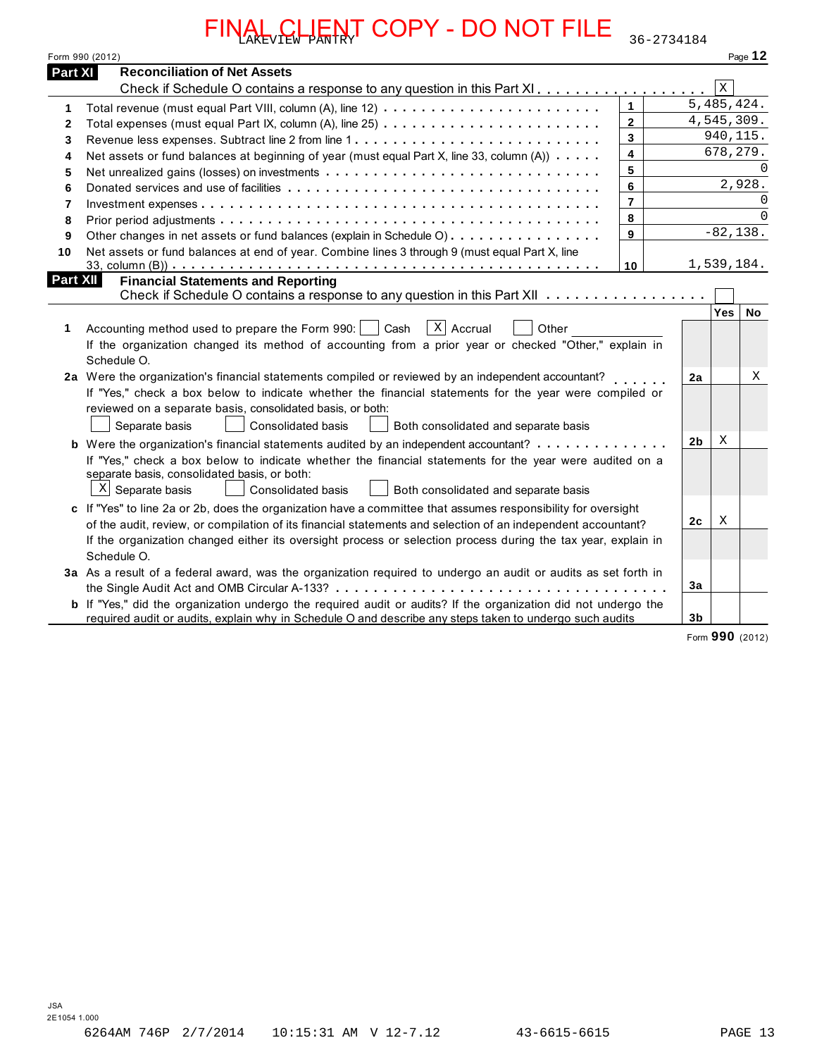FINAL CLIENT COPY - DO NOT FILE

LAKEVIEW PANTRY 36-2734184

Form 990 (2012)

## Part XI Reconciliation of Net Assets

Check if Schedule O contains a response to any question in this Part XI . . . . . . . . . . . . . . . . . . [X]

| | | | |
|---|---|---|---|
| 1 | Total revenue (must equal Part VIII, column (A), line 12) | 1 | 5,485,424. |
| 2 | Total expenses (must equal Part IX, column (A), line 25) | 2 | 4,545,309. |
| 3 | Revenue less expenses. Subtract line 2 from line 1 | 3 | 940,115. |
| 4 | Net assets or fund balances at beginning of year (must equal Part X, line 33, column (A)) | 4 | 678,279. |
| 5 | Net unrealized gains (losses) on investments | 5 | 0 |
| 6 | Donated services and use of facilities | 6 | 2,928. |
| 7 | Investment expenses | 7 | 0 |
| 8 | Prior period adjustments | 8 | 0 |
| 9 | Other changes in net assets or fund balances (explain in Schedule O) | 9 | -82,138. |
| 10 | Net assets or fund balances at end of year. Combine lines 3 through 9 (must equal Part X, line 33, column (B)) | 10 | 1,539,184. |

## Part XII Financial Statements and Reporting

Check if Schedule O contains a response to any question in this Part XII . . . . . . . . . . . . . . . . [ ]

| | | | Yes | No |
|---|---|---|---|---|
| 1 | Accounting method used to prepare the Form 990: [ ] Cash [X] Accrual [ ] Other ________<br>If the organization changed its method of accounting from a prior year or checked "Other," explain in Schedule O. | | | |
| 2a | Were the organization's financial statements compiled or reviewed by an independent accountant?<br>If "Yes," check a box below to indicate whether the financial statements for the year were compiled or reviewed on a separate basis, consolidated basis, or both:<br>[ ] Separate basis [ ] Consolidated basis [ ] Both consolidated and separate basis | 2a | | X |
| b | Were the organization's financial statements audited by an independent accountant?<br>If "Yes," check a box below to indicate whether the financial statements for the year were audited on a separate basis, consolidated basis, or both:<br>[X] Separate basis [ ] Consolidated basis [ ] Both consolidated and separate basis | 2b | X | |
| c | If "Yes" to line 2a or 2b, does the organization have a committee that assumes responsibility for oversight of the audit, review, or compilation of its financial statements and selection of an independent accountant?<br>If the organization changed either its oversight process or selection process during the tax year, explain in Schedule O. | 2c | X | |
| 3a | As a result of a federal award, was the organization required to undergo an audit or audits as set forth in the Single Audit Act and OMB Circular A-133? | 3a | | |
| b | If "Yes," did the organization undergo the required audit or audits? If the organization did not undergo the required audit or audits, explain why in Schedule O and describe any steps taken to undergo such audits | 3b | | |

Form **990** (2012)

JSA
2E1054 1.000

6264AM 746P 2/7/2014 10:15:31 AM V 12-7.12 43-6615-6615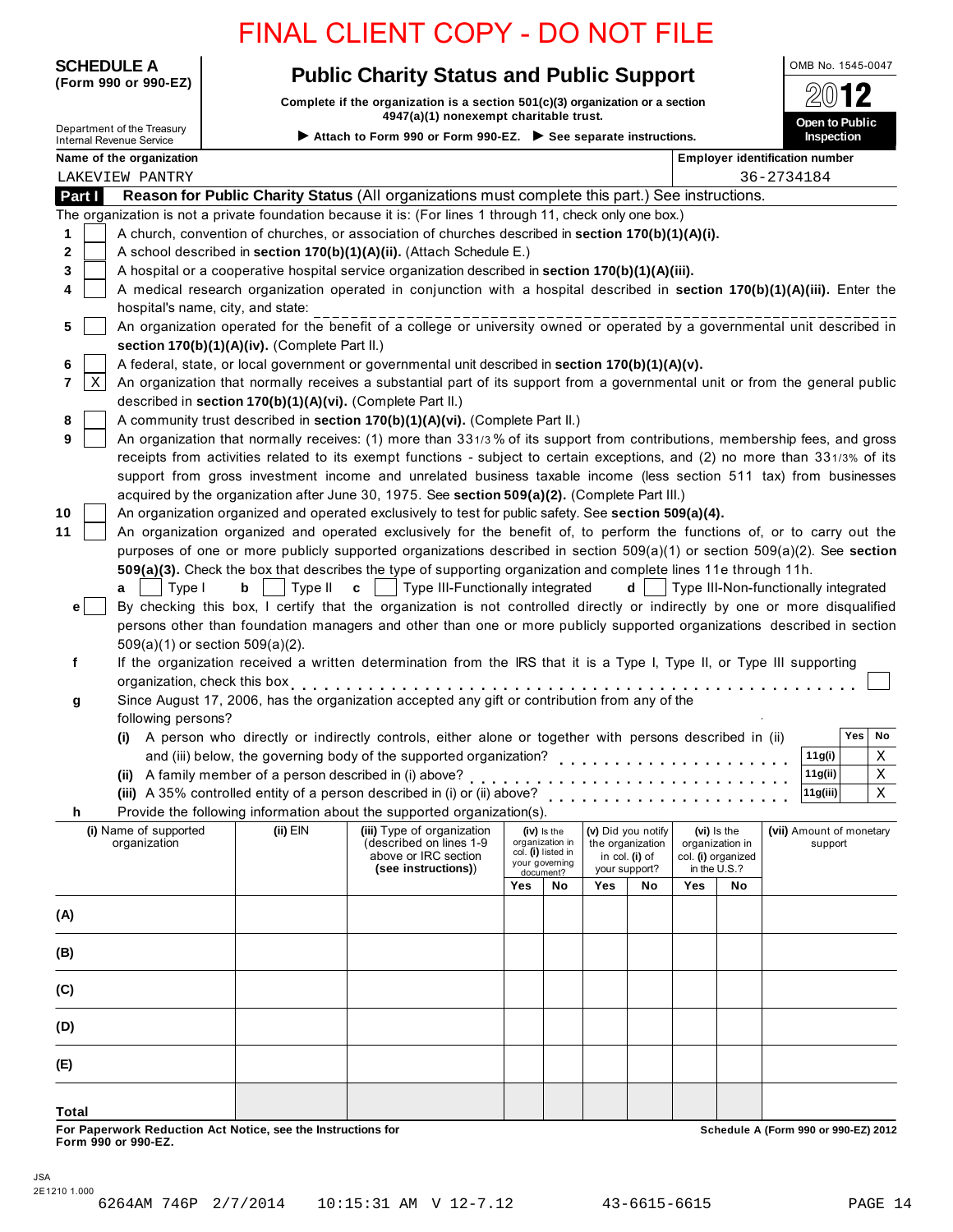FINAL CLIENT COPY - DO NOT FILE

**SCHEDULE A (Form 990 or 990-EZ)**

Department of the Treasury
Internal Revenue Service

# Public Charity Status and Public Support

**Complete if the organization is a section 501(c)(3) organization or a section 4947(a)(1) nonexempt charitable trust.**

▶ **Attach to Form 990 or Form 990-EZ.** ▶ **See separate instructions.**

OMB No. 1545-0047

2012

**Open to Public Inspection**

**Name of the organization:** LAKEVIEW PANTRY

**Employer identification number:** 36-2734184

## Part I Reason for Public Charity Status (All organizations must complete this part.) See instructions.

The organization is not a private foundation because it is: (For lines 1 through 11, check only one box.)

1. [ ] A church, convention of churches, or association of churches described in **section 170(b)(1)(A)(i).**
2. [ ] A school described in **section 170(b)(1)(A)(ii).** (Attach Schedule E.)
3. [ ] A hospital or a cooperative hospital service organization described in **section 170(b)(1)(A)(iii).**
4. [ ] A medical research organization operated in conjunction with a hospital described in **section 170(b)(1)(A)(iii).** Enter the hospital's name, city, and state: ______________________
5. [ ] An organization operated for the benefit of a college or university owned or operated by a governmental unit described in **section 170(b)(1)(A)(iv).** (Complete Part II.)
6. [ ] A federal, state, or local government or governmental unit described in **section 170(b)(1)(A)(v).**
7. [X] An organization that normally receives a substantial part of its support from a governmental unit or from the general public described in **section 170(b)(1)(A)(vi).** (Complete Part II.)
8. [ ] A community trust described in **section 170(b)(1)(A)(vi).** (Complete Part II.)
9. [ ] An organization that normally receives: (1) more than 33 1/3 % of its support from contributions, membership fees, and gross receipts from activities related to its exempt functions - subject to certain exceptions, and (2) no more than 33 1/3% of its support from gross investment income and unrelated business taxable income (less section 511 tax) from businesses acquired by the organization after June 30, 1975. See **section 509(a)(2).** (Complete Part III.)
10. [ ] An organization organized and operated exclusively to test for public safety. See **section 509(a)(4).**
11. [ ] An organization organized and operated exclusively for the benefit of, to perform the functions of, or to carry out the purposes of one or more publicly supported organizations described in section 509(a)(1) or section 509(a)(2). See **section 509(a)(3).** Check the box that describes the type of supporting organization and complete lines 11e through 11h.
   **a** [ ] Type I **b** [ ] Type II **c** [ ] Type III-Functionally integrated **d** [ ] Type III-Non-functionally integrated

**e** [ ] By checking this box, I certify that the organization is not controlled directly or indirectly by one or more disqualified persons other than foundation managers and other than one or more publicly supported organizations described in section 509(a)(1) or section 509(a)(2).

**f** If the organization received a written determination from the IRS that it is a Type I, Type II, or Type III supporting organization, check this box . . . . [ ]

**g** Since August 17, 2006, has the organization accepted any gift or contribution from any of the following persons?

| | | Yes | No |
|---|---|---|---|
| **(i)** A person who directly or indirectly controls, either alone or together with persons described in (ii) and (iii) below, the governing body of the supported organization? | 11g(i) | | X |
| **(ii)** A family member of a person described in (i) above? | 11g(ii) | | X |
| **(iii)** A 35% controlled entity of a person described in (i) or (ii) above? | 11g(iii) | | X |

**h** Provide the following information about the supported organization(s).

| (i) Name of supported organization | (ii) EIN | (iii) Type of organization (described on lines 1-9 above or IRC section **(see instructions)**) | (iv) Is the organization in col. (i) listed in your governing document? Yes | No | (v) Did you notify the organization in col. (i) of your support? Yes | No | (vi) Is the organization in col. (i) organized in the U.S.? Yes | No | (vii) Amount of monetary support |
|---|---|---|---|---|---|---|---|---|---|
| (A) | | | | | | | | | |
| (B) | | | | | | | | | |
| (C) | | | | | | | | | |
| (D) | | | | | | | | | |
| (E) | | | | | | | | | |
| **Total** | | | | | | | | | |

**For Paperwork Reduction Act Notice, see the Instructions for Form 990 or 990-EZ.**

**Schedule A (Form 990 or 990-EZ) 2012**

JSA
2E1210 1.000

6264AM 746P 2/7/2014 10:15:31 AM V 12-7.12 43-6615-6615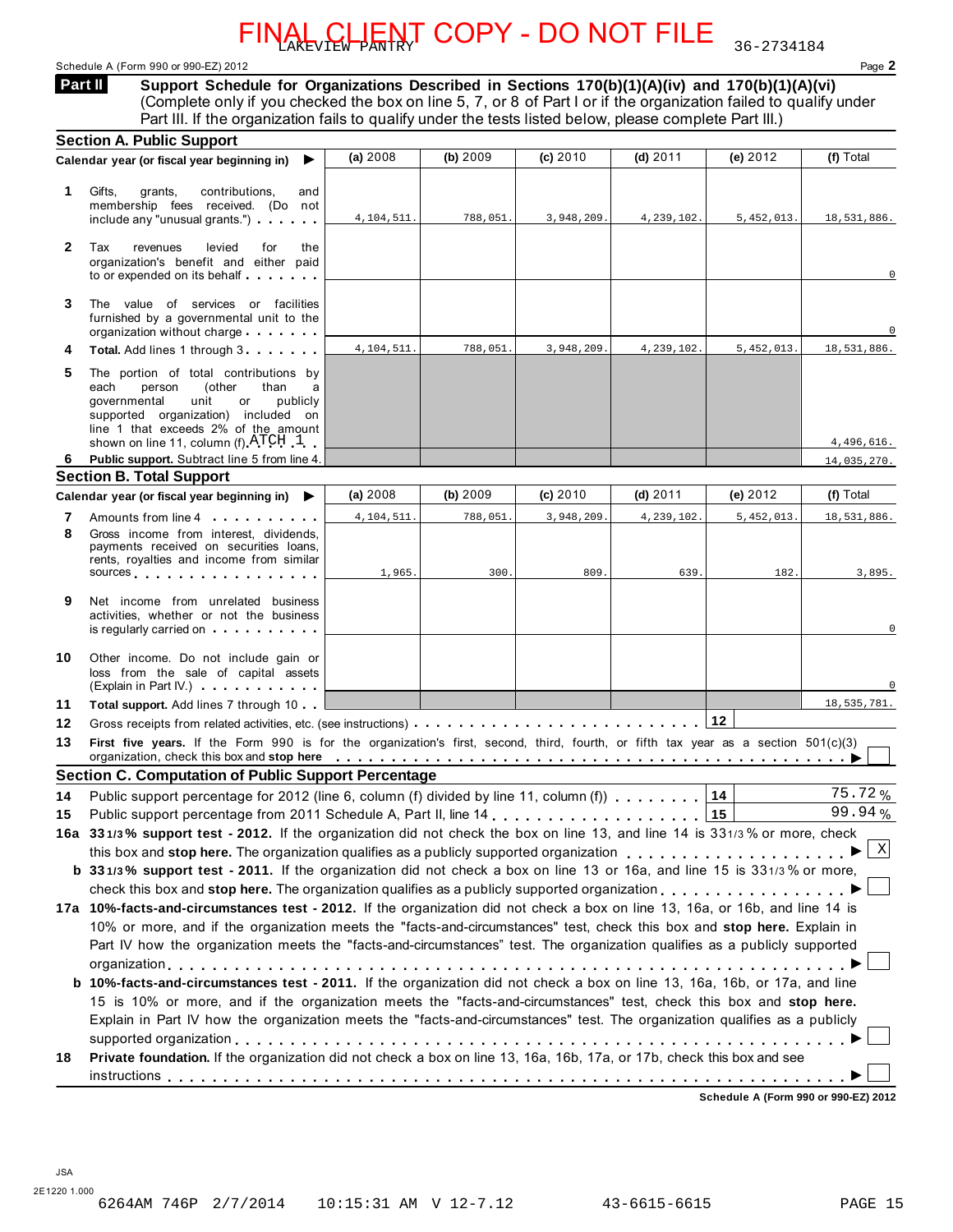FINAL CLIENT COPY - DO NOT FILE

LAKEVIEW PANTRY 36-2734184

Schedule A (Form 990 or 990-EZ) 2012

**Part II** **Support Schedule for Organizations Described in Sections 170(b)(1)(A)(iv) and 170(b)(1)(A)(vi)** (Complete only if you checked the box on line 5, 7, or 8 of Part I or if the organization failed to qualify under Part III. If the organization fails to qualify under the tests listed below, please complete Part III.)

## Section A. Public Support

| Calendar year (or fiscal year beginning in) ▶ | (a) 2008 | (b) 2009 | (c) 2010 | (d) 2011 | (e) 2012 | (f) Total |
|---|---|---|---|---|---|---|
| **1** Gifts, grants, contributions, and membership fees received. (Do not include any "unusual grants.") | 4,104,511. | 788,051. | 3,948,209. | 4,239,102. | 5,452,013. | 18,531,886. |
| **2** Tax revenues levied for the organization's benefit and either paid to or expended on its behalf | | | | | | 0 |
| **3** The value of services or facilities furnished by a governmental unit to the organization without charge | | | | | | 0 |
| **4** **Total.** Add lines 1 through 3 | 4,104,511. | 788,051. | 3,948,209. | 4,239,102. | 5,452,013. | 18,531,886. |
| **5** The portion of total contributions by each person (other than a governmental unit or publicly supported organization) included on line 1 that exceeds 2% of the amount shown on line 11, column (f) ATCH 1 | | | | | | 4,496,616. |
| **6** **Public support.** Subtract line 5 from line 4. | | | | | | 14,035,270. |

## Section B. Total Support

| Calendar year (or fiscal year beginning in) ▶ | (a) 2008 | (b) 2009 | (c) 2010 | (d) 2011 | (e) 2012 | (f) Total |
|---|---|---|---|---|---|---|
| **7** Amounts from line 4 | 4,104,511. | 788,051. | 3,948,209. | 4,239,102. | 5,452,013. | 18,531,886. |
| **8** Gross income from interest, dividends, payments received on securities loans, rents, royalties and income from similar sources | 1,965. | 300. | 809. | 639. | 182. | 3,895. |
| **9** Net income from unrelated business activities, whether or not the business is regularly carried on | | | | | | 0 |
| **10** Other income. Do not include gain or loss from the sale of capital assets (Explain in Part IV.) | | | | | | 0 |
| **11** **Total support.** Add lines 7 through 10 | | | | | | 18,535,781. |

**12** Gross receipts from related activities, etc. (see instructions) **12**

**13** **First five years.** If the Form 990 is for the organization's first, second, third, fourth, or fifth tax year as a section 501(c)(3) organization, check this box and **stop here** ▶ ☐

## Section C. Computation of Public Support Percentage

**14** Public support percentage for 2012 (line 6, column (f) divided by line 11, column (f)) **14** 75.72 %

**15** Public support percentage from 2011 Schedule A, Part II, line 14 **15** 99.94 %

**16a** **33 1/3% support test - 2012.** If the organization did not check the box on line 13, and line 14 is 33 1/3% or more, check this box and **stop here.** The organization qualifies as a publicly supported organization ▶ ☒

**b** **33 1/3% support test - 2011.** If the organization did not check a box on line 13 or 16a, and line 15 is 33 1/3% or more, check this box and **stop here.** The organization qualifies as a publicly supported organization ▶ ☐

**17a** **10%-facts-and-circumstances test - 2012.** If the organization did not check a box on line 13, 16a, or 16b, and line 14 is 10% or more, and if the organization meets the "facts-and-circumstances" test, check this box and **stop here.** Explain in Part IV how the organization meets the "facts-and-circumstances" test. The organization qualifies as a publicly supported organization ▶ ☐

**b** **10%-facts-and-circumstances test - 2011.** If the organization did not check a box on line 13, 16a, 16b, or 17a, and line 15 is 10% or more, and if the organization meets the "facts-and-circumstances" test, check this box and **stop here.** Explain in Part IV how the organization meets the "facts-and-circumstances" test. The organization qualifies as a publicly supported organization ▶ ☐

**18** **Private foundation.** If the organization did not check a box on line 13, 16a, 16b, 17a, or 17b, check this box and see instructions ▶ ☐

**Schedule A (Form 990 or 990-EZ) 2012**

JSA
2E1220 1.000
6264AM 746P 2/7/2014 10:15:31 AM V 12-7.12 43-6615-6615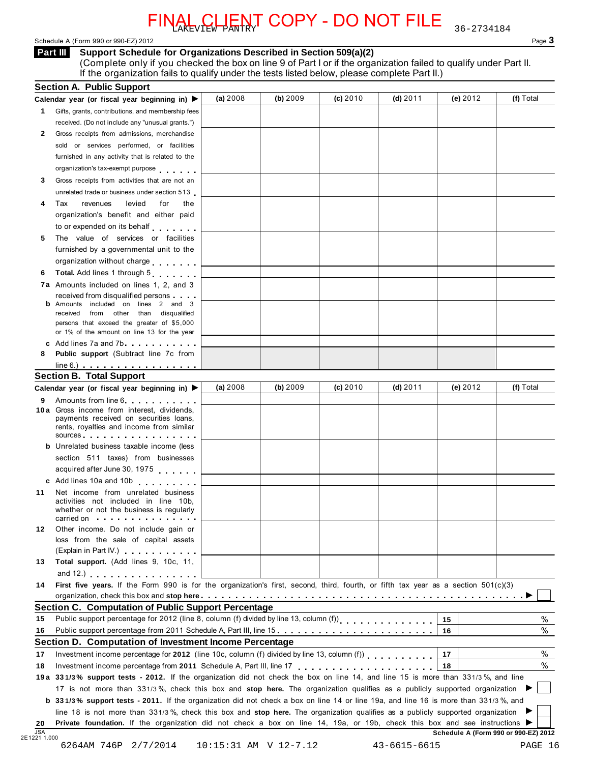FINAL CLIENT COPY - DO NOT FILE

LAKEVIEW PANTRY 36-2734184

Schedule A (Form 990 or 990-EZ) 2012 Page **3**

## Part III Support Schedule for Organizations Described in Section 509(a)(2)

(Complete only if you checked the box on line 9 of Part I or if the organization failed to qualify under Part II. If the organization fails to qualify under the tests listed below, please complete Part II.)

### Section A. Public Support

| Calendar year (or fiscal year beginning in) ▶ | (a) 2008 | (b) 2009 | (c) 2010 | (d) 2011 | (e) 2012 | (f) Total |
|---|---|---|---|---|---|---|
| **1** Gifts, grants, contributions, and membership fees received. (Do not include any "unusual grants.") | | | | | | |
| **2** Gross receipts from admissions, merchandise sold or services performed, or facilities furnished in any activity that is related to the organization's tax-exempt purpose | | | | | | |
| **3** Gross receipts from activities that are not an unrelated trade or business under section 513 | | | | | | |
| **4** Tax revenues levied for the organization's benefit and either paid to or expended on its behalf | | | | | | |
| **5** The value of services or facilities furnished by a governmental unit to the organization without charge | | | | | | |
| **6** **Total.** Add lines 1 through 5 | | | | | | |
| **7a** Amounts included on lines 1, 2, and 3 received from disqualified persons | | | | | | |
| **b** Amounts included on lines 2 and 3 received from other than disqualified persons that exceed the greater of $5,000 or 1% of the amount on line 13 for the year | | | | | | |
| **c** Add lines 7a and 7b | | | | | | |
| **8** **Public support** (Subtract line 7c from line 6.) | | | | | | |

### Section B. Total Support

| Calendar year (or fiscal year beginning in) ▶ | (a) 2008 | (b) 2009 | (c) 2010 | (d) 2011 | (e) 2012 | (f) Total |
|---|---|---|---|---|---|---|
| **9** Amounts from line 6 | | | | | | |
| **10a** Gross income from interest, dividends, payments received on securities loans, rents, royalties and income from similar sources | | | | | | |
| **b** Unrelated business taxable income (less section 511 taxes) from businesses acquired after June 30, 1975 | | | | | | |
| **c** Add lines 10a and 10b | | | | | | |
| **11** Net income from unrelated business activities not included in line 10b, whether or not the business is regularly carried on | | | | | | |
| **12** Other income. Do not include gain or loss from the sale of capital assets (Explain in Part IV.) | | | | | | |
| **13** **Total support.** (Add lines 9, 10c, 11, and 12.) | | | | | | |

**14** **First five years.** If the Form 990 is for the organization's first, second, third, fourth, or fifth tax year as a section 501(c)(3) organization, check this box and **stop here** ▶ ☐

### Section C. Computation of Public Support Percentage

| | | | |
|---|---|---|---|
| **15** | Public support percentage for 2012 (line 8, column (f) divided by line 13, column (f)) | **15** | % |
| **16** | Public support percentage from 2011 Schedule A, Part III, line 15 | **16** | % |

### Section D. Computation of Investment Income Percentage

| | | | |
|---|---|---|---|
| **17** | Investment income percentage for **2012** (line 10c, column (f) divided by line 13, column (f)) | **17** | % |
| **18** | Investment income percentage from **2011** Schedule A, Part III, line 17 | **18** | % |

**19a** **33 1/3% support tests - 2012.** If the organization did not check the box on line 14, and line 15 is more than 33 1/3%, and line 17 is not more than 33 1/3%, check this box and **stop here.** The organization qualifies as a publicly supported organization ▶ ☐

**b** **33 1/3% support tests - 2011.** If the organization did not check a box on line 14 or line 19a, and line 16 is more than 33 1/3%, and line 18 is not more than 33 1/3%, check this box and **stop here.** The organization qualifies as a publicly supported organization ▶ ☐

**20** **Private foundation.** If the organization did not check a box on line 14, 19a, or 19b, check this box and see instructions ▶ ☐

JSA 2E1221 1.000 **Schedule A (Form 990 or 990-EZ) 2012**

6264AM 746P 2/7/2014 10:15:31 AM V 12-7.12 43-6615-6615 PAGE 16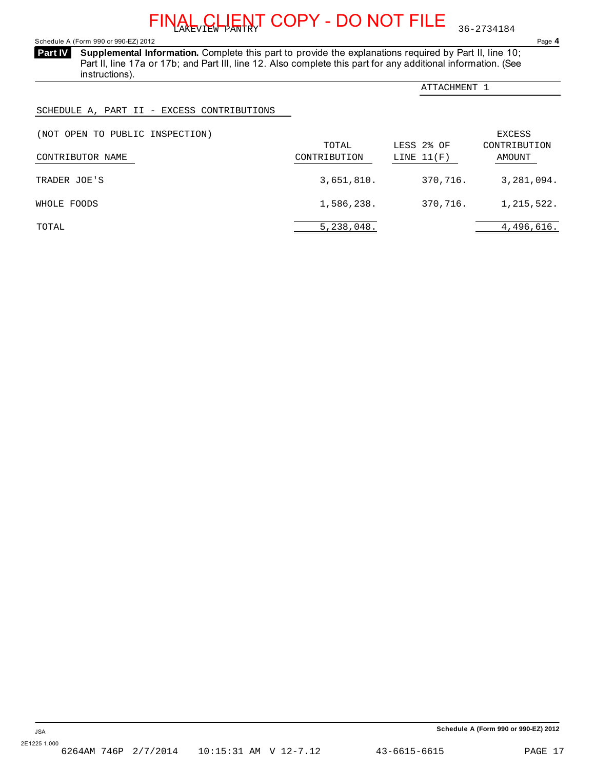FINAL CLIENT COPY - DO NOT FILE

LAKEVIEW PANTRY 36-2734184

Schedule A (Form 990 or 990-EZ) 2012

**Part IV** **Supplemental Information.** Complete this part to provide the explanations required by Part II, line 10; Part II, line 17a or 17b; and Part III, line 12. Also complete this part for any additional information. (See instructions).

ATTACHMENT 1

SCHEDULE A, PART II - EXCESS CONTRIBUTIONS

(NOT OPEN TO PUBLIC INSPECTION)

| CONTRIBUTOR NAME | TOTAL CONTRIBUTION | LESS 2% OF LINE 11(F) | EXCESS CONTRIBUTION AMOUNT |
|---|---|---|---|
| TRADER JOE'S | 3,651,810. | 370,716. | 3,281,094. |
| WHOLE FOODS | 1,586,238. | 370,716. | 1,215,522. |
| TOTAL | 5,238,048. | | 4,496,616. |

JSA 2E1225 1.000

Schedule A (Form 990 or 990-EZ) 2012

6264AM 746P 2/7/2014 10:15:31 AM V 12-7.12 43-6615-6615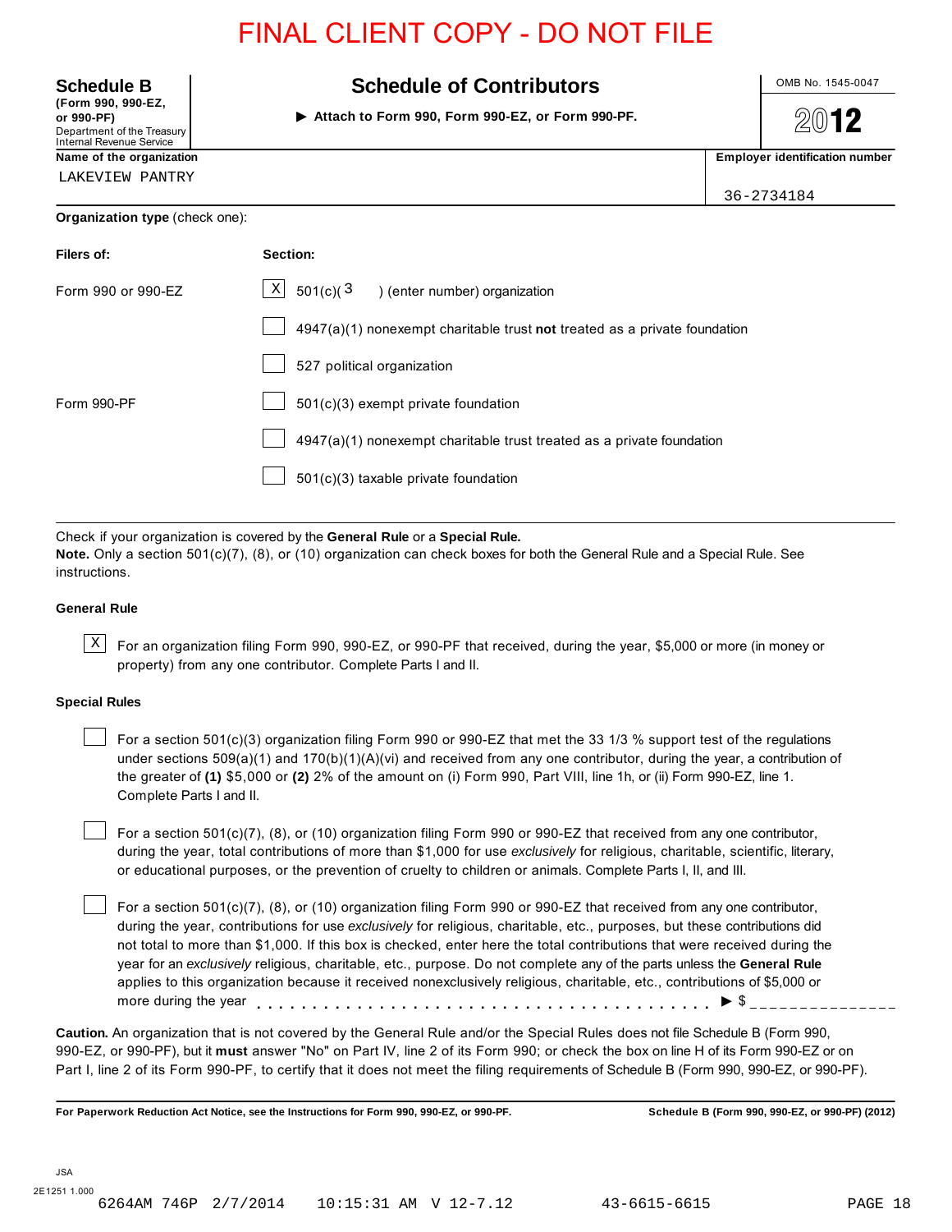FINAL CLIENT COPY - DO NOT FILE

**Schedule B**
**(Form 990, 990-EZ, or 990-PF)**
Department of the Treasury
Internal Revenue Service

# Schedule of Contributors

▶ **Attach to Form 990, Form 990-EZ, or Form 990-PF.**

OMB No. 1545-0047

**2012**

| **Name of the organization** | **Employer identification number** |
|---|---|
| LAKEVIEW PANTRY | 36-2734184 |

**Organization type** (check one):

| **Filers of:** | **Section:** |
|---|---|
| Form 990 or 990-EZ | [X] 501(c)( 3 ) (enter number) organization |
| | [ ] 4947(a)(1) nonexempt charitable trust **not** treated as a private foundation |
| | [ ] 527 political organization |
| Form 990-PF | [ ] 501(c)(3) exempt private foundation |
| | [ ] 4947(a)(1) nonexempt charitable trust treated as a private foundation |
| | [ ] 501(c)(3) taxable private foundation |

Check if your organization is covered by the **General Rule** or a **Special Rule.**
**Note.** Only a section 501(c)(7), (8), or (10) organization can check boxes for both the General Rule and a Special Rule. See instructions.

**General Rule**

[X] For an organization filing Form 990, 990-EZ, or 990-PF that received, during the year, $5,000 or more (in money or property) from any one contributor. Complete Parts I and II.

**Special Rules**

[ ] For a section 501(c)(3) organization filing Form 990 or 990-EZ that met the 33 1/3 % support test of the regulations under sections 509(a)(1) and 170(b)(1)(A)(vi) and received from any one contributor, during the year, a contribution of the greater of **(1)** $5,000 or **(2)** 2% of the amount on (i) Form 990, Part VIII, line 1h, or (ii) Form 990-EZ, line 1. Complete Parts I and II.

[ ] For a section 501(c)(7), (8), or (10) organization filing Form 990 or 990-EZ that received from any one contributor, during the year, total contributions of more than $1,000 for use *exclusively* for religious, charitable, scientific, literary, or educational purposes, or the prevention of cruelty to children or animals. Complete Parts I, II, and III.

[ ] For a section 501(c)(7), (8), or (10) organization filing Form 990 or 990-EZ that received from any one contributor, during the year, contributions for use *exclusively* for religious, charitable, etc., purposes, but these contributions did not total to more than $1,000. If this box is checked, enter here the total contributions that were received during the year for an *exclusively* religious, charitable, etc., purpose. Do not complete any of the parts unless the **General Rule** applies to this organization because it received nonexclusively religious, charitable, etc., contributions of $5,000 or more during the year . . . . . . . . . . . . . . . . . . . . . . . . . . . . . . . . . . . . . . ▶ $ _______________

**Caution.** An organization that is not covered by the General Rule and/or the Special Rules does not file Schedule B (Form 990, 990-EZ, or 990-PF), but it **must** answer "No" on Part IV, line 2 of its Form 990; or check the box on line H of its Form 990-EZ or on Part I, line 2 of its Form 990-PF, to certify that it does not meet the filing requirements of Schedule B (Form 990, 990-EZ, or 990-PF).

**For Paperwork Reduction Act Notice, see the Instructions for Form 990, 990-EZ, or 990-PF.** **Schedule B (Form 990, 990-EZ, or 990-PF) (2012)**

JSA
2E1251 1.000
6264AM 746P 2/7/2014 10:15:31 AM V 12-7.12 43-6615-6615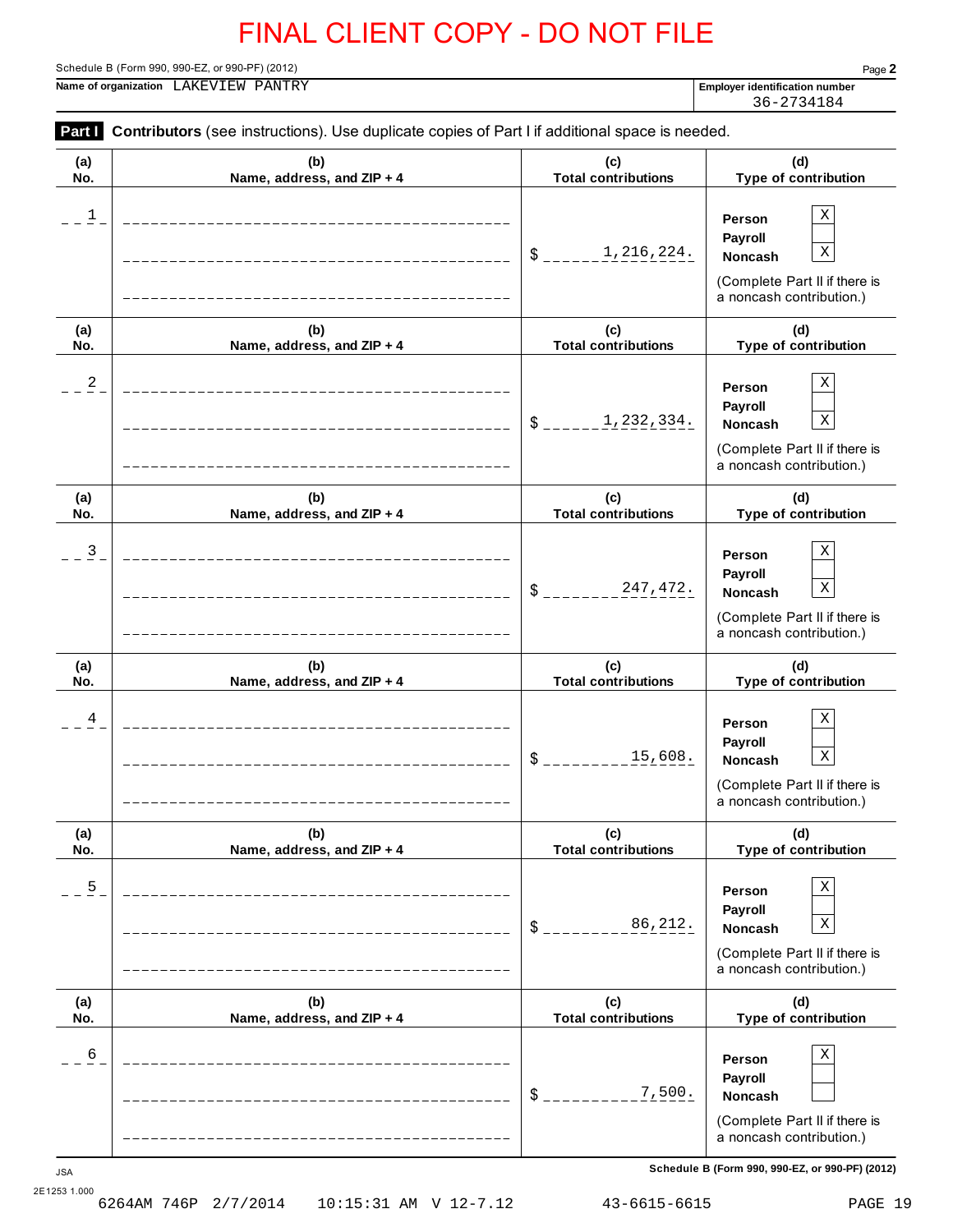# FINAL CLIENT COPY - DO NOT FILE

Schedule B (Form 990, 990-EZ, or 990-PF) (2012)

**Name of organization** LAKEVIEW PANTRY

**Employer identification number** 36-2734184

**Part I** **Contributors** (see instructions). Use duplicate copies of Part I if additional space is needed.

| (a) No. | (b) Name, address, and ZIP + 4 | (c) Total contributions | (d) Type of contribution |
|---|---|---|---|
| 1 | | $ 1,216,224. | Person [X] Payroll [ ] Noncash [X] (Complete Part II if there is a noncash contribution.) |
| 2 | | $ 1,232,334. | Person [X] Payroll [ ] Noncash [X] (Complete Part II if there is a noncash contribution.) |
| 3 | | $ 247,472. | Person [X] Payroll [ ] Noncash [X] (Complete Part II if there is a noncash contribution.) |
| 4 | | $ 15,608. | Person [X] Payroll [ ] Noncash [X] (Complete Part II if there is a noncash contribution.) |
| 5 | | $ 86,212. | Person [X] Payroll [ ] Noncash [X] (Complete Part II if there is a noncash contribution.) |
| 6 | | $ 7,500. | Person [X] Payroll [ ] Noncash [ ] (Complete Part II if there is a noncash contribution.) |

JSA 2E1253 1.000

**Schedule B (Form 990, 990-EZ, or 990-PF) (2012)**

6264AM 746P 2/7/2014 10:15:31 AM V 12-7.12 43-6615-6615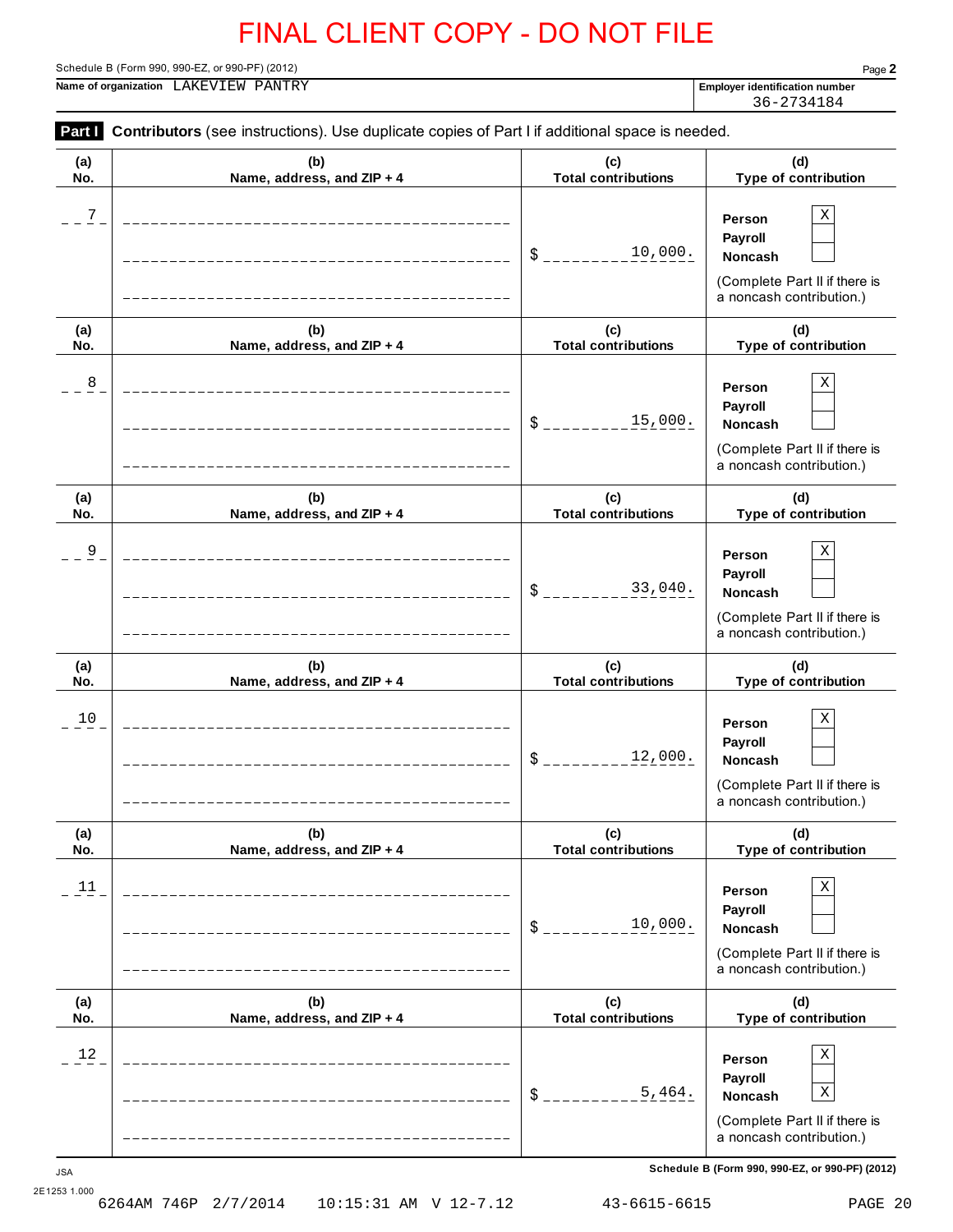FINAL CLIENT COPY - DO NOT FILE

Schedule B (Form 990, 990-EZ, or 990-PF) (2012)

**Name of organization** LAKEVIEW PANTRY

**Employer identification number** 36-2734184

**Part I** **Contributors** (see instructions). Use duplicate copies of Part I if additional space is needed.

| (a) No. | (b) Name, address, and ZIP + 4 | (c) Total contributions | (d) Type of contribution |
|---|---|---|---|
| 7 | | $ 10,000. | Person X<br>Payroll<br>Noncash<br>(Complete Part II if there is a noncash contribution.) |
| 8 | | $ 15,000. | Person X<br>Payroll<br>Noncash<br>(Complete Part II if there is a noncash contribution.) |
| 9 | | $ 33,040. | Person X<br>Payroll<br>Noncash<br>(Complete Part II if there is a noncash contribution.) |
| 10 | | $ 12,000. | Person X<br>Payroll<br>Noncash<br>(Complete Part II if there is a noncash contribution.) |
| 11 | | $ 10,000. | Person X<br>Payroll<br>Noncash<br>(Complete Part II if there is a noncash contribution.) |
| 12 | | $ 5,464. | Person X<br>Payroll<br>Noncash X<br>(Complete Part II if there is a noncash contribution.) |

JSA 2E1253 1.000

**Schedule B (Form 990, 990-EZ, or 990-PF) (2012)**

6264AM 746P 2/7/2014 10:15:31 AM V 12-7.12 43-6615-6615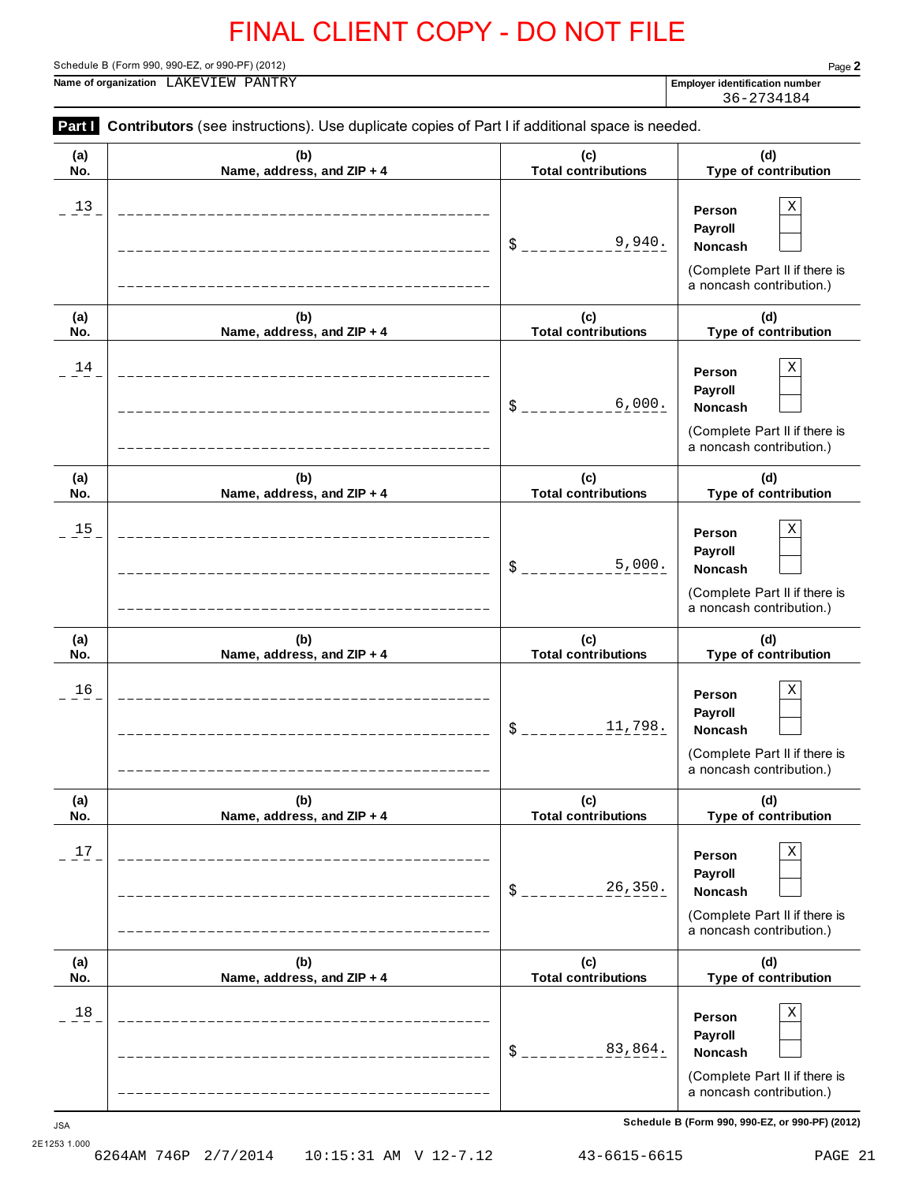FINAL CLIENT COPY - DO NOT FILE

Schedule B (Form 990, 990-EZ, or 990-PF) (2012)

**Name of organization** LAKEVIEW PANTRY

**Employer identification number** 36-2734184

**Part I** **Contributors** (see instructions). Use duplicate copies of Part I if additional space is needed.

| (a) No. | (b) Name, address, and ZIP + 4 | (c) Total contributions | (d) Type of contribution |
|---|---|---|---|
| 13 | | $ 9,940. | Person [X] Payroll [ ] Noncash [ ] (Complete Part II if there is a noncash contribution.) |
| 14 | | $ 6,000. | Person [X] Payroll [ ] Noncash [ ] (Complete Part II if there is a noncash contribution.) |
| 15 | | $ 5,000. | Person [X] Payroll [ ] Noncash [ ] (Complete Part II if there is a noncash contribution.) |
| 16 | | $ 11,798. | Person [X] Payroll [ ] Noncash [ ] (Complete Part II if there is a noncash contribution.) |
| 17 | | $ 26,350. | Person [X] Payroll [ ] Noncash [ ] (Complete Part II if there is a noncash contribution.) |
| 18 | | $ 83,864. | Person [X] Payroll [ ] Noncash [ ] (Complete Part II if there is a noncash contribution.) |

Schedule B (Form 990, 990-EZ, or 990-PF) (2012)

JSA
2E1253 1.000
6264AM 746P 2/7/2014 10:15:31 AM V 12-7.12 43-6615-6615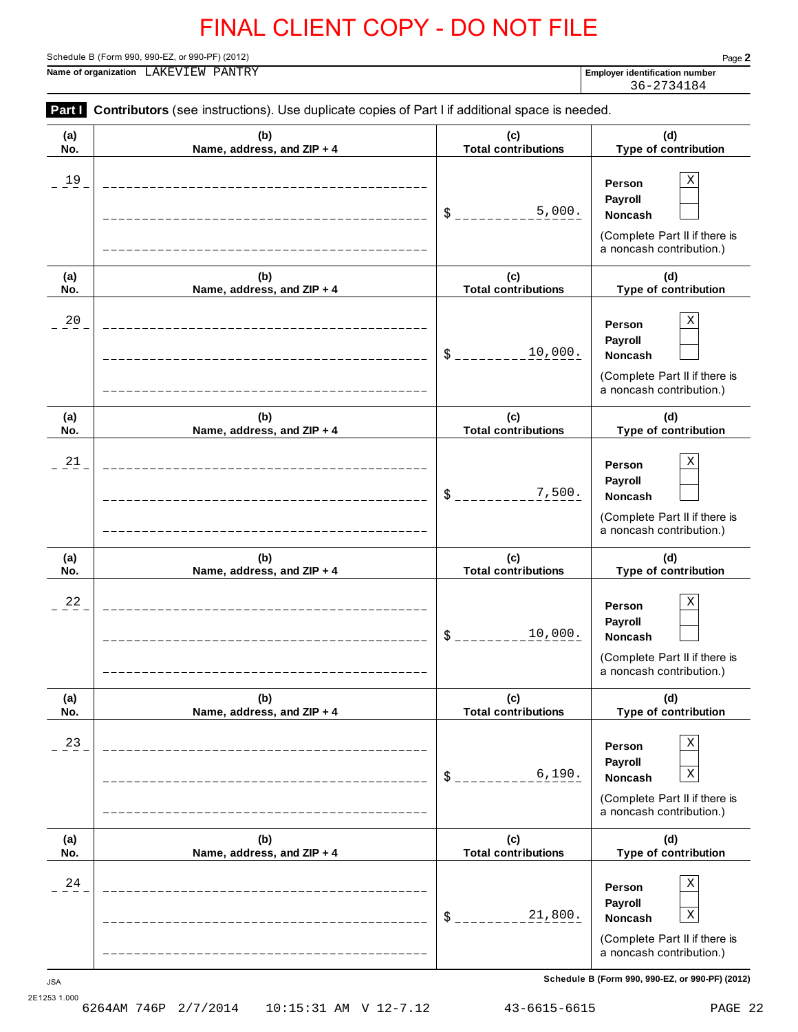# FINAL CLIENT COPY - DO NOT FILE

Schedule B (Form 990, 990-EZ, or 990-PF) (2012)

**Name of organization** LAKEVIEW PANTRY

**Employer identification number** 36-2734184

**Part I** **Contributors** (see instructions). Use duplicate copies of Part I if additional space is needed.

| (a) No. | (b) Name, address, and ZIP + 4 | (c) Total contributions | (d) Type of contribution |
|---|---|---|---|
| 19 | | $ 5,000. | Person [X] Payroll [ ] Noncash [ ] (Complete Part II if there is a noncash contribution.) |
| 20 | | $ 10,000. | Person [X] Payroll [ ] Noncash [ ] (Complete Part II if there is a noncash contribution.) |
| 21 | | $ 7,500. | Person [X] Payroll [ ] Noncash [ ] (Complete Part II if there is a noncash contribution.) |
| 22 | | $ 10,000. | Person [X] Payroll [ ] Noncash [ ] (Complete Part II if there is a noncash contribution.) |
| 23 | | $ 6,190. | Person [X] Payroll [ ] Noncash [X] (Complete Part II if there is a noncash contribution.) |
| 24 | | $ 21,800. | Person [X] Payroll [ ] Noncash [X] (Complete Part II if there is a noncash contribution.) |

Schedule B (Form 990, 990-EZ, or 990-PF) (2012)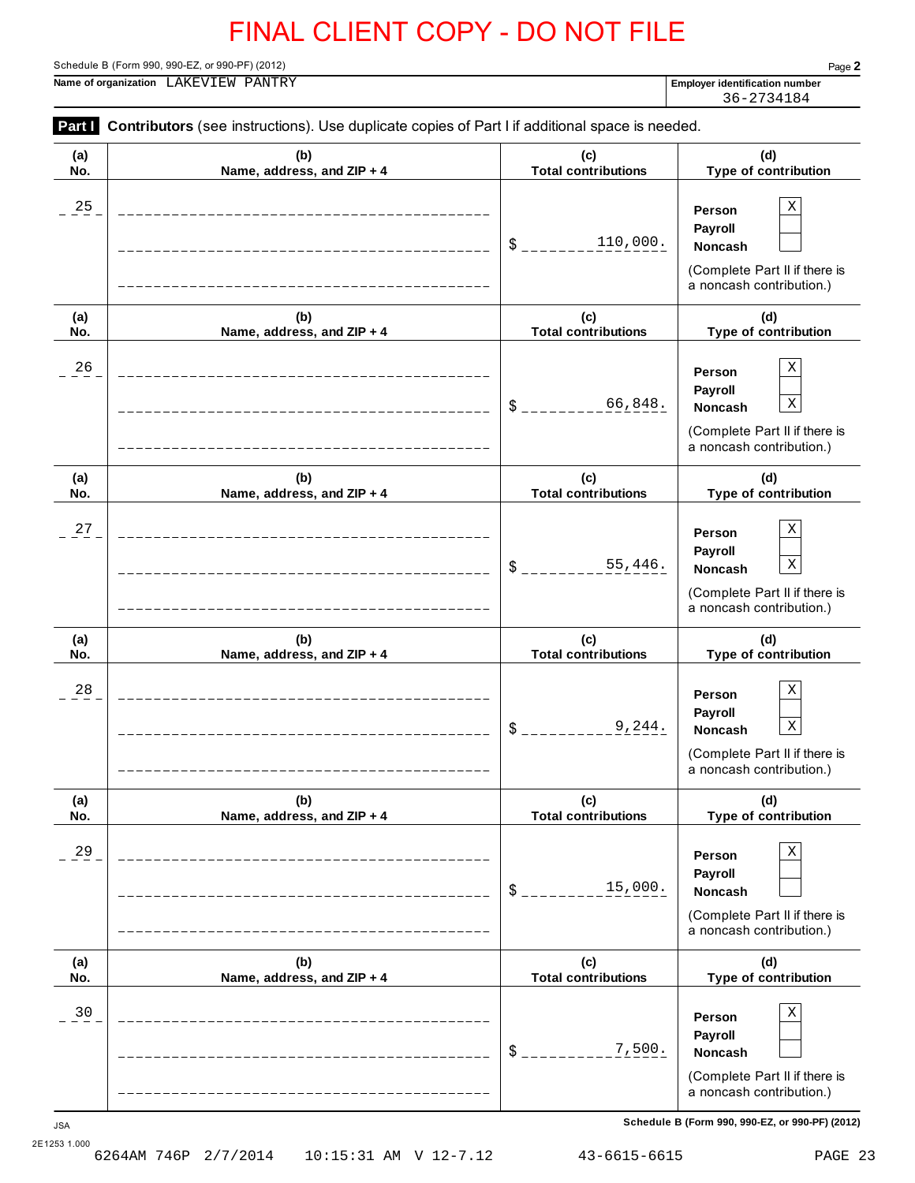# FINAL CLIENT COPY - DO NOT FILE

Schedule B (Form 990, 990-EZ, or 990-PF) (2012) Page **2**

**Name of organization** LAKEVIEW PANTRY

**Employer identification number** 36-2734184

**Part I** **Contributors** (see instructions). Use duplicate copies of Part I if additional space is needed.

| (a) No. | (b) Name, address, and ZIP + 4 | (c) Total contributions | (d) Type of contribution |
|---|---|---|---|
| 25 | | $ 110,000. | Person [X] Payroll [ ] Noncash [ ] (Complete Part II if there is a noncash contribution.) |
| 26 | | $ 66,848. | Person [X] Payroll [ ] Noncash [X] (Complete Part II if there is a noncash contribution.) |
| 27 | | $ 55,446. | Person [X] Payroll [ ] Noncash [X] (Complete Part II if there is a noncash contribution.) |
| 28 | | $ 9,244. | Person [X] Payroll [ ] Noncash [X] (Complete Part II if there is a noncash contribution.) |
| 29 | | $ 15,000. | Person [X] Payroll [ ] Noncash [ ] (Complete Part II if there is a noncash contribution.) |
| 30 | | $ 7,500. | Person [X] Payroll [ ] Noncash [ ] (Complete Part II if there is a noncash contribution.) |

JSA **Schedule B (Form 990, 990-EZ, or 990-PF) (2012)**

2E1253 1.000

6264AM 746P 2/7/2014 10:15:31 AM V 12-7.12 43-6615-6615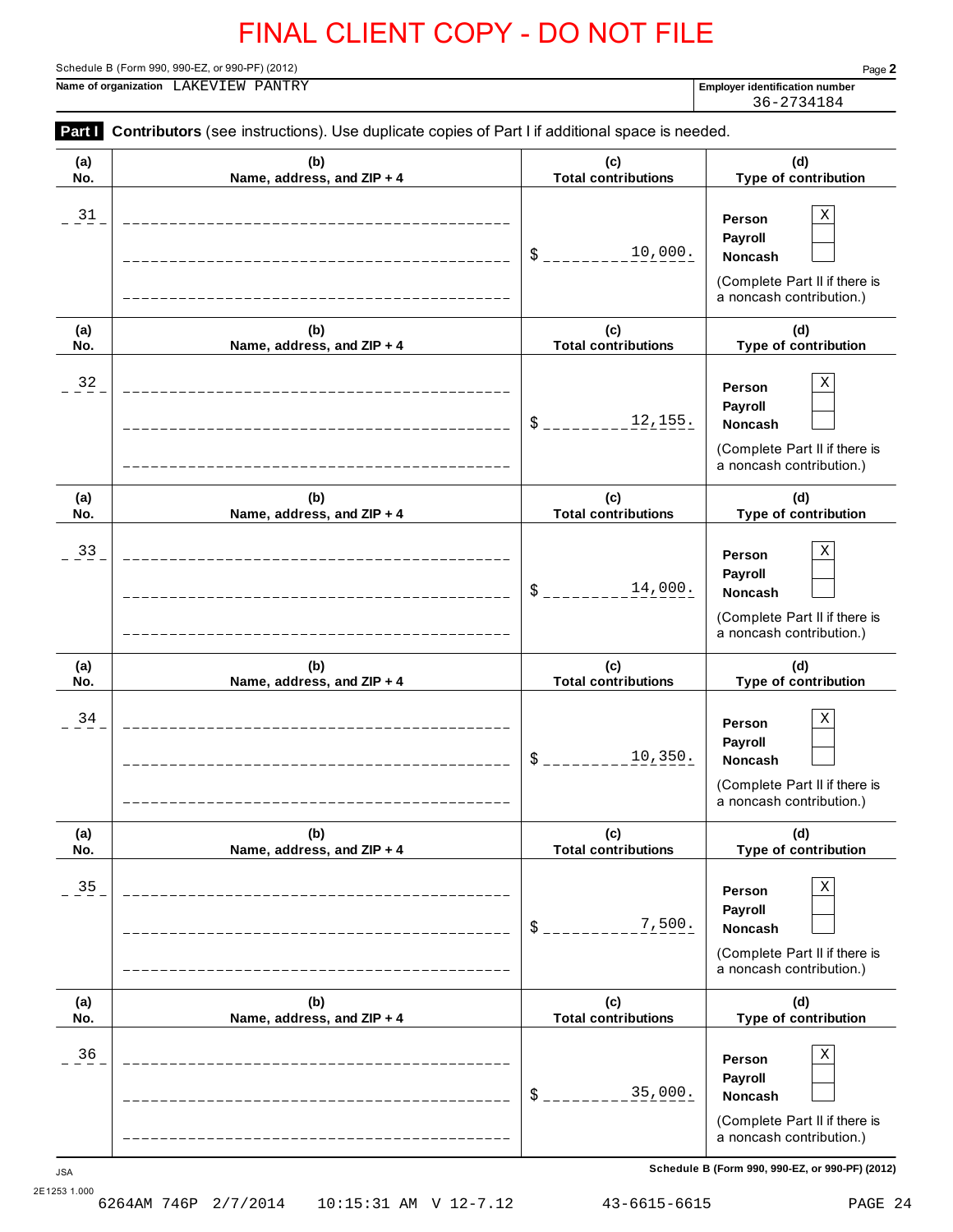FINAL CLIENT COPY - DO NOT FILE

Schedule B (Form 990, 990-EZ, or 990-PF) (2012)

**Name of organization** LAKEVIEW PANTRY

**Employer identification number** 36-2734184

**Part I** **Contributors** (see instructions). Use duplicate copies of Part I if additional space is needed.

| (a) No. | (b) Name, address, and ZIP + 4 | (c) Total contributions | (d) Type of contribution |
|---|---|---|---|
| 31 | | $ 10,000. | Person [X] Payroll [ ] Noncash [ ] (Complete Part II if there is a noncash contribution.) |
| 32 | | $ 12,155. | Person [X] Payroll [ ] Noncash [ ] (Complete Part II if there is a noncash contribution.) |
| 33 | | $ 14,000. | Person [X] Payroll [ ] Noncash [ ] (Complete Part II if there is a noncash contribution.) |
| 34 | | $ 10,350. | Person [X] Payroll [ ] Noncash [ ] (Complete Part II if there is a noncash contribution.) |
| 35 | | $ 7,500. | Person [X] Payroll [ ] Noncash [ ] (Complete Part II if there is a noncash contribution.) |
| 36 | | $ 35,000. | Person [X] Payroll [ ] Noncash [ ] (Complete Part II if there is a noncash contribution.) |

**Schedule B (Form 990, 990-EZ, or 990-PF) (2012)**

JSA
2E1253 1.000
6264AM 746P 2/7/2014 10:15:31 AM V 12-7.12 43-6615-6615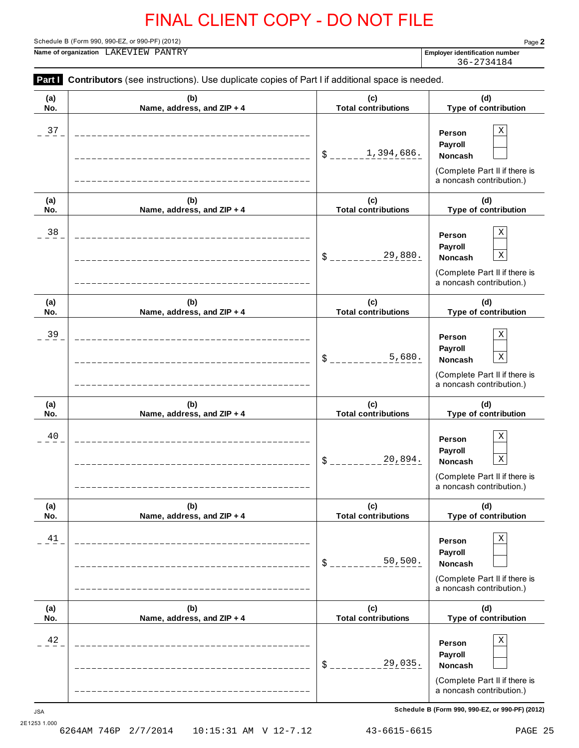# FINAL CLIENT COPY - DO NOT FILE

Schedule B (Form 990, 990-EZ, or 990-PF) (2012)

**Name of organization** LAKEVIEW PANTRY

**Employer identification number** 36-2734184

**Part I** **Contributors** (see instructions). Use duplicate copies of Part I if additional space is needed.

| (a) No. | (b) Name, address, and ZIP + 4 | (c) Total contributions | (d) Type of contribution |
|---|---|---|---|
| 37 | | $ 1,394,686. | Person [X] Payroll [ ] Noncash [ ] (Complete Part II if there is a noncash contribution.) |
| 38 | | $ 29,880. | Person [X] Payroll [ ] Noncash [X] (Complete Part II if there is a noncash contribution.) |
| 39 | | $ 5,680. | Person [X] Payroll [ ] Noncash [X] (Complete Part II if there is a noncash contribution.) |
| 40 | | $ 20,894. | Person [X] Payroll [ ] Noncash [X] (Complete Part II if there is a noncash contribution.) |
| 41 | | $ 50,500. | Person [X] Payroll [ ] Noncash [ ] (Complete Part II if there is a noncash contribution.) |
| 42 | | $ 29,035. | Person [X] Payroll [ ] Noncash [ ] (Complete Part II if there is a noncash contribution.) |

JSA

2E1253 1.000

Schedule B (Form 990, 990-EZ, or 990-PF) (2012)

6264AM 746P 2/7/2014 10:15:31 AM V 12-7.12 43-6615-6615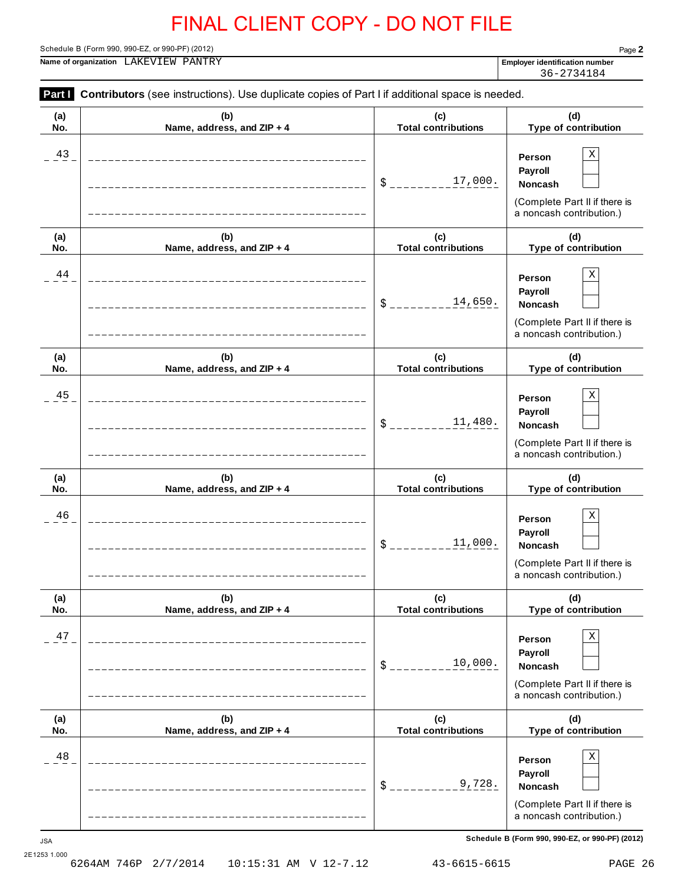# FINAL CLIENT COPY - DO NOT FILE

Schedule B (Form 990, 990-EZ, or 990-PF) (2012) Page **2**

**Name of organization** LAKEVIEW PANTRY

**Employer identification number** 36-2734184

**Part I** **Contributors** (see instructions). Use duplicate copies of Part I if additional space is needed.

| (a) No. | (b) Name, address, and ZIP + 4 | (c) Total contributions | (d) Type of contribution |
|---|---|---|---|
| 43 | | $ 17,000. | Person [X] Payroll [ ] Noncash [ ] (Complete Part II if there is a noncash contribution.) |
| 44 | | $ 14,650. | Person [X] Payroll [ ] Noncash [ ] (Complete Part II if there is a noncash contribution.) |
| 45 | | $ 11,480. | Person [X] Payroll [ ] Noncash [ ] (Complete Part II if there is a noncash contribution.) |
| 46 | | $ 11,000. | Person [X] Payroll [ ] Noncash [ ] (Complete Part II if there is a noncash contribution.) |
| 47 | | $ 10,000. | Person [X] Payroll [ ] Noncash [ ] (Complete Part II if there is a noncash contribution.) |
| 48 | | $ 9,728. | Person [X] Payroll [ ] Noncash [ ] (Complete Part II if there is a noncash contribution.) |

JSA

2E1253 1.000

**Schedule B (Form 990, 990-EZ, or 990-PF) (2012)**

6264AM 746P 2/7/2014 10:15:31 AM V 12-7.12 43-6615-6615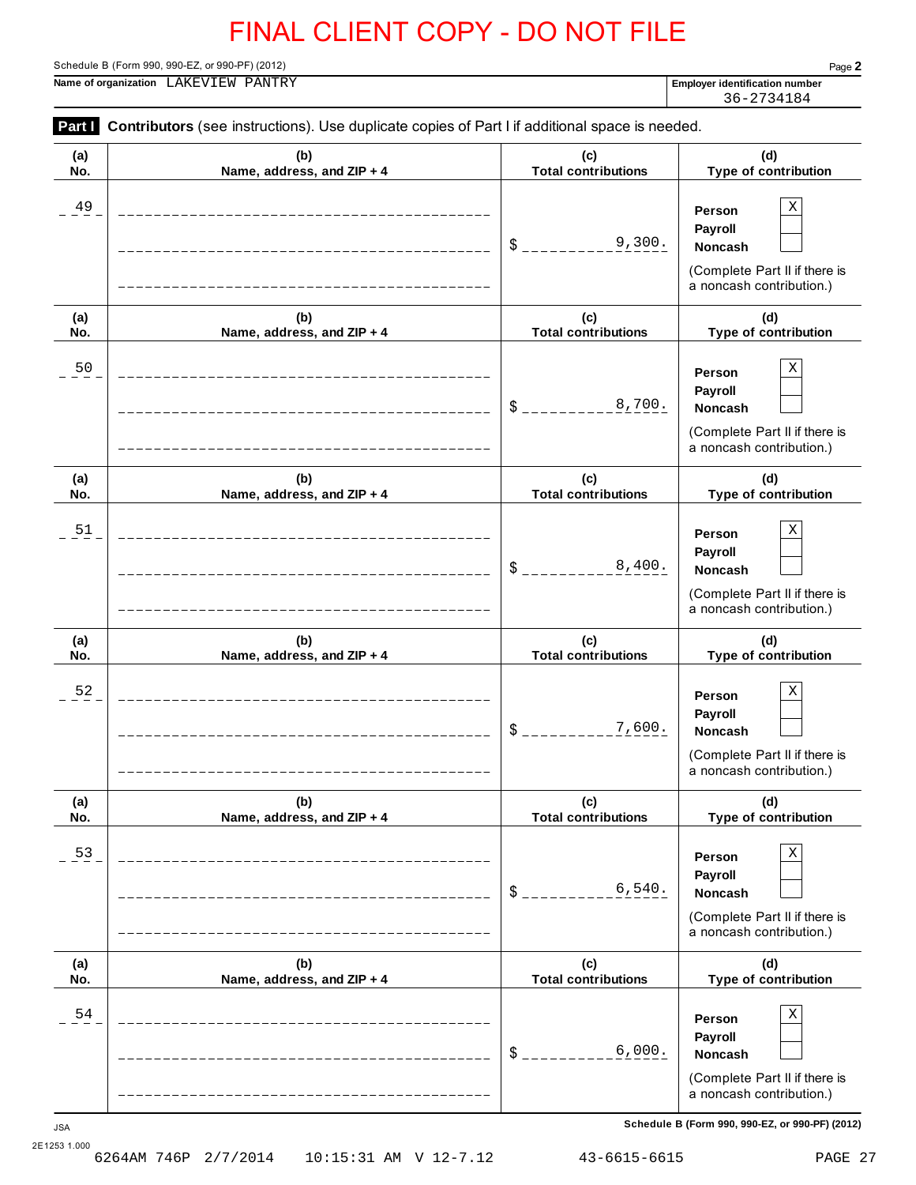FINAL CLIENT COPY - DO NOT FILE

Schedule B (Form 990, 990-EZ, or 990-PF) (2012)

**Name of organization** LAKEVIEW PANTRY

**Employer identification number** 36-2734184

**Part I** **Contributors** (see instructions). Use duplicate copies of Part I if additional space is needed.

| (a) No. | (b) Name, address, and ZIP + 4 | (c) Total contributions | (d) Type of contribution |
|---|---|---|---|
| 49 | | $ 9,300. | Person X<br>Payroll<br>Noncash<br>(Complete Part II if there is a noncash contribution.) |
| 50 | | $ 8,700. | Person X<br>Payroll<br>Noncash<br>(Complete Part II if there is a noncash contribution.) |
| 51 | | $ 8,400. | Person X<br>Payroll<br>Noncash<br>(Complete Part II if there is a noncash contribution.) |
| 52 | | $ 7,600. | Person X<br>Payroll<br>Noncash<br>(Complete Part II if there is a noncash contribution.) |
| 53 | | $ 6,540. | Person X<br>Payroll<br>Noncash<br>(Complete Part II if there is a noncash contribution.) |
| 54 | | $ 6,000. | Person X<br>Payroll<br>Noncash<br>(Complete Part II if there is a noncash contribution.) |

Schedule B (Form 990, 990-EZ, or 990-PF) (2012)

JSA
2E1253 1.000
6264AM 746P 2/7/2014 10:15:31 AM V 12-7.12 43-6615-6615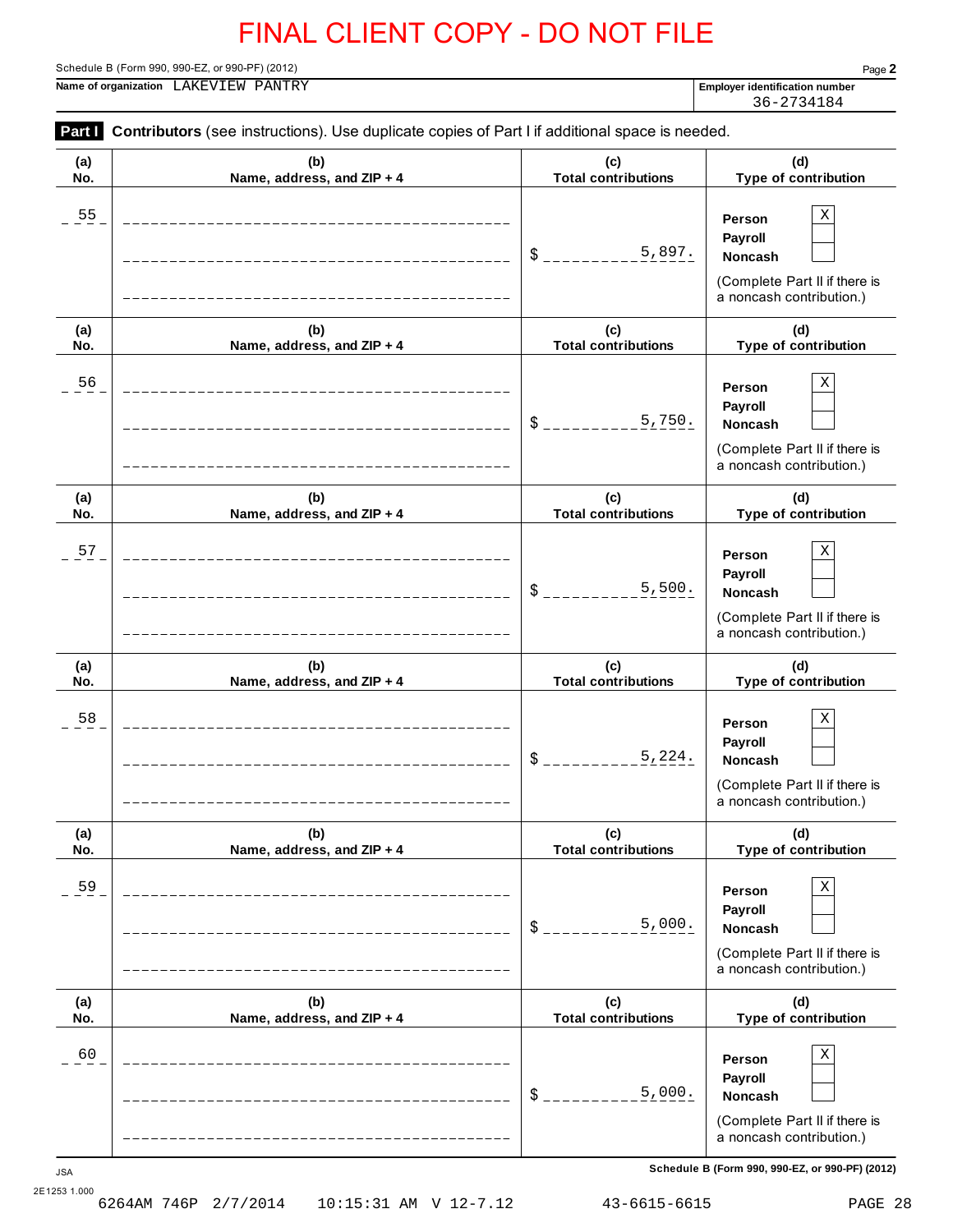FINAL CLIENT COPY - DO NOT FILE

Schedule B (Form 990, 990-EZ, or 990-PF) (2012)

**Name of organization** LAKEVIEW PANTRY

**Employer identification number** 36-2734184

**Part I** **Contributors** (see instructions). Use duplicate copies of Part I if additional space is needed.

| (a) No. | (b) Name, address, and ZIP + 4 | (c) Total contributions | (d) Type of contribution |
|---|---|---|---|
| 55 | | $ 5,897. | Person [X] Payroll [ ] Noncash [ ] (Complete Part II if there is a noncash contribution.) |
| 56 | | $ 5,750. | Person [X] Payroll [ ] Noncash [ ] (Complete Part II if there is a noncash contribution.) |
| 57 | | $ 5,500. | Person [X] Payroll [ ] Noncash [ ] (Complete Part II if there is a noncash contribution.) |
| 58 | | $ 5,224. | Person [X] Payroll [ ] Noncash [ ] (Complete Part II if there is a noncash contribution.) |
| 59 | | $ 5,000. | Person [X] Payroll [ ] Noncash [ ] (Complete Part II if there is a noncash contribution.) |
| 60 | | $ 5,000. | Person [X] Payroll [ ] Noncash [ ] (Complete Part II if there is a noncash contribution.) |

Schedule B (Form 990, 990-EZ, or 990-PF) (2012)

JSA
2E1253 1.000

6264AM 746P 2/7/2014 10:15:31 AM V 12-7.12 43-6615-6615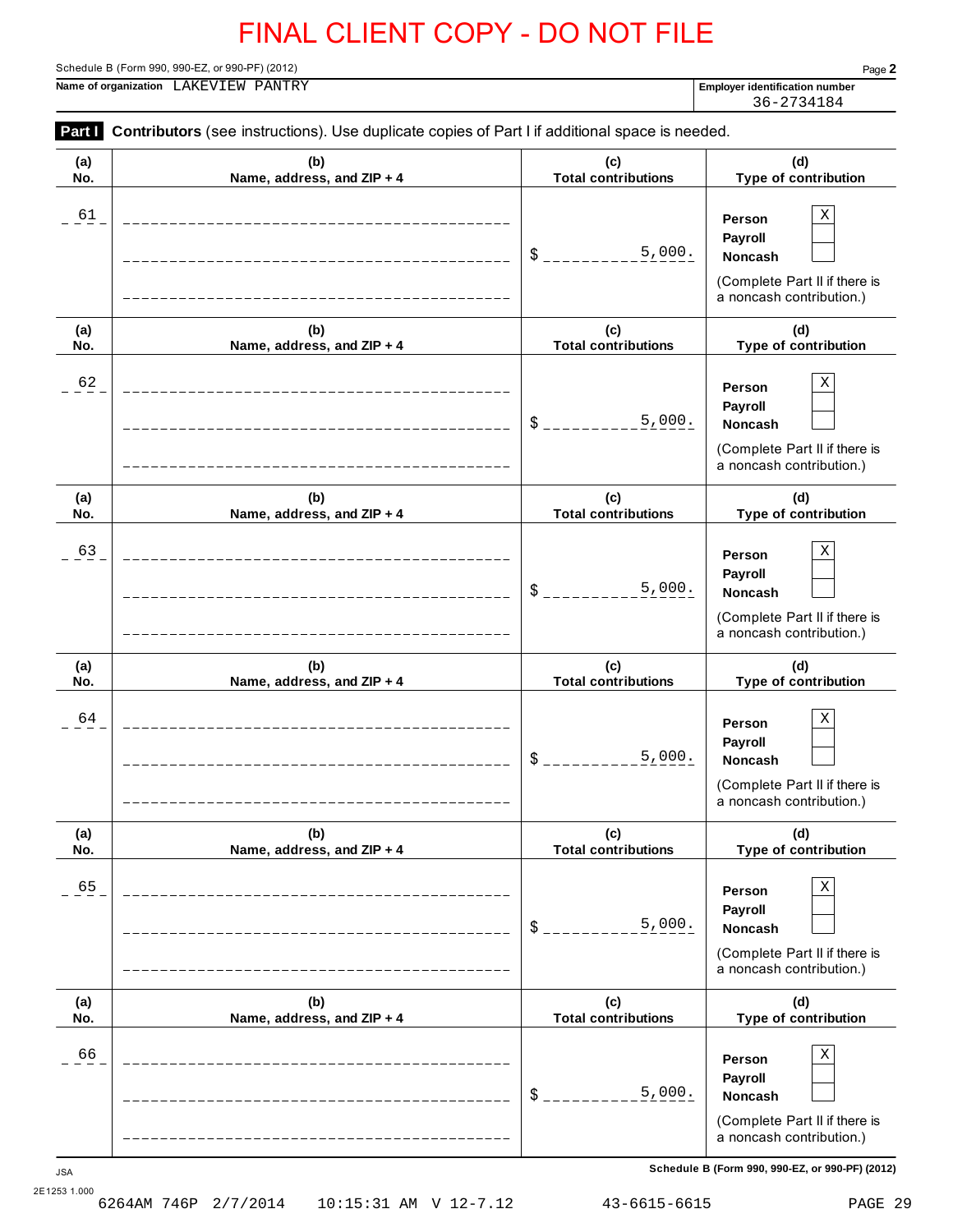# FINAL CLIENT COPY - DO NOT FILE

Schedule B (Form 990, 990-EZ, or 990-PF) (2012)

**Name of organization** LAKEVIEW PANTRY

**Employer identification number** 36-2734184

**Part I** **Contributors** (see instructions). Use duplicate copies of Part I if additional space is needed.

| (a) No. | (b) Name, address, and ZIP + 4 | (c) Total contributions | (d) Type of contribution |
|---|---|---|---|
| 61 | | $ 5,000. | Person X<br>Payroll ☐<br>Noncash ☐<br>(Complete Part II if there is a noncash contribution.) |
| 62 | | $ 5,000. | Person X<br>Payroll ☐<br>Noncash ☐<br>(Complete Part II if there is a noncash contribution.) |
| 63 | | $ 5,000. | Person X<br>Payroll ☐<br>Noncash ☐<br>(Complete Part II if there is a noncash contribution.) |
| 64 | | $ 5,000. | Person X<br>Payroll ☐<br>Noncash ☐<br>(Complete Part II if there is a noncash contribution.) |
| 65 | | $ 5,000. | Person X<br>Payroll ☐<br>Noncash ☐<br>(Complete Part II if there is a noncash contribution.) |
| 66 | | $ 5,000. | Person X<br>Payroll ☐<br>Noncash ☐<br>(Complete Part II if there is a noncash contribution.) |

JSA 2E1253 1.000

Schedule B (Form 990, 990-EZ, or 990-PF) (2012)

6264AM 746P 2/7/2014 10:15:31 AM V 12-7.12 43-6615-6615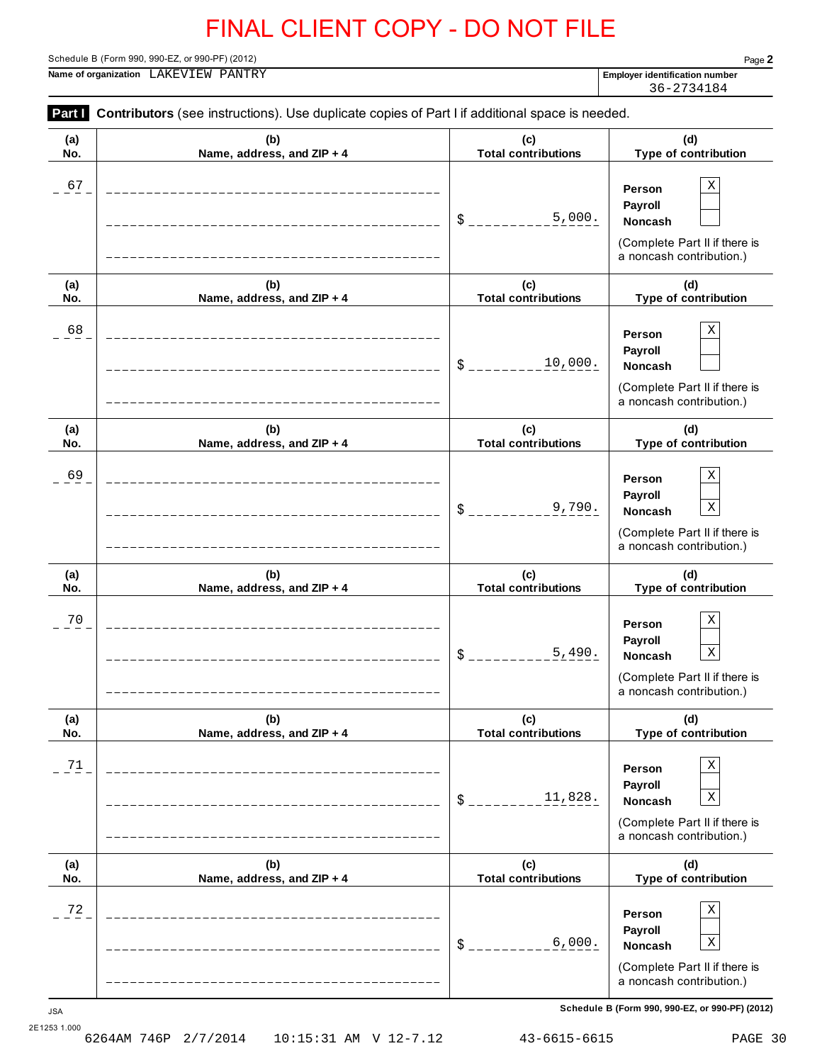FINAL CLIENT COPY - DO NOT FILE

Schedule B (Form 990, 990-EZ, or 990-PF) (2012)

**Name of organization** LAKEVIEW PANTRY

**Employer identification number** 36-2734184

**Part I** **Contributors** (see instructions). Use duplicate copies of Part I if additional space is needed.

| (a) No. | (b) Name, address, and ZIP + 4 | (c) Total contributions | (d) Type of contribution |
|---|---|---|---|
| 67 | | $ 5,000. | Person [X] Payroll [ ] Noncash [ ] (Complete Part II if there is a noncash contribution.) |
| 68 | | $ 10,000. | Person [X] Payroll [ ] Noncash [ ] (Complete Part II if there is a noncash contribution.) |
| 69 | | $ 9,790. | Person [X] Payroll [ ] Noncash [X] (Complete Part II if there is a noncash contribution.) |
| 70 | | $ 5,490. | Person [X] Payroll [ ] Noncash [X] (Complete Part II if there is a noncash contribution.) |
| 71 | | $ 11,828. | Person [X] Payroll [ ] Noncash [X] (Complete Part II if there is a noncash contribution.) |
| 72 | | $ 6,000. | Person [X] Payroll [ ] Noncash [X] (Complete Part II if there is a noncash contribution.) |

JSA

2E1253 1.000

Schedule B (Form 990, 990-EZ, or 990-PF) (2012)

6264AM 746P 2/7/2014 10:15:31 AM V 12-7.12 43-6615-6615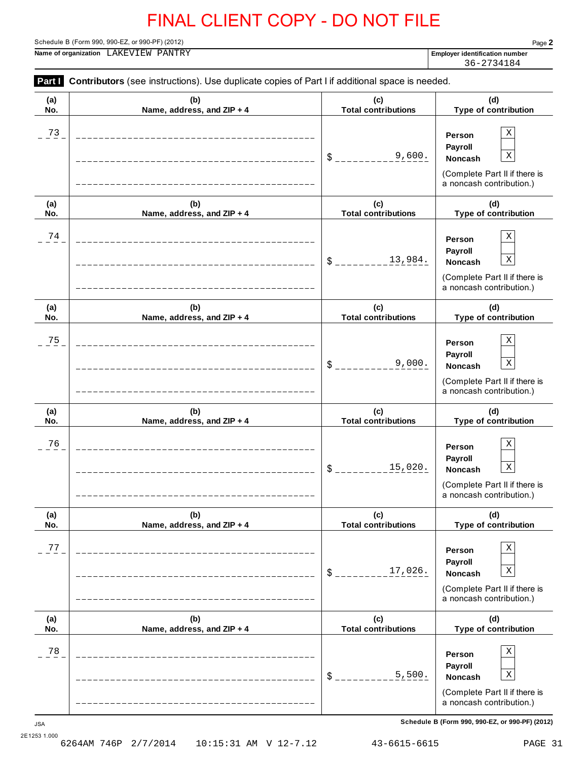FINAL CLIENT COPY - DO NOT FILE

Schedule B (Form 990, 990-EZ, or 990-PF) (2012)

**Name of organization** LAKEVIEW PANTRY

**Employer identification number** 36-2734184

**Part I** **Contributors** (see instructions). Use duplicate copies of Part I if additional space is needed.

| (a) No. | (b) Name, address, and ZIP + 4 | (c) Total contributions | (d) Type of contribution |
|---|---|---|---|
| 73 | | $ 9,600. | Person X<br>Payroll<br>Noncash X<br>(Complete Part II if there is a noncash contribution.) |
| 74 | | $ 13,984. | Person X<br>Payroll<br>Noncash X<br>(Complete Part II if there is a noncash contribution.) |
| 75 | | $ 9,000. | Person X<br>Payroll<br>Noncash X<br>(Complete Part II if there is a noncash contribution.) |
| 76 | | $ 15,020. | Person X<br>Payroll<br>Noncash X<br>(Complete Part II if there is a noncash contribution.) |
| 77 | | $ 17,026. | Person X<br>Payroll<br>Noncash X<br>(Complete Part II if there is a noncash contribution.) |
| 78 | | $ 5,500. | Person X<br>Payroll<br>Noncash X<br>(Complete Part II if there is a noncash contribution.) |

Schedule B (Form 990, 990-EZ, or 990-PF) (2012)

JSA
2E1253 1.000
6264AM 746P 2/7/2014 10:15:31 AM V 12-7.12 43-6615-6615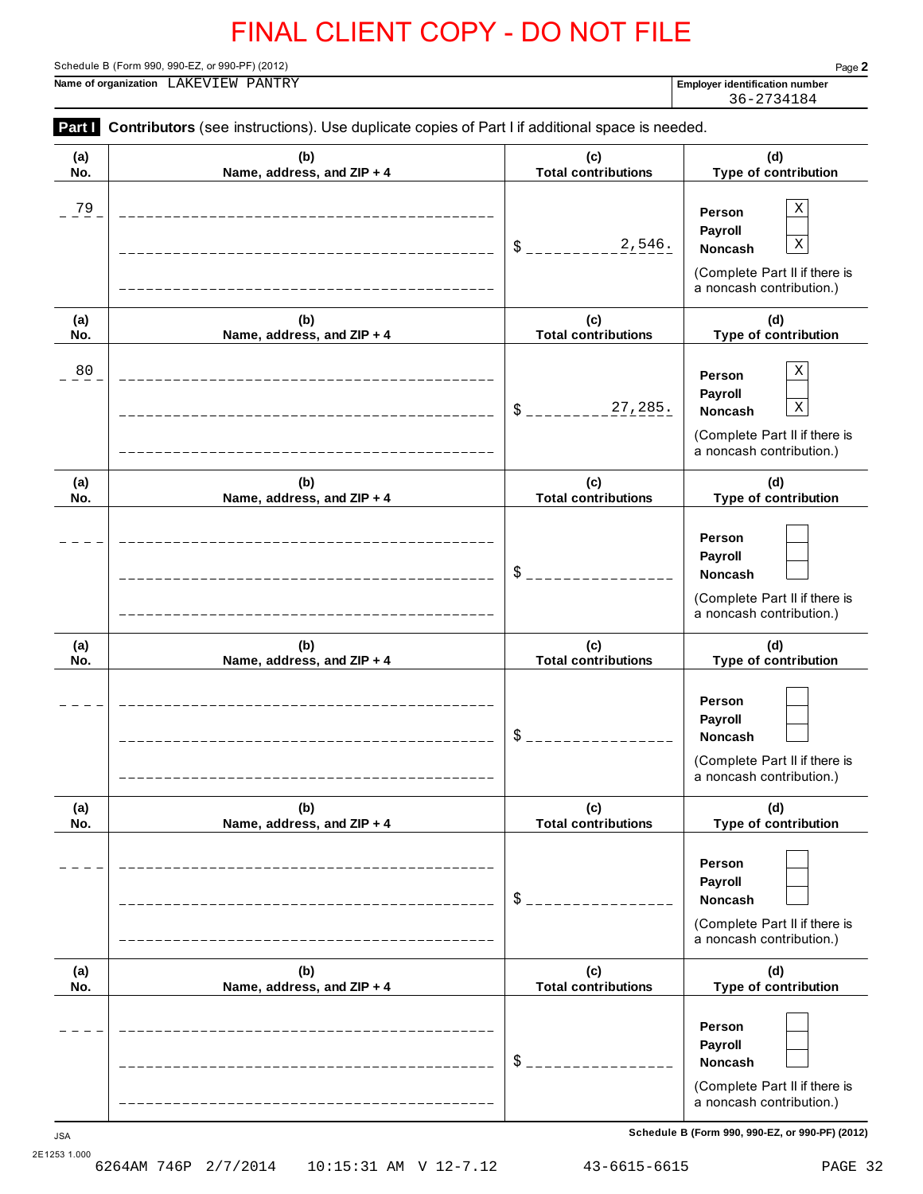# FINAL CLIENT COPY - DO NOT FILE

Schedule B (Form 990, 990-EZ, or 990-PF) (2012)

**Name of organization** LAKEVIEW PANTRY

**Employer identification number** 36-2734184

**Part I** **Contributors** (see instructions). Use duplicate copies of Part I if additional space is needed.

| (a) No. | (b) Name, address, and ZIP + 4 | (c) Total contributions | (d) Type of contribution |
|---|---|---|---|
| 79 | | $ 2,546. | Person [X] Payroll [ ] Noncash [X] (Complete Part II if there is a noncash contribution.) |
| 80 | | $ 27,285. | Person [X] Payroll [ ] Noncash [X] (Complete Part II if there is a noncash contribution.) |
| | | $ | Person [ ] Payroll [ ] Noncash [ ] (Complete Part II if there is a noncash contribution.) |
| | | $ | Person [ ] Payroll [ ] Noncash [ ] (Complete Part II if there is a noncash contribution.) |
| | | $ | Person [ ] Payroll [ ] Noncash [ ] (Complete Part II if there is a noncash contribution.) |
| | | $ | Person [ ] Payroll [ ] Noncash [ ] (Complete Part II if there is a noncash contribution.) |

JSA
2E1253 1.000

Schedule B (Form 990, 990-EZ, or 990-PF) (2012)

6264AM 746P 2/7/2014 10:15:31 AM V 12-7.12 43-6615-6615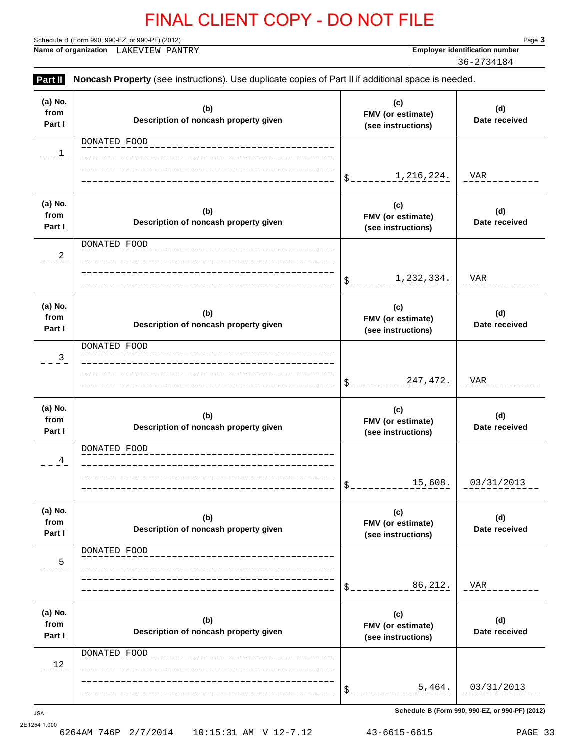FINAL CLIENT COPY - DO NOT FILE

Schedule B (Form 990, 990-EZ, or 990-PF) (2012)

**Name of organization** LAKEVIEW PANTRY

**Employer identification number** 36-2734184

**Part II** **Noncash Property** (see instructions). Use duplicate copies of Part II if additional space is needed.

| (a) No. from Part I | (b) Description of noncash property given | (c) FMV (or estimate) (see instructions) | (d) Date received |
|---|---|---|---|
| 1 | DONATED FOOD | $ 1,216,224. | VAR |
| 2 | DONATED FOOD | $ 1,232,334. | VAR |
| 3 | DONATED FOOD | $ 247,472. | VAR |
| 4 | DONATED FOOD | $ 15,608. | 03/31/2013 |
| 5 | DONATED FOOD | $ 86,212. | VAR |
| 12 | DONATED FOOD | $ 5,464. | 03/31/2013 |

Schedule B (Form 990, 990-EZ, or 990-PF) (2012)

JSA
2E1254 1.000
6264AM 746P 2/7/2014 10:15:31 AM V 12-7.12 43-6615-6615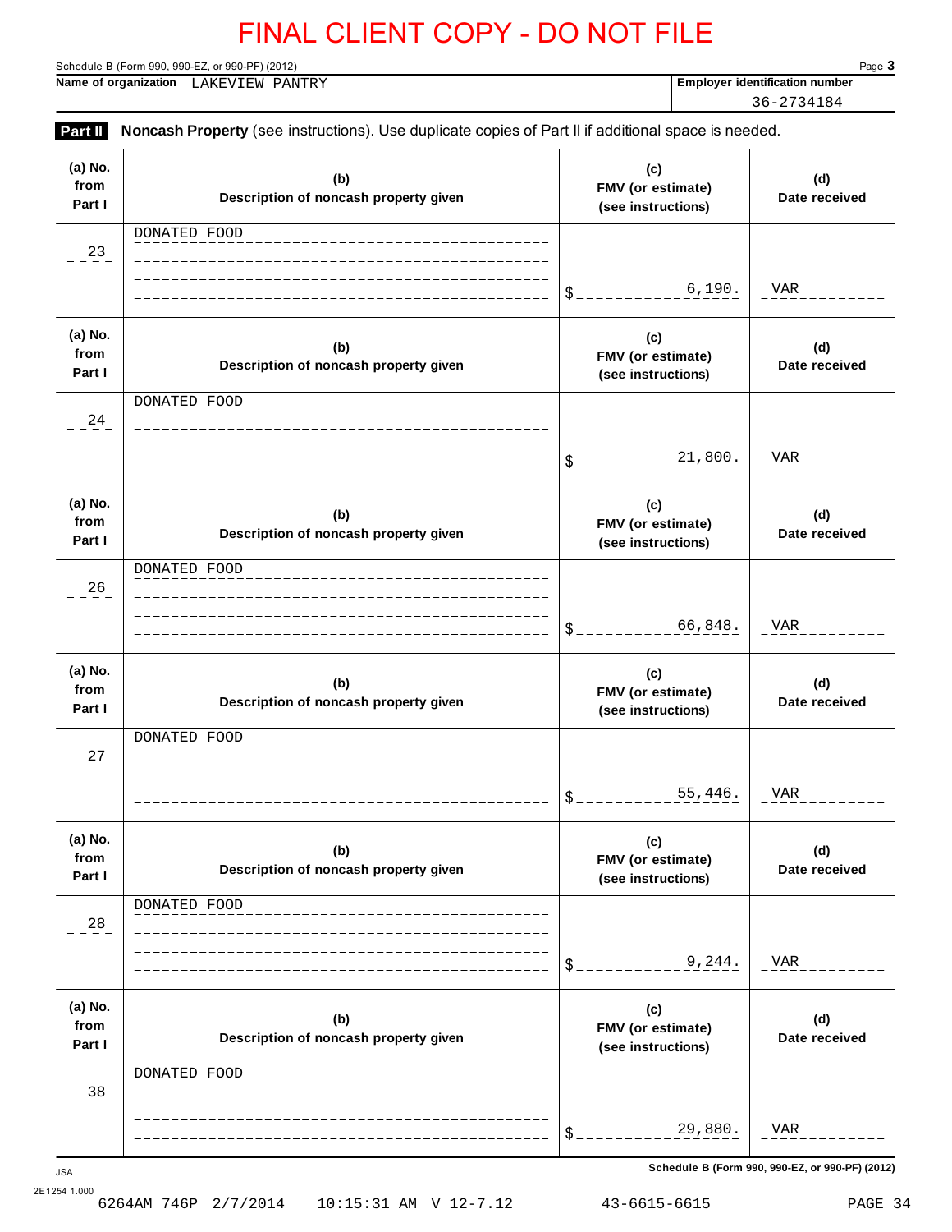FINAL CLIENT COPY - DO NOT FILE

Schedule B (Form 990, 990-EZ, or 990-PF) (2012) Page **3**

**Name of organization** LAKEVIEW PANTRY

**Employer identification number** 36-2734184

**Part II** **Noncash Property** (see instructions). Use duplicate copies of Part II if additional space is needed.

| (a) No. from Part I | (b) Description of noncash property given | (c) FMV (or estimate) (see instructions) | (d) Date received |
|---|---|---|---|
| 23 | DONATED FOOD | $ 6,190. | VAR |
| 24 | DONATED FOOD | $ 21,800. | VAR |
| 26 | DONATED FOOD | $ 66,848. | VAR |
| 27 | DONATED FOOD | $ 55,446. | VAR |
| 28 | DONATED FOOD | $ 9,244. | VAR |
| 38 | DONATED FOOD | $ 29,880. | VAR |

JSA

2E1254 1.000

**Schedule B (Form 990, 990-EZ, or 990-PF) (2012)**

6264AM 746P 2/7/2014 10:15:31 AM V 12-7.12 43-6615-6615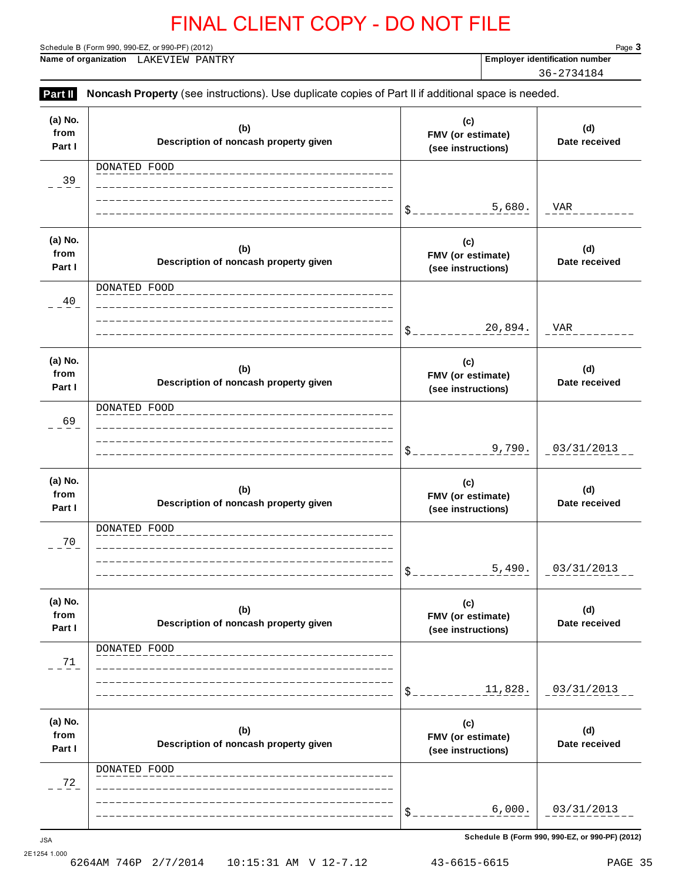FINAL CLIENT COPY - DO NOT FILE

Schedule B (Form 990, 990-EZ, or 990-PF) (2012)

**Name of organization** LAKEVIEW PANTRY

**Employer identification number** 36-2734184

**Part II** **Noncash Property** (see instructions). Use duplicate copies of Part II if additional space is needed.

| (a) No. from Part I | (b) Description of noncash property given | (c) FMV (or estimate) (see instructions) | (d) Date received |
|---|---|---|---|
| 39 | DONATED FOOD | $ 5,680. | VAR |
| 40 | DONATED FOOD | $ 20,894. | VAR |
| 69 | DONATED FOOD | $ 9,790. | 03/31/2013 |
| 70 | DONATED FOOD | $ 5,490. | 03/31/2013 |
| 71 | DONATED FOOD | $ 11,828. | 03/31/2013 |
| 72 | DONATED FOOD | $ 6,000. | 03/31/2013 |

JSA

2E1254 1.000

Schedule B (Form 990, 990-EZ, or 990-PF) (2012)

6264AM 746P 2/7/2014 10:15:31 AM V 12-7.12 43-6615-6615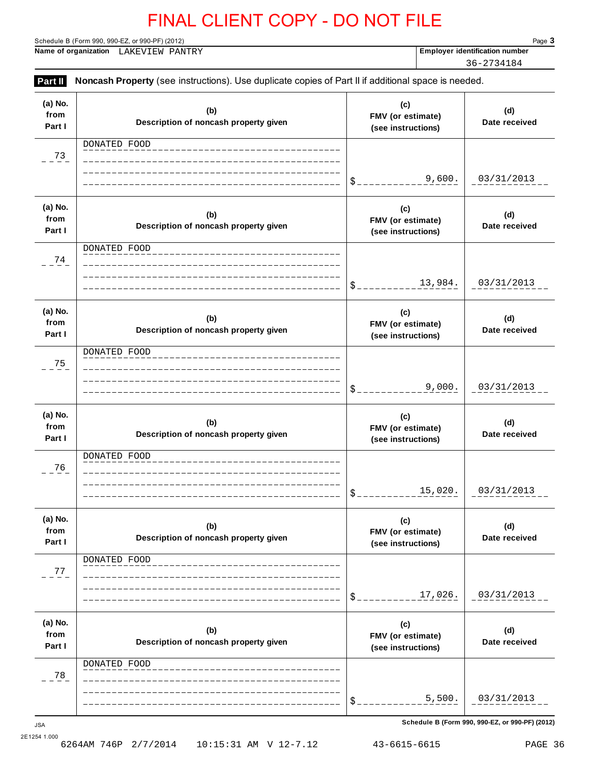FINAL CLIENT COPY - DO NOT FILE

Schedule B (Form 990, 990-EZ, or 990-PF) (2012)

**Name of organization** LAKEVIEW PANTRY

**Employer identification number** 36-2734184

**Part II** **Noncash Property** (see instructions). Use duplicate copies of Part II if additional space is needed.

| (a) No. from Part I | (b) Description of noncash property given | (c) FMV (or estimate) (see instructions) | (d) Date received |
|---|---|---|---|
| 73 | DONATED FOOD | $ 9,600. | 03/31/2013 |
| 74 | DONATED FOOD | $ 13,984. | 03/31/2013 |
| 75 | DONATED FOOD | $ 9,000. | 03/31/2013 |
| 76 | DONATED FOOD | $ 15,020. | 03/31/2013 |
| 77 | DONATED FOOD | $ 17,026. | 03/31/2013 |
| 78 | DONATED FOOD | $ 5,500. | 03/31/2013 |

Schedule B (Form 990, 990-EZ, or 990-PF) (2012)

JSA
2E1254 1.000
6264AM 746P 2/7/2014 10:15:31 AM V 12-7.12 43-6615-6615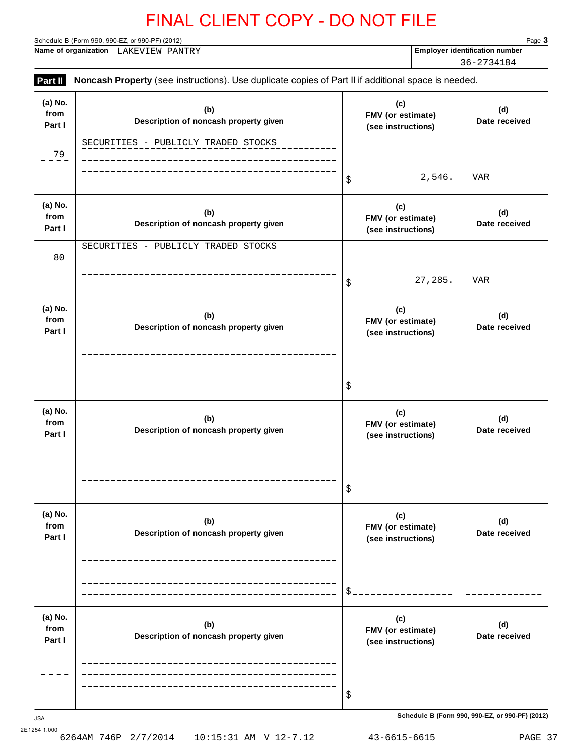FINAL CLIENT COPY - DO NOT FILE

Schedule B (Form 990, 990-EZ, or 990-PF) (2012) Page **3**

**Name of organization** LAKEVIEW PANTRY

**Employer identification number** 36-2734184

**Part II** **Noncash Property** (see instructions). Use duplicate copies of Part II if additional space is needed.

| (a) No. from Part I | (b) Description of noncash property given | (c) FMV (or estimate) (see instructions) | (d) Date received |
|---|---|---|---|
| 79 | SECURITIES - PUBLICLY TRADED STOCKS | $ 2,546. | VAR |
| 80 | SECURITIES - PUBLICLY TRADED STOCKS | $ 27,285. | VAR |
| | | $ | |
| | | $ | |
| | | $ | |
| | | $ | |

Schedule B (Form 990, 990-EZ, or 990-PF) (2012)

JSA
2E1254 1.000

6264AM 746P 2/7/2014 10:15:31 AM V 12-7.12 43-6615-6615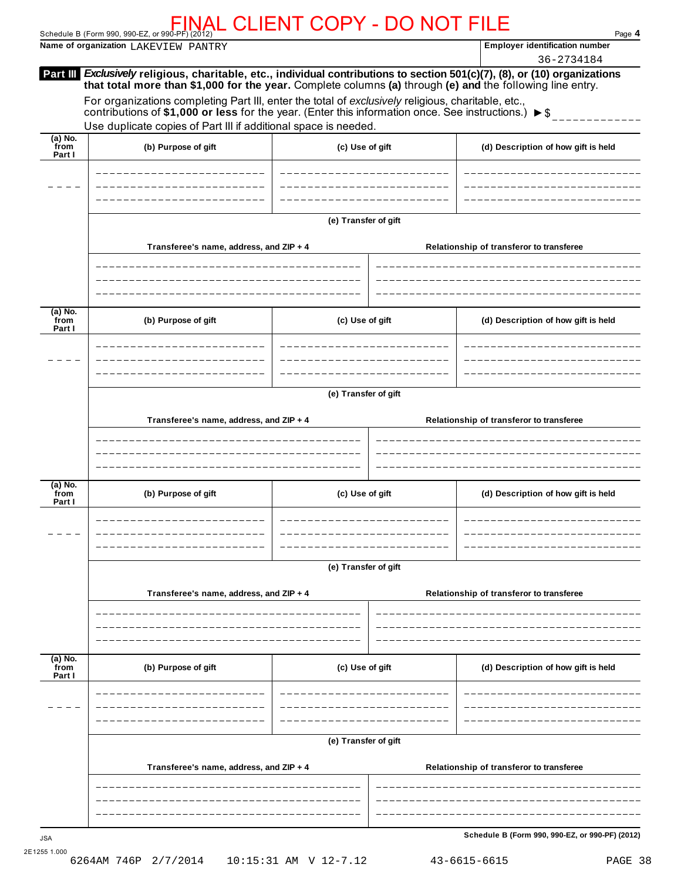FINAL CLIENT COPY - DO NOT FILE

Schedule B (Form 990, 990-EZ, or 990-PF) (2012) Page **4**

**Name of organization** LAKEVIEW PANTRY

**Employer identification number** 36-2734184

**Part III** ***Exclusively*** **religious, charitable, etc., individual contributions to section 501(c)(7), (8), or (10) organizations that total more than $1,000 for the year.** Complete columns **(a)** through **(e) and** the following line entry.

For organizations completing Part III, enter the total of *exclusively* religious, charitable, etc., contributions of **$1,000 or less** for the year. (Enter this information once. See instructions.) ► $

Use duplicate copies of Part III if additional space is needed.

| (a) No. from Part I | (b) Purpose of gift | (c) Use of gift | (d) Description of how gift is held |
|---|---|---|---|
| | | | |

**(e) Transfer of gift**

| Transferee's name, address, and ZIP + 4 | Relationship of transferor to transferee |
|---|---|
| | |

| (a) No. from Part I | (b) Purpose of gift | (c) Use of gift | (d) Description of how gift is held |
|---|---|---|---|
| | | | |

**(e) Transfer of gift**

| Transferee's name, address, and ZIP + 4 | Relationship of transferor to transferee |
|---|---|
| | |

| (a) No. from Part I | (b) Purpose of gift | (c) Use of gift | (d) Description of how gift is held |
|---|---|---|---|
| | | | |

**(e) Transfer of gift**

| Transferee's name, address, and ZIP + 4 | Relationship of transferor to transferee |
|---|---|
| | |

| (a) No. from Part I | (b) Purpose of gift | (c) Use of gift | (d) Description of how gift is held |
|---|---|---|---|
| | | | |

**(e) Transfer of gift**

| Transferee's name, address, and ZIP + 4 | Relationship of transferor to transferee |
|---|---|
| | |

JSA **Schedule B (Form 990, 990-EZ, or 990-PF) (2012)**

2E1255 1.000

6264AM 746P 2/7/2014 10:15:31 AM V 12-7.12 43-6615-6615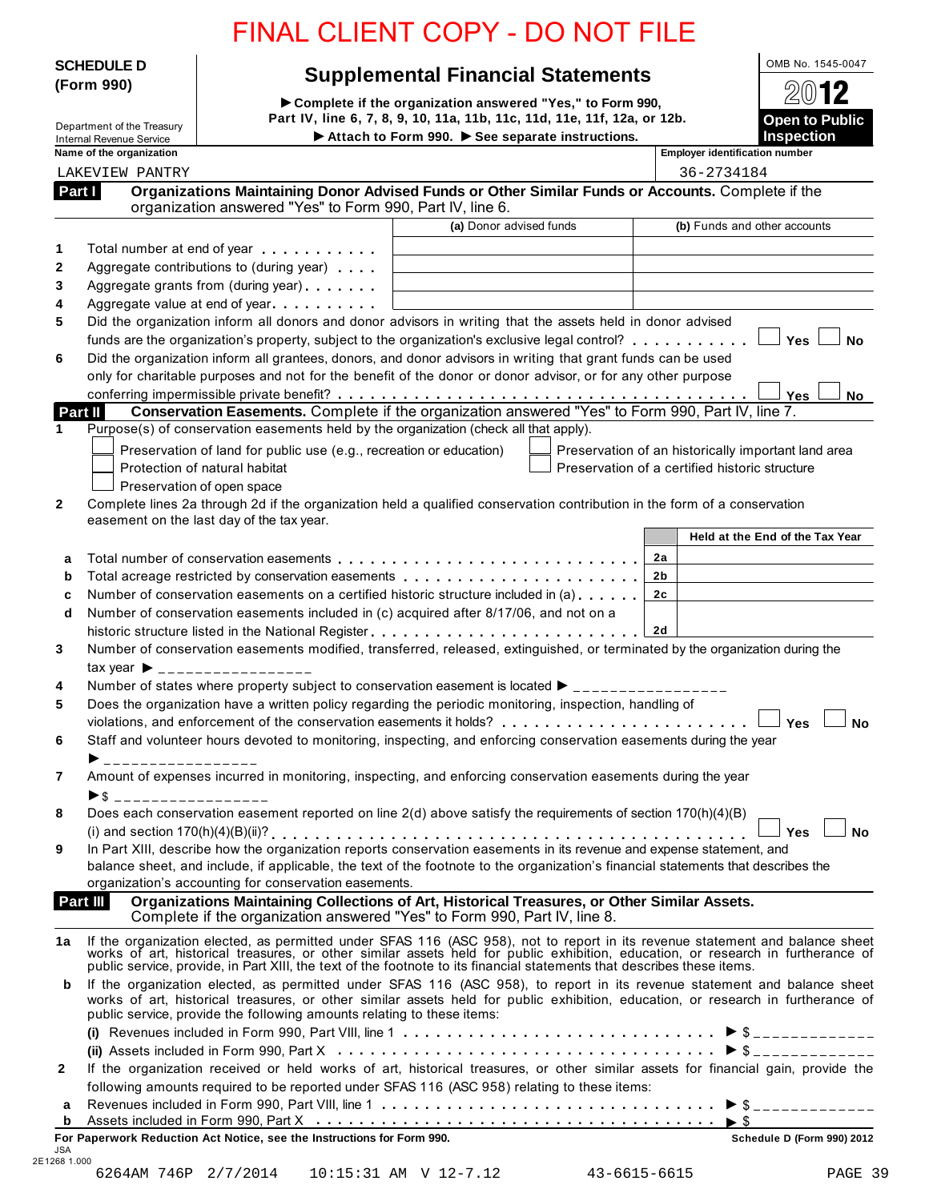FINAL CLIENT COPY - DO NOT FILE

**SCHEDULE D (Form 990)**

Department of the Treasury
Internal Revenue Service

# Supplemental Financial Statements

▶ Complete if the organization answered "Yes," to Form 990, Part IV, line 6, 7, 8, 9, 10, 11a, 11b, 11c, 11d, 11e, 11f, 12a, or 12b.
▶ Attach to Form 990. ▶ See separate instructions.

OMB No. 1545-0047
2012
**Open to Public Inspection**

Name of the organization: LAKEVIEW PANTRY
Employer identification number: 36-2734184

## Part I Organizations Maintaining Donor Advised Funds or Other Similar Funds or Accounts. Complete if the organization answered "Yes" to Form 990, Part IV, line 6.

| | | (a) Donor advised funds | (b) Funds and other accounts |
|---|---|---|---|
| 1 | Total number at end of year | | |
| 2 | Aggregate contributions to (during year) | | |
| 3 | Aggregate grants from (during year) | | |
| 4 | Aggregate value at end of year | | |

5 Did the organization inform all donors and donor advisors in writing that the assets held in donor advised funds are the organization's property, subject to the organization's exclusive legal control? ☐ Yes ☐ No

6 Did the organization inform all grantees, donors, and donor advisors in writing that grant funds can be used only for charitable purposes and not for the benefit of the donor or donor advisor, or for any other purpose conferring impermissible private benefit? ☐ Yes ☐ No

## Part II Conservation Easements. Complete if the organization answered "Yes" to Form 990, Part IV, line 7.

1 Purpose(s) of conservation easements held by the organization (check all that apply).

- ☐ Preservation of land for public use (e.g., recreation or education)
- ☐ Protection of natural habitat
- ☐ Preservation of open space
- ☐ Preservation of an historically important land area
- ☐ Preservation of a certified historic structure

2 Complete lines 2a through 2d if the organization held a qualified conservation contribution in the form of a conservation easement on the last day of the tax year.

| | | | Held at the End of the Tax Year |
|---|---|---|---|
| a | Total number of conservation easements | 2a | |
| b | Total acreage restricted by conservation easements | 2b | |
| c | Number of conservation easements on a certified historic structure included in (a) | 2c | |
| d | Number of conservation easements included in (c) acquired after 8/17/06, and not on a historic structure listed in the National Register | 2d | |

3 Number of conservation easements modified, transferred, released, extinguished, or terminated by the organization during the tax year ▶ ________________

4 Number of states where property subject to conservation easement is located ▶ ________________

5 Does the organization have a written policy regarding the periodic monitoring, inspection, handling of violations, and enforcement of the conservation easements it holds? ☐ Yes ☐ No

6 Staff and volunteer hours devoted to monitoring, inspecting, and enforcing conservation easements during the year ▶ ________________

7 Amount of expenses incurred in monitoring, inspecting, and enforcing conservation easements during the year ▶ $ ________________

8 Does each conservation easement reported on line 2(d) above satisfy the requirements of section 170(h)(4)(B)(i) and section 170(h)(4)(B)(ii)? ☐ Yes ☐ No

9 In Part XIII, describe how the organization reports conservation easements in its revenue and expense statement, and balance sheet, and include, if applicable, the text of the footnote to the organization's financial statements that describes the organization's accounting for conservation easements.

## Part III Organizations Maintaining Collections of Art, Historical Treasures, or Other Similar Assets. Complete if the organization answered "Yes" to Form 990, Part IV, line 8.

1a If the organization elected, as permitted under SFAS 116 (ASC 958), not to report in its revenue statement and balance sheet works of art, historical treasures, or other similar assets held for public exhibition, education, or research in furtherance of public service, provide, in Part XIII, the text of the footnote to its financial statements that describes these items.

b If the organization elected, as permitted under SFAS 116 (ASC 958), to report in its revenue statement and balance sheet works of art, historical treasures, or other similar assets held for public exhibition, education, or research in furtherance of public service, provide the following amounts relating to these items:

(i) Revenues included in Form 990, Part VIII, line 1 ▶ $ ____________

(ii) Assets included in Form 990, Part X ▶ $ ____________

2 If the organization received or held works of art, historical treasures, or other similar assets for financial gain, provide the following amounts required to be reported under SFAS 116 (ASC 958) relating to these items:

a Revenues included in Form 990, Part VIII, line 1 ▶ $ ____________

b Assets included in Form 990, Part X ▶ $

For Paperwork Reduction Act Notice, see the Instructions for Form 990.

Schedule D (Form 990) 2012

JSA
2E1268 1.000

6264AM 746P 2/7/2014 10:15:31 AM V 12-7.12 43-6615-6615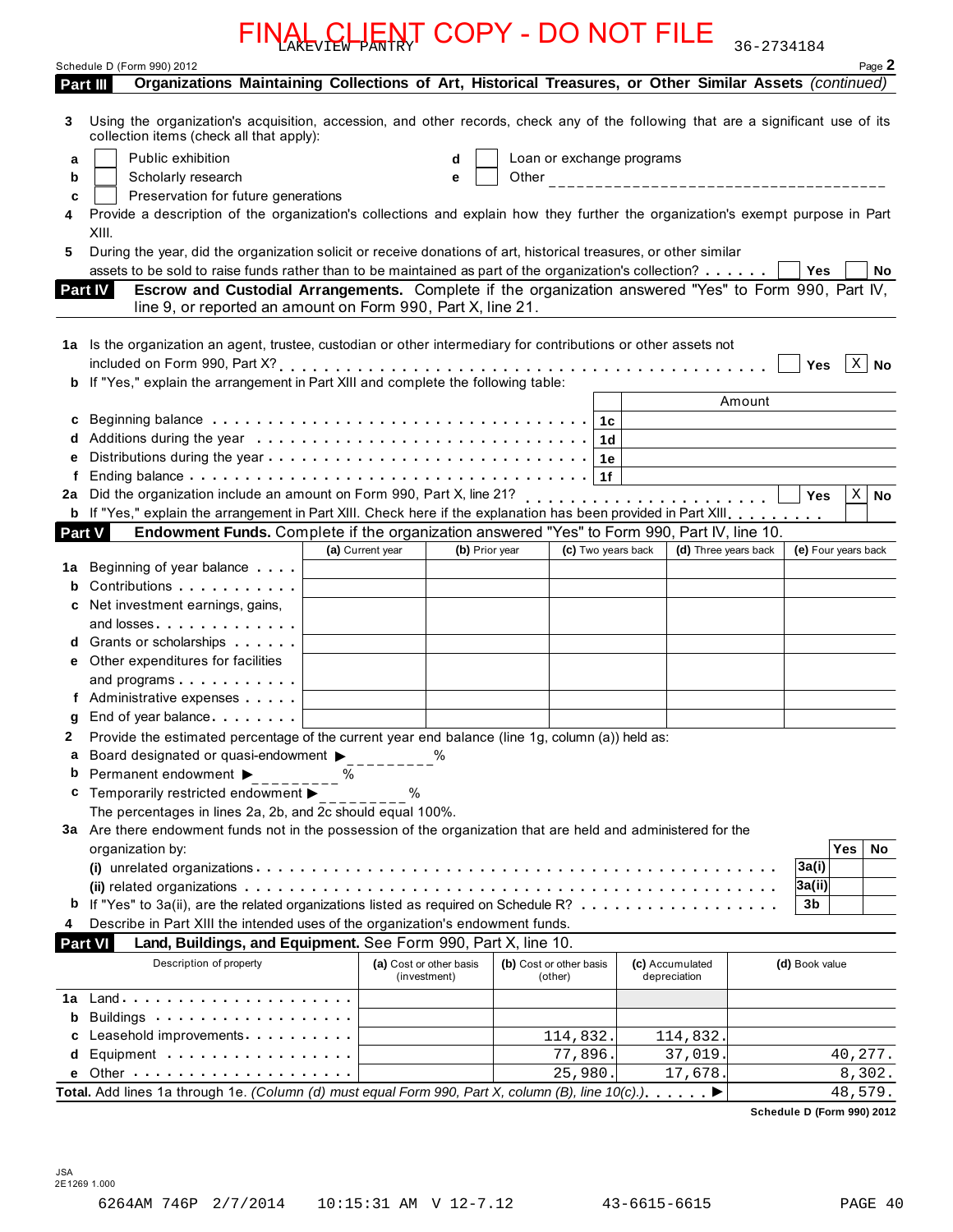FINAL CLIENT COPY - DO NOT FILE

LAKEVIEW PANTRY 36-2734184

Schedule D (Form 990) 2012 Page **2**

**Part III** **Organizations Maintaining Collections of Art, Historical Treasures, or Other Similar Assets** *(continued)*

**3** Using the organization's acquisition, accession, and other records, check any of the following that are a significant use of its collection items (check all that apply):

- **a** ☐ Public exhibition
- **b** ☐ Scholarly research
- **c** ☐ Preservation for future generations
- **d** ☐ Loan or exchange programs
- **e** ☐ Other ____________________

**4** Provide a description of the organization's collections and explain how they further the organization's exempt purpose in Part XIII.

**5** During the year, did the organization solicit or receive donations of art, historical treasures, or other similar assets to be sold to raise funds rather than to be maintained as part of the organization's collection? . . . . . . ☐ Yes ☐ No

**Part IV** **Escrow and Custodial Arrangements.** Complete if the organization answered "Yes" to Form 990, Part IV, line 9, or reported an amount on Form 990, Part X, line 21.

**1a** Is the organization an agent, trustee, custodian or other intermediary for contributions or other assets not included on Form 990, Part X? . . . . . ☐ Yes ☒ No

**b** If "Yes," explain the arrangement in Part XIII and complete the following table:

| | | Amount |
|---|---|---|
| **c** Beginning balance | 1c | |
| **d** Additions during the year | 1d | |
| **e** Distributions during the year | 1e | |
| **f** Ending balance | 1f | |

**2a** Did the organization include an amount on Form 990, Part X, line 21? . . . . . ☐ Yes ☒ No

**b** If "Yes," explain the arrangement in Part XIII. Check here if the explanation has been provided in Part XIII. . . . . . . ☐

**Part V** **Endowment Funds.** Complete if the organization answered "Yes" to Form 990, Part IV, line 10.

| | (a) Current year | (b) Prior year | (c) Two years back | (d) Three years back | (e) Four years back |
|---|---|---|---|---|---|
| **1a** Beginning of year balance | | | | | |
| **b** Contributions | | | | | |
| **c** Net investment earnings, gains, and losses | | | | | |
| **d** Grants or scholarships | | | | | |
| **e** Other expenditures for facilities and programs | | | | | |
| **f** Administrative expenses | | | | | |
| **g** End of year balance | | | | | |

**2** Provide the estimated percentage of the current year end balance (line 1g, column (a)) held as:

- **a** Board designated or quasi-endowment ▶ ________ %
- **b** Permanent endowment ▶ ________ %
- **c** Temporarily restricted endowment ▶ ________ %

The percentages in lines 2a, 2b, and 2c should equal 100%.

**3a** Are there endowment funds not in the possession of the organization that are held and administered for the organization by:

| | | Yes | No |
|---|---|---|---|
| **(i)** unrelated organizations | 3a(i) | | |
| **(ii)** related organizations | 3a(ii) | | |
| **b** If "Yes" to 3a(ii), are the related organizations listed as required on Schedule R? | 3b | | |

**4** Describe in Part XIII the intended uses of the organization's endowment funds.

**Part VI** **Land, Buildings, and Equipment.** See Form 990, Part X, line 10.

| Description of property | (a) Cost or other basis (investment) | (b) Cost or other basis (other) | (c) Accumulated depreciation | (d) Book value |
|---|---|---|---|---|
| **1a** Land | | | | |
| **b** Buildings | | | | |
| **c** Leasehold improvements | | 114,832. | 114,832. | |
| **d** Equipment | | 77,896. | 37,019. | 40,277. |
| **e** Other | | 25,980. | 17,678. | 8,302. |
| **Total.** Add lines 1a through 1e. *(Column (d) must equal Form 990, Part X, column (B), line 10(c).)* ▶ | | | | 48,579. |

**Schedule D (Form 990) 2012**

JSA
2E1269 1.000

6264AM 746P 2/7/2014 10:15:31 AM V 12-7.12 43-6615-6615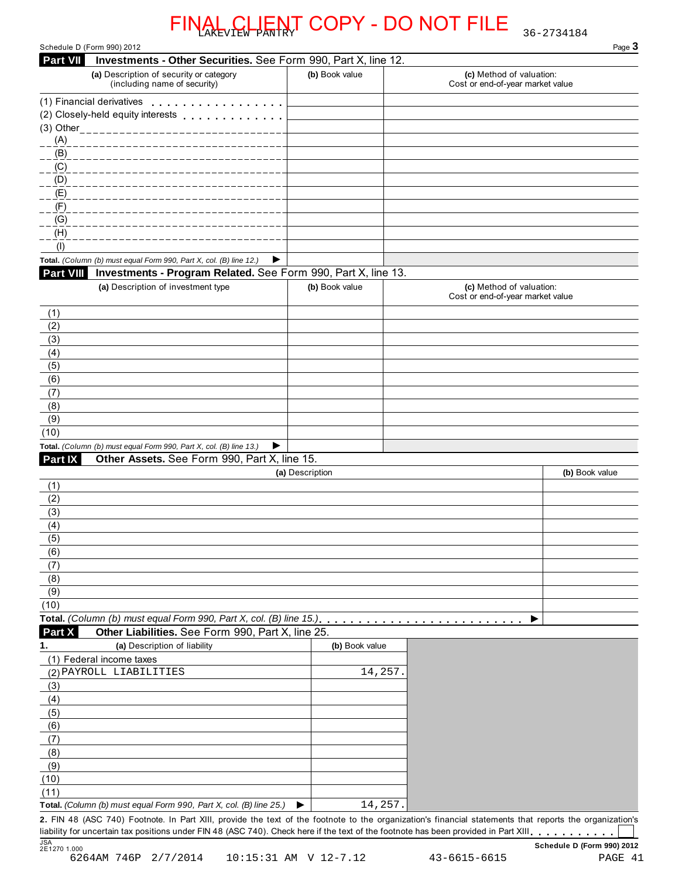FINAL CLIENT COPY - DO NOT FILE

LAKEVIEW PANTRY 36-2734184

Schedule D (Form 990) 2012 Page **3**

## Part VII Investments - Other Securities. See Form 990, Part X, line 12.

| (a) Description of security or category (including name of security) | (b) Book value | (c) Method of valuation: Cost or end-of-year market value |
|---|---|---|
| (1) Financial derivatives | | |
| (2) Closely-held equity interests | | |
| (3) Other | | |
| (A) | | |
| (B) | | |
| (C) | | |
| (D) | | |
| (E) | | |
| (F) | | |
| (G) | | |
| (H) | | |
| (I) | | |
| **Total.** *(Column (b) must equal Form 990, Part X, col. (B) line 12.)* ▶ | | |

## Part VIII Investments - Program Related. See Form 990, Part X, line 13.

| (a) Description of investment type | (b) Book value | (c) Method of valuation: Cost or end-of-year market value |
|---|---|---|
| (1) | | |
| (2) | | |
| (3) | | |
| (4) | | |
| (5) | | |
| (6) | | |
| (7) | | |
| (8) | | |
| (9) | | |
| (10) | | |
| **Total.** *(Column (b) must equal Form 990, Part X, col. (B) line 13.)* ▶ | | |

## Part IX Other Assets. See Form 990, Part X, line 15.

| (a) Description | (b) Book value |
|---|---|
| (1) | |
| (2) | |
| (3) | |
| (4) | |
| (5) | |
| (6) | |
| (7) | |
| (8) | |
| (9) | |
| (10) | |
| **Total.** *(Column (b) must equal Form 990, Part X, col. (B) line 15.)* ▶ | |

## Part X Other Liabilities. See Form 990, Part X, line 25.

| 1. (a) Description of liability | (b) Book value |
|---|---|
| (1) Federal income taxes | |
| (2) PAYROLL LIABILITIES | 14,257. |
| (3) | |
| (4) | |
| (5) | |
| (6) | |
| (7) | |
| (8) | |
| (9) | |
| (10) | |
| (11) | |
| **Total.** *(Column (b) must equal Form 990, Part X, col. (B) line 25.)* ▶ | 14,257. |

**2.** FIN 48 (ASC 740) Footnote. In Part XIII, provide the text of the footnote to the organization's financial statements that reports the organization's liability for uncertain tax positions under FIN 48 (ASC 740). Check here if the text of the footnote has been provided in Part XIII ☐

JSA 2E1270 1.000 **Schedule D (Form 990) 2012**

6264AM 746P 2/7/2014 10:15:31 AM V 12-7.12 43-6615-6615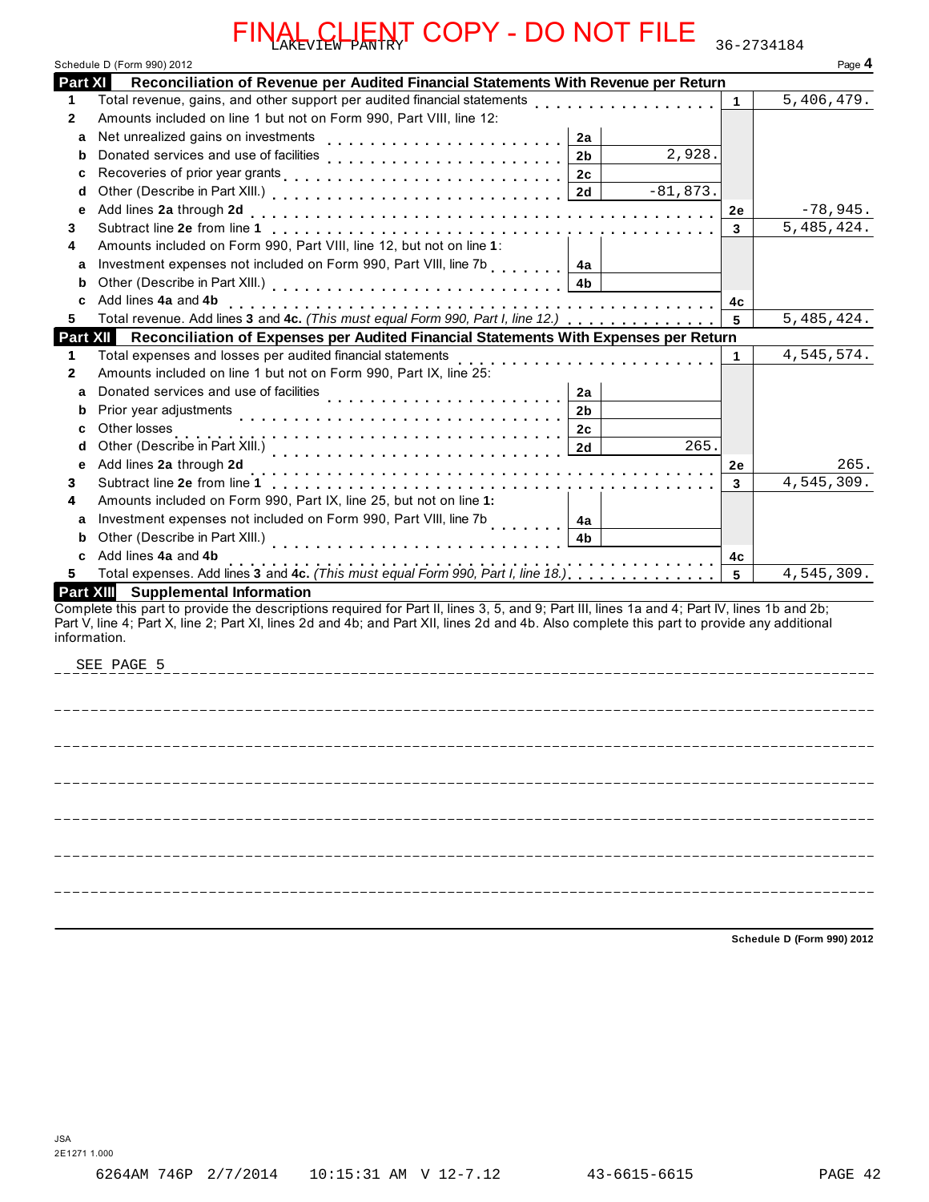FINAL CLIENT COPY - DO NOT FILE

LAKEVIEW PANTRY 36-2734184

Schedule D (Form 990) 2012 Page **4**

## Part XI Reconciliation of Revenue per Audited Financial Statements With Revenue per Return

| | | | | | |
|---|---|---|---|---|---|
| **1** | Total revenue, gains, and other support per audited financial statements | | | 1 | 5,406,479. |
| **2** | Amounts included on line 1 but not on Form 990, Part VIII, line 12: | | | | |
| **a** | Net unrealized gains on investments | 2a | | | |
| **b** | Donated services and use of facilities | 2b | 2,928. | | |
| **c** | Recoveries of prior year grants | 2c | | | |
| **d** | Other (Describe in Part XIII.) | 2d | -81,873. | | |
| **e** | Add lines **2a** through **2d** | | | 2e | -78,945. |
| **3** | Subtract line **2e** from line **1** | | | 3 | 5,485,424. |
| **4** | Amounts included on Form 990, Part VIII, line 12, but not on line **1**: | | | | |
| **a** | Investment expenses not included on Form 990, Part VIII, line 7b | 4a | | | |
| **b** | Other (Describe in Part XIII.) | 4b | | | |
| **c** | Add lines **4a** and **4b** | | | 4c | |
| **5** | Total revenue. Add lines **3** and **4c.** *(This must equal Form 990, Part I, line 12.)* | | | 5 | 5,485,424. |

## Part XII Reconciliation of Expenses per Audited Financial Statements With Expenses per Return

| | | | | | |
|---|---|---|---|---|---|
| **1** | Total expenses and losses per audited financial statements | | | 1 | 4,545,574. |
| **2** | Amounts included on line 1 but not on Form 990, Part IX, line 25: | | | | |
| **a** | Donated services and use of facilities | 2a | | | |
| **b** | Prior year adjustments | 2b | | | |
| **c** | Other losses | 2c | | | |
| **d** | Other (Describe in Part XIII.) | 2d | 265. | | |
| **e** | Add lines **2a** through **2d** | | | 2e | 265. |
| **3** | Subtract line **2e** from line **1** | | | 3 | 4,545,309. |
| **4** | Amounts included on Form 990, Part IX, line 25, but not on line **1:** | | | | |
| **a** | Investment expenses not included on Form 990, Part VIII, line 7b | 4a | | | |
| **b** | Other (Describe in Part XIII.) | 4b | | | |
| **c** | Add lines **4a** and **4b** | | | 4c | |
| **5** | Total expenses. Add lines **3** and **4c.** *(This must equal Form 990, Part I, line 18.)* | | | 5 | 4,545,309. |

## Part XIII Supplemental Information

Complete this part to provide the descriptions required for Part II, lines 3, 5, and 9; Part III, lines 1a and 4; Part IV, lines 1b and 2b; Part V, line 4; Part X, line 2; Part XI, lines 2d and 4b; and Part XII, lines 2d and 4b. Also complete this part to provide any additional information.

SEE PAGE 5

**Schedule D (Form 990) 2012**

JSA
2E1271 1.000

6264AM 746P 2/7/2014 10:15:31 AM V 12-7.12 43-6615-6615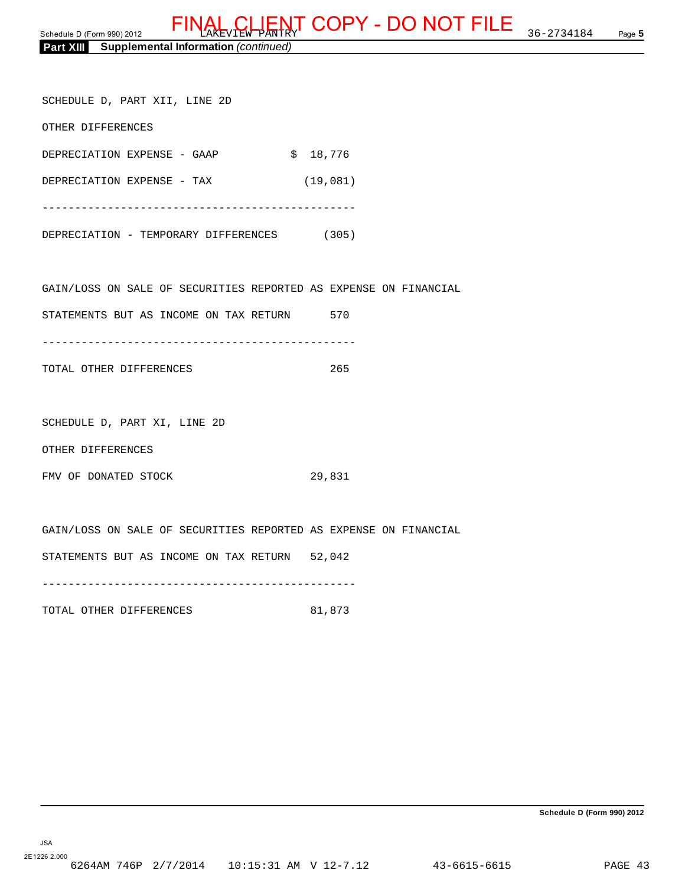## Part XIII Supplemental Information *(continued)*

SCHEDULE D, PART XII, LINE 2D

OTHER DIFFERENCES

| | |
|---|---|
| DEPRECIATION EXPENSE - GAAP | $ 18,776 |
| DEPRECIATION EXPENSE - TAX | (19,081) |
| DEPRECIATION - TEMPORARY DIFFERENCES | (305) |

| | |
|---|---|
| GAIN/LOSS ON SALE OF SECURITIES REPORTED AS EXPENSE ON FINANCIAL STATEMENTS BUT AS INCOME ON TAX RETURN | 570 |
| TOTAL OTHER DIFFERENCES | 265 |

SCHEDULE D, PART XI, LINE 2D

OTHER DIFFERENCES

| | |
|---|---|
| FMV OF DONATED STOCK | 29,831 |
| GAIN/LOSS ON SALE OF SECURITIES REPORTED AS EXPENSE ON FINANCIAL STATEMENTS BUT AS INCOME ON TAX RETURN | 52,042 |
| TOTAL OTHER DIFFERENCES | 81,873 |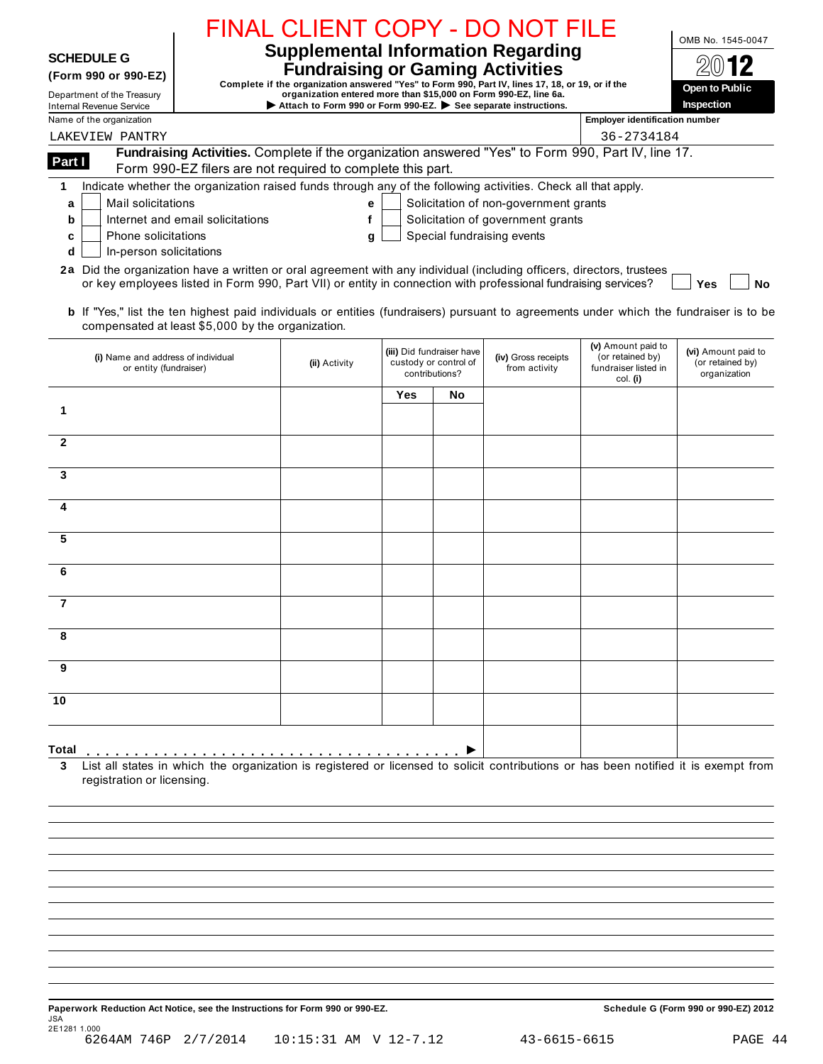FINAL CLIENT COPY - DO NOT FILE

**SCHEDULE G (Form 990 or 990-EZ)**

Department of the Treasury
Internal Revenue Service

# Supplemental Information Regarding Fundraising or Gaming Activities

**Complete if the organization answered "Yes" to Form 990, Part IV, lines 17, 18, or 19, or if the organization entered more than $15,000 on Form 990-EZ, line 6a.**

**▶ Attach to Form 990 or Form 990-EZ. ▶ See separate instructions.**

OMB No. 1545-0047

2012

**Open to Public Inspection**

Name of the organization: LAKEVIEW PANTRY

Employer identification number: 36-2734184

**Part I** **Fundraising Activities.** Complete if the organization answered "Yes" to Form 990, Part IV, line 17. Form 990-EZ filers are not required to complete this part.

**1** Indicate whether the organization raised funds through any of the following activities. Check all that apply.

- **a** ☐ Mail solicitations
- **b** ☐ Internet and email solicitations
- **c** ☐ Phone solicitations
- **d** ☐ In-person solicitations
- **e** ☐ Solicitation of non-government grants
- **f** ☐ Solicitation of government grants
- **g** ☐ Special fundraising events

**2a** Did the organization have a written or oral agreement with any individual (including officers, directors, trustees or key employees listed in Form 990, Part VII) or entity in connection with professional fundraising services? ☐ **Yes** ☐ **No**

**b** If "Yes," list the ten highest paid individuals or entities (fundraisers) pursuant to agreements under which the fundraiser is to be compensated at least $5,000 by the organization.

| | (i) Name and address of individual or entity (fundraiser) | (ii) Activity | (iii) Did fundraiser have custody or control of contributions? | | (iv) Gross receipts from activity | (v) Amount paid to (or retained by) fundraiser listed in col. (i) | (vi) Amount paid to (or retained by) organization |
|---|---|---|---|---|---|---|---|
| | | | Yes | No | | | |
| 1 | | | | | | | |
| 2 | | | | | | | |
| 3 | | | | | | | |
| 4 | | | | | | | |
| 5 | | | | | | | |
| 6 | | | | | | | |
| 7 | | | | | | | |
| 8 | | | | | | | |
| 9 | | | | | | | |
| 10 | | | | | | | |
| Total ▶ | | | | | | | |

**3** List all states in which the organization is registered or licensed to solicit contributions or has been notified it is exempt from registration or licensing.

**Paperwork Reduction Act Notice, see the Instructions for Form 990 or 990-EZ.**

**Schedule G (Form 990 or 990-EZ) 2012**

JSA
2E1281 1.000
6264AM 746P 2/7/2014 10:15:31 AM V 12-7.12 43-6615-6615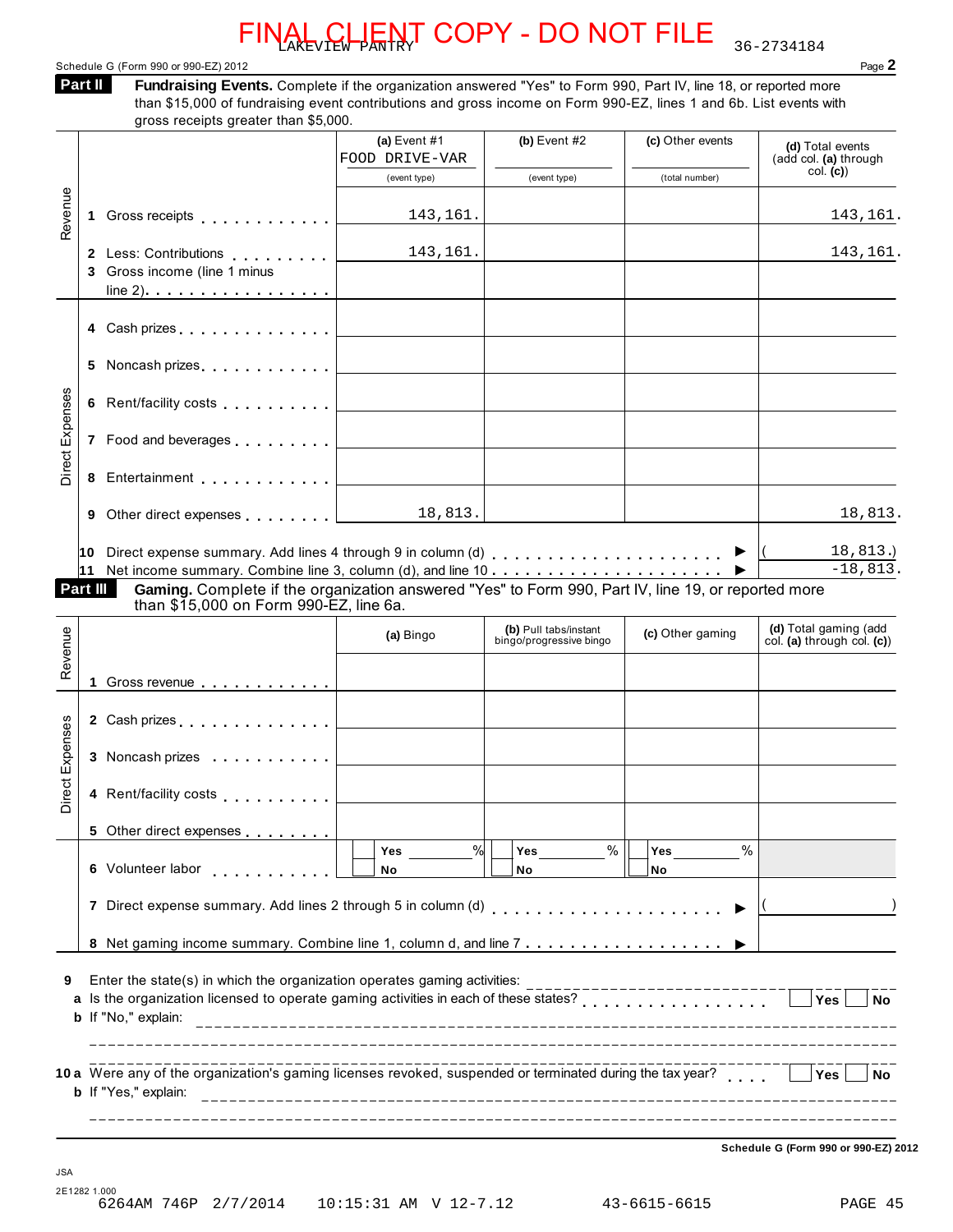FINAL CLIENT COPY - DO NOT FILE

LAKEVIEW PANTRY 36-2734184

Schedule G (Form 990 or 990-EZ) 2012

**Part II** **Fundraising Events.** Complete if the organization answered "Yes" to Form 990, Part IV, line 18, or reported more than $15,000 of fundraising event contributions and gross income on Form 990-EZ, lines 1 and 6b. List events with gross receipts greater than $5,000.

| | | (a) Event #1 FOOD DRIVE-VAR (event type) | (b) Event #2 (event type) | (c) Other events (total number) | (d) Total events (add col. (a) through col. (c)) |
|---|---|---|---|---|---|
| Revenue | 1 Gross receipts | 143,161. | | | 143,161. |
| | 2 Less: Contributions | 143,161. | | | 143,161. |
| | 3 Gross income (line 1 minus line 2) | | | | |
| Direct Expenses | 4 Cash prizes | | | | |
| | 5 Noncash prizes | | | | |
| | 6 Rent/facility costs | | | | |
| | 7 Food and beverages | | | | |
| | 8 Entertainment | | | | |
| | 9 Other direct expenses | 18,813. | | | 18,813. |
| | 10 Direct expense summary. Add lines 4 through 9 in column (d) | | | ▶ | ( 18,813.) |
| | 11 Net income summary. Combine line 3, column (d), and line 10 | | | ▶ | -18,813. |

**Part III** **Gaming.** Complete if the organization answered "Yes" to Form 990, Part IV, line 19, or reported more than $15,000 on Form 990-EZ, line 6a.

| | | (a) Bingo | (b) Pull tabs/instant bingo/progressive bingo | (c) Other gaming | (d) Total gaming (add col. (a) through col. (c)) |
|---|---|---|---|---|---|
| Revenue | 1 Gross revenue | | | | |
| Direct Expenses | 2 Cash prizes | | | | |
| | 3 Noncash prizes | | | | |
| | 4 Rent/facility costs | | | | |
| | 5 Other direct expenses | | | | |
| | 6 Volunteer labor | Yes ____ % / No | Yes ____ % / No | Yes ____ % / No | |
| | 7 Direct expense summary. Add lines 2 through 5 in column (d) | | | ▶ | ( ) |
| | 8 Net gaming income summary. Combine line 1, column d, and line 7 | | | ▶ | |

9 Enter the state(s) in which the organization operates gaming activities: ______________________

a Is the organization licensed to operate gaming activities in each of these states? ☐ Yes ☐ No

b If "No," explain: ______________________

10a Were any of the organization's gaming licenses revoked, suspended or terminated during the tax year? ☐ Yes ☐ No

b If "Yes," explain: ______________________

Schedule G (Form 990 or 990-EZ) 2012

JSA
2E1282 1.000
6264AM 746P 2/7/2014 10:15:31 AM V 12-7.12 43-6615-6615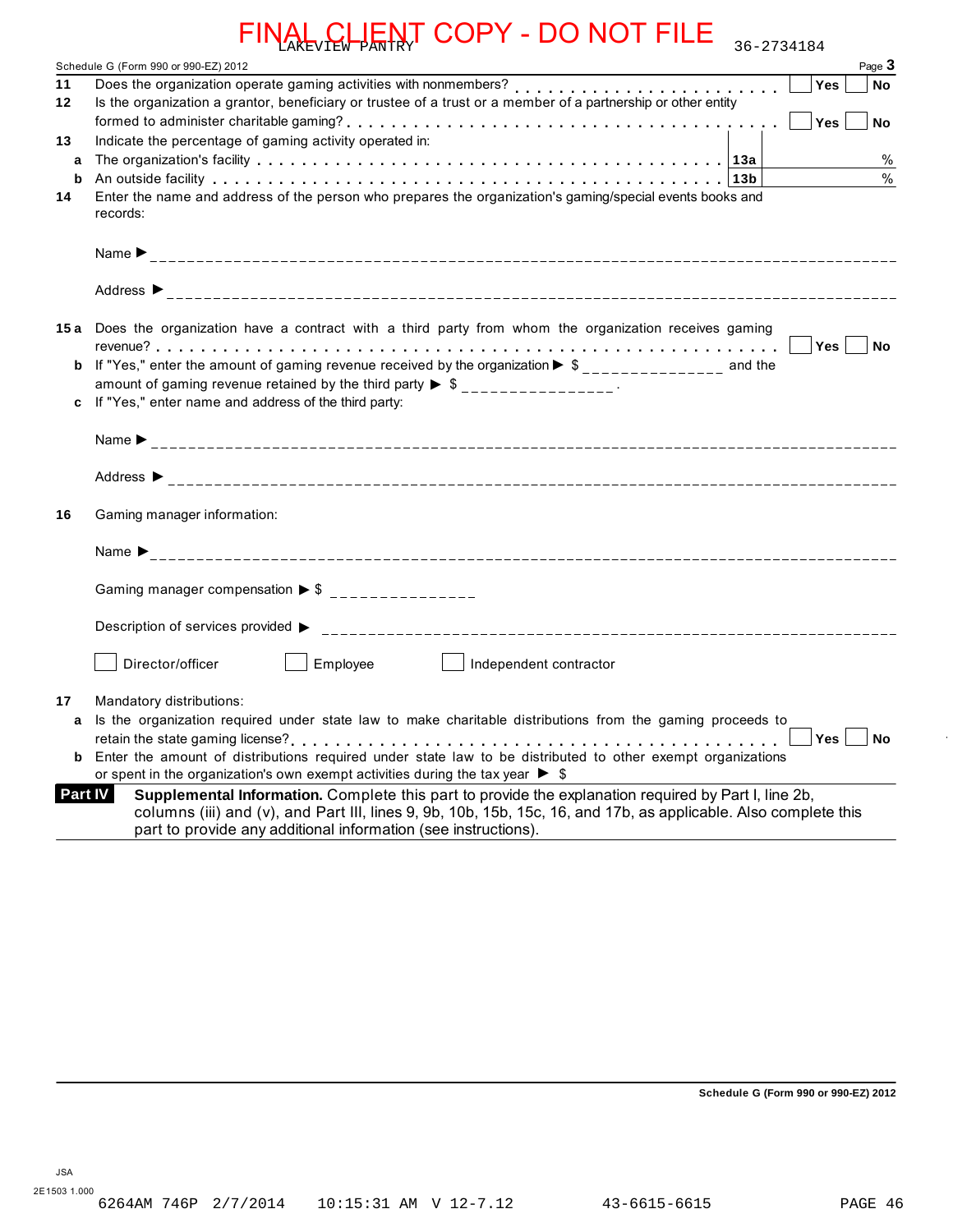FINAL CLIENT COPY - DO NOT FILE

LAKEVIEW PANTRY 36-2734184

Schedule G (Form 990 or 990-EZ) 2012 Page **3**

**11** Does the organization operate gaming activities with nonmembers? . . . . . . . . . . . . . . . . . . . . . . . ☐ Yes ☐ No

**12** Is the organization a grantor, beneficiary or trustee of a trust or a member of a partnership or other entity formed to administer charitable gaming? . . . . . . . . . . . . . . . . . . . . . . . . . . . . . . . . . . . . ☐ Yes ☐ No

**13** Indicate the percentage of gaming activity operated in:

**a** The organization's facility . . . . . . . . . . . . . . . . . . . . . . . . . . . . . . . . . . . . . . . . **13a** %

**b** An outside facility . . . . . . . . . . . . . . . . . . . . . . . . . . . . . . . . . . . . . . . . . . . . **13b** %

**14** Enter the name and address of the person who prepares the organization's gaming/special events books and records:

Name ▶ ____________________

Address ▶ ____________________

**15a** Does the organization have a contract with a third party from whom the organization receives gaming revenue? . . . . . . . . . . . . . . . . . . . . . . . . . . . . . . . . . . . . . . . . . . . . . . . . ☐ Yes ☐ No

**b** If "Yes," enter the amount of gaming revenue received by the organization ▶ $ ____________ and the amount of gaming revenue retained by the third party ▶ $ ____________ .

**c** If "Yes," enter name and address of the third party:

Name ▶ ____________________

Address ▶ ____________________

**16** Gaming manager information:

Name ▶ ____________________

Gaming manager compensation ▶ $ ____________

Description of services provided ▶ ____________________

☐ Director/officer ☐ Employee ☐ Independent contractor

**17** Mandatory distributions:

**a** Is the organization required under state law to make charitable distributions from the gaming proceeds to retain the state gaming license? . . . . . . . . . . . . . . . . . . . . . . . . . . . . . . . . . . . . . . ☐ Yes ☐ No

**b** Enter the amount of distributions required under state law to be distributed to other exempt organizations or spent in the organization's own exempt activities during the tax year ▶ $

**Part IV** **Supplemental Information.** Complete this part to provide the explanation required by Part I, line 2b, columns (iii) and (v), and Part III, lines 9, 9b, 10b, 15b, 15c, 16, and 17b, as applicable. Also complete this part to provide any additional information (see instructions).

**Schedule G (Form 990 or 990-EZ) 2012**

JSA
2E1503 1.000

6264AM 746P 2/7/2014 10:15:31 AM V 12-7.12 43-6615-6615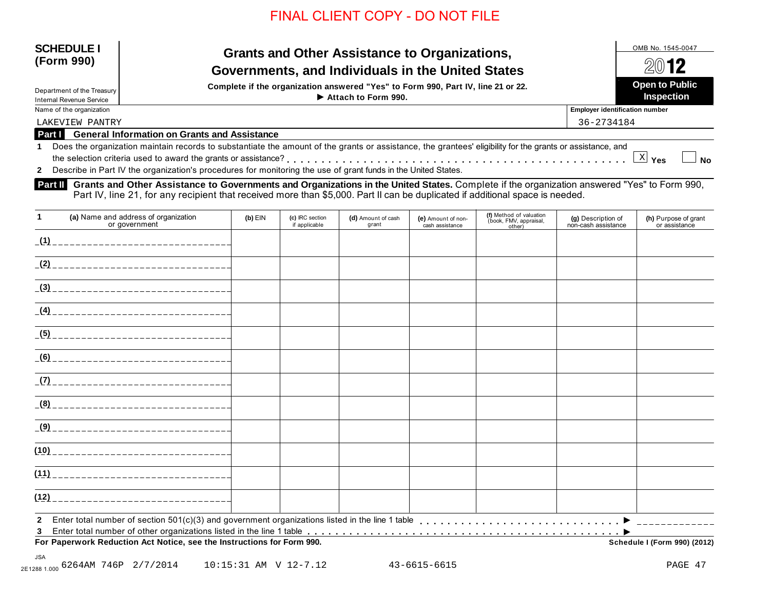FINAL CLIENT COPY - DO NOT FILE

**SCHEDULE I (Form 990)**

Department of the Treasury
Internal Revenue Service

# Grants and Other Assistance to Organizations, Governments, and Individuals in the United States

**Complete if the organization answered "Yes" to Form 990, Part IV, line 21 or 22.**
**▶ Attach to Form 990.**

OMB No. 1545-0047
**2012**
**Open to Public Inspection**

Name of the organization: LAKEVIEW PANTRY

**Employer identification number:** 36-2734184

## Part I General Information on Grants and Assistance

1 Does the organization maintain records to substantiate the amount of the grants or assistance, the grantees' eligibility for the grants or assistance, and the selection criteria used to award the grants or assistance? . . . . . [X] Yes [ ] No

2 Describe in Part IV the organization's procedures for monitoring the use of grant funds in the United States.

## Part II Grants and Other Assistance to Governments and Organizations in the United States.

Complete if the organization answered "Yes" to Form 990, Part IV, line 21, for any recipient that received more than $5,000. Part II can be duplicated if additional space is needed.

| 1 (a) Name and address of organization or government | (b) EIN | (c) IRC section if applicable | (d) Amount of cash grant | (e) Amount of non-cash assistance | (f) Method of valuation (book, FMV, appraisal, other) | (g) Description of non-cash assistance | (h) Purpose of grant or assistance |
|---|---|---|---|---|---|---|---|
| (1) | | | | | | | |
| (2) | | | | | | | |
| (3) | | | | | | | |
| (4) | | | | | | | |
| (5) | | | | | | | |
| (6) | | | | | | | |
| (7) | | | | | | | |
| (8) | | | | | | | |
| (9) | | | | | | | |
| (10) | | | | | | | |
| (11) | | | | | | | |
| (12) | | | | | | | |

2 Enter total number of section 501(c)(3) and government organizations listed in the line 1 table . . . . . ▶

3 Enter total number of other organizations listed in the line 1 table . . . . . ▶

**For Paperwork Reduction Act Notice, see the Instructions for Form 990.** **Schedule I (Form 990) (2012)**

JSA 2E1288 1.000 6264AM 746P 2/7/2014 10:15:31 AM V 12-7.12 43-6615-6615 PAGE 47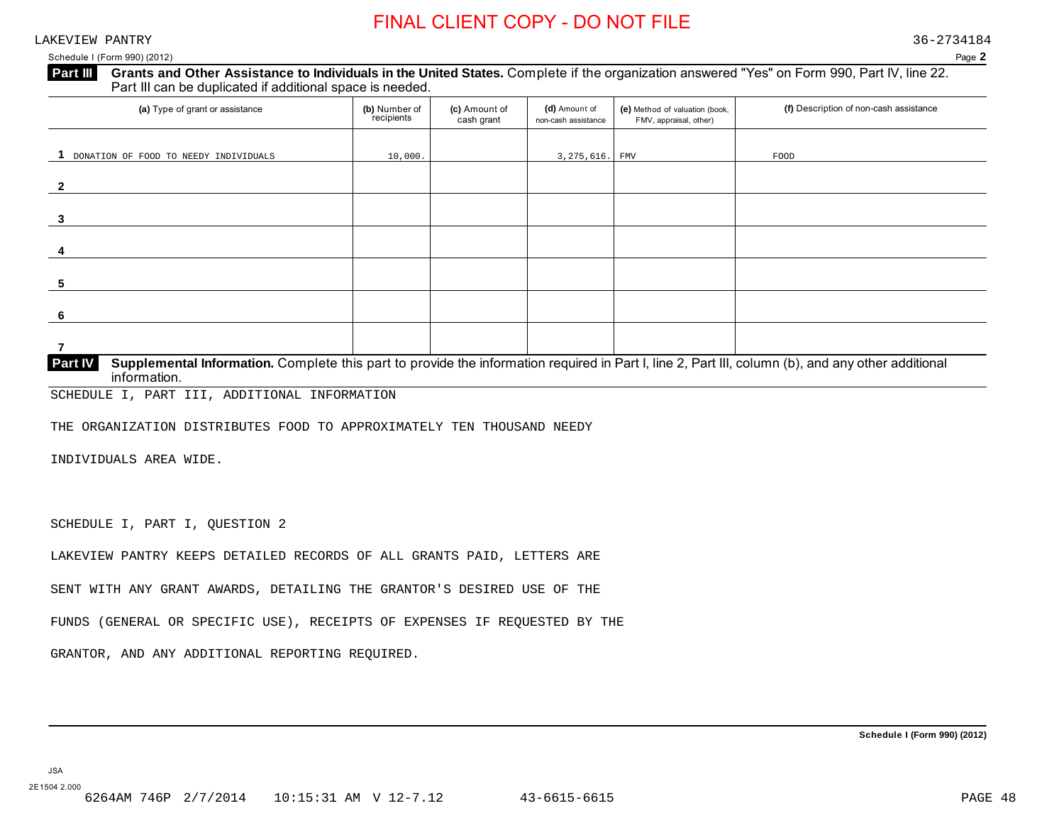FINAL CLIENT COPY - DO NOT FILE

LAKEVIEW PANTRY 36-2734184

Schedule I (Form 990) (2012)

**Part III** **Grants and Other Assistance to Individuals in the United States.** Complete if the organization answered "Yes" on Form 990, Part IV, line 22. Part III can be duplicated if additional space is needed.

| (a) Type of grant or assistance | (b) Number of recipients | (c) Amount of cash grant | (d) Amount of non-cash assistance | (e) Method of valuation (book, FMV, appraisal, other) | (f) Description of non-cash assistance |
|---|---|---|---|---|---|
| 1 DONATION OF FOOD TO NEEDY INDIVIDUALS | 10,000. | | 3,275,616. | FMV | FOOD |
| 2 | | | | | |
| 3 | | | | | |
| 4 | | | | | |
| 5 | | | | | |
| 6 | | | | | |
| 7 | | | | | |

**Part IV** **Supplemental Information.** Complete this part to provide the information required in Part I, line 2, Part III, column (b), and any other additional information.

SCHEDULE I, PART III, ADDITIONAL INFORMATION

THE ORGANIZATION DISTRIBUTES FOOD TO APPROXIMATELY TEN THOUSAND NEEDY INDIVIDUALS AREA WIDE.

SCHEDULE I, PART I, QUESTION 2

LAKEVIEW PANTRY KEEPS DETAILED RECORDS OF ALL GRANTS PAID, LETTERS ARE SENT WITH ANY GRANT AWARDS, DETAILING THE GRANTOR'S DESIRED USE OF THE FUNDS (GENERAL OR SPECIFIC USE), RECEIPTS OF EXPENSES IF REQUESTED BY THE GRANTOR, AND ANY ADDITIONAL REPORTING REQUIRED.

**Schedule I (Form 990) (2012)**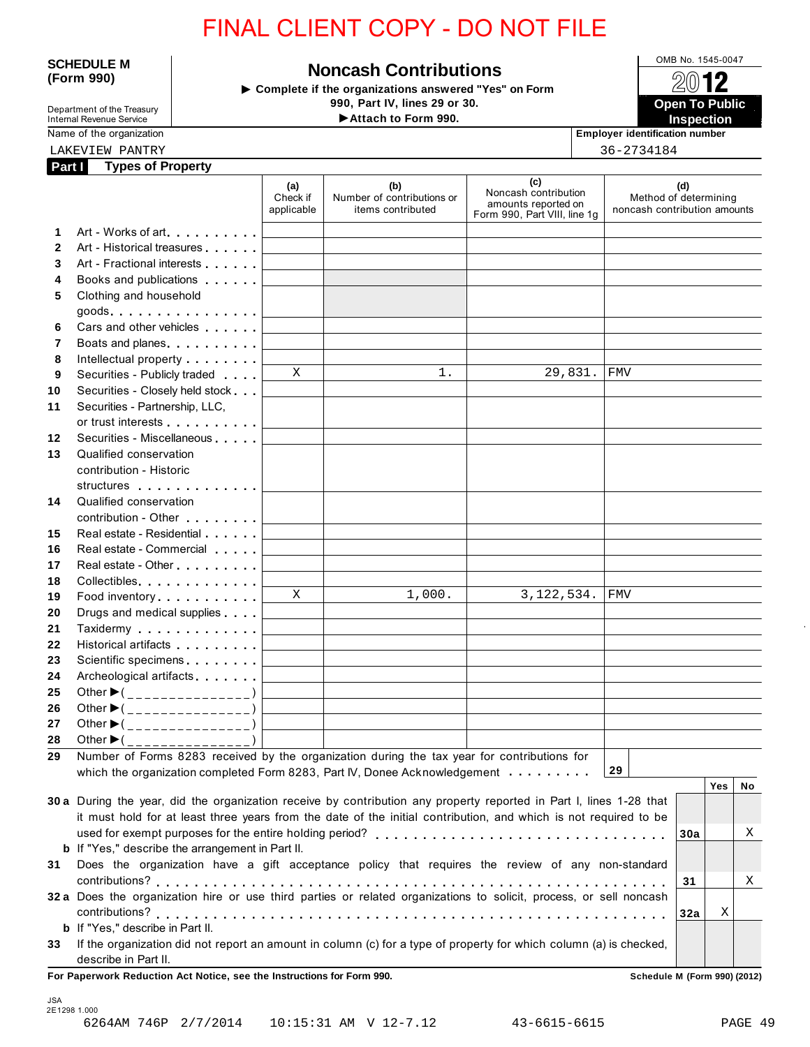FINAL CLIENT COPY - DO NOT FILE

**SCHEDULE M (Form 990)**

Department of the Treasury
Internal Revenue Service

# Noncash Contributions

▶ Complete if the organizations answered "Yes" on Form 990, Part IV, lines 29 or 30.
▶ Attach to Form 990.

OMB No. 1545-0047

2012

**Open To Public Inspection**

Name of the organization: LAKEVIEW PANTRY

Employer identification number: 36-2734184

## Part I Types of Property

| | | (a) Check if applicable | (b) Number of contributions or items contributed | (c) Noncash contribution amounts reported on Form 990, Part VIII, line 1g | (d) Method of determining noncash contribution amounts |
|---|---|---|---|---|---|
| 1 | Art - Works of art | | | | |
| 2 | Art - Historical treasures | | | | |
| 3 | Art - Fractional interests | | | | |
| 4 | Books and publications | | | | |
| 5 | Clothing and household goods | | | | |
| 6 | Cars and other vehicles | | | | |
| 7 | Boats and planes | | | | |
| 8 | Intellectual property | | | | |
| 9 | Securities - Publicly traded | X | 1. | 29,831. | FMV |
| 10 | Securities - Closely held stock | | | | |
| 11 | Securities - Partnership, LLC, or trust interests | | | | |
| 12 | Securities - Miscellaneous | | | | |
| 13 | Qualified conservation contribution - Historic structures | | | | |
| 14 | Qualified conservation contribution - Other | | | | |
| 15 | Real estate - Residential | | | | |
| 16 | Real estate - Commercial | | | | |
| 17 | Real estate - Other | | | | |
| 18 | Collectibles | | | | |
| 19 | Food inventory | X | 1,000. | 3,122,534. | FMV |
| 20 | Drugs and medical supplies | | | | |
| 21 | Taxidermy | | | | |
| 22 | Historical artifacts | | | | |
| 23 | Scientific specimens | | | | |
| 24 | Archeological artifacts | | | | |
| 25 | Other ▶ (______________) | | | | |
| 26 | Other ▶ (______________) | | | | |
| 27 | Other ▶ (______________) | | | | |
| 28 | Other ▶ (______________) | | | | |

**29** Number of Forms 8283 received by the organization during the tax year for contributions for which the organization completed Form 8283, Part IV, Donee Acknowledgement . . . . . . . . . **29** 

| | | | Yes | No |
|---|---|---|---|---|
| 30a | During the year, did the organization receive by contribution any property reported in Part I, lines 1-28 that it must hold for at least three years from the date of the initial contribution, and which is not required to be used for exempt purposes for the entire holding period? | 30a | | X |
| b | If "Yes," describe the arrangement in Part II. | | | |
| 31 | Does the organization have a gift acceptance policy that requires the review of any non-standard contributions? | 31 | | X |
| 32a | Does the organization hire or use third parties or related organizations to solicit, process, or sell noncash contributions? | 32a | X | |
| b | If "Yes," describe in Part II. | | | |
| 33 | If the organization did not report an amount in column (c) for a type of property for which column (a) is checked, describe in Part II. | | | |

**For Paperwork Reduction Act Notice, see the Instructions for Form 990.** **Schedule M (Form 990) (2012)**

JSA
2E1298 1.000
6264AM 746P 2/7/2014 10:15:31 AM V 12-7.12 43-6615-6615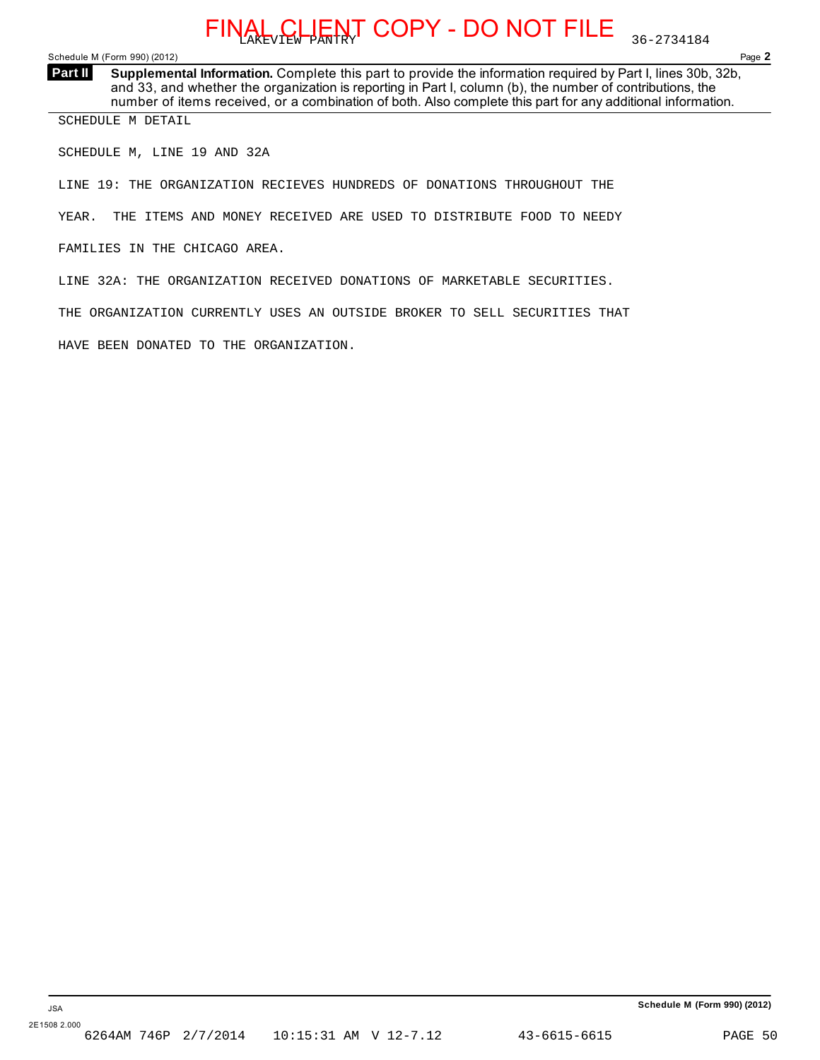**Part II** **Supplemental Information.** Complete this part to provide the information required by Part I, lines 30b, 32b, and 33, and whether the organization is reporting in Part I, column (b), the number of contributions, the number of items received, or a combination of both. Also complete this part for any additional information.

SCHEDULE M DETAIL

SCHEDULE M, LINE 19 AND 32A

LINE 19: THE ORGANIZATION RECIEVES HUNDREDS OF DONATIONS THROUGHOUT THE YEAR. THE ITEMS AND MONEY RECEIVED ARE USED TO DISTRIBUTE FOOD TO NEEDY FAMILIES IN THE CHICAGO AREA.

LINE 32A: THE ORGANIZATION RECEIVED DONATIONS OF MARKETABLE SECURITIES. THE ORGANIZATION CURRENTLY USES AN OUTSIDE BROKER TO SELL SECURITIES THAT HAVE BEEN DONATED TO THE ORGANIZATION.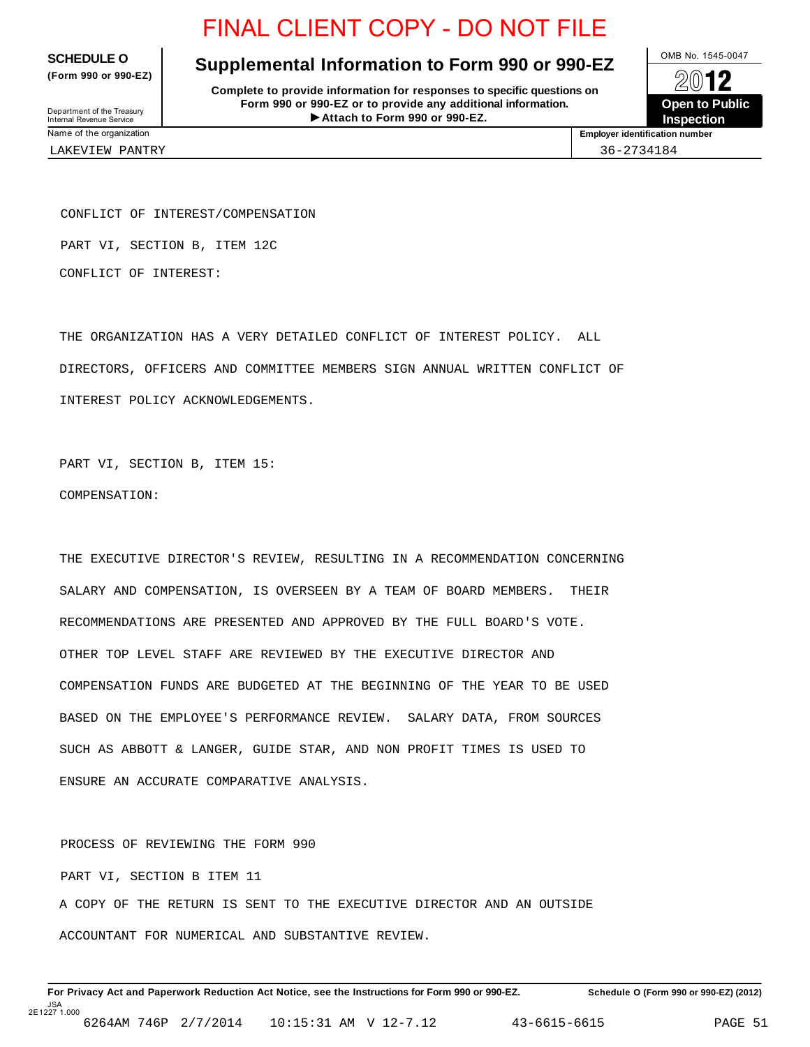FINAL CLIENT COPY - DO NOT FILE

**SCHEDULE O**
**(Form 990 or 990-EZ)**

Department of the Treasury
Internal Revenue Service

# Supplemental Information to Form 990 or 990-EZ

**Complete to provide information for responses to specific questions on Form 990 or 990-EZ or to provide any additional information.**
**▶ Attach to Form 990 or 990-EZ.**

OMB No. 1545-0047

**2012**

**Open to Public Inspection**

| Name of the organization | Employer identification number |
|---|---|
| LAKEVIEW PANTRY | 36-2734184 |

CONFLICT OF INTEREST/COMPENSATION

PART VI, SECTION B, ITEM 12C

CONFLICT OF INTEREST:

THE ORGANIZATION HAS A VERY DETAILED CONFLICT OF INTEREST POLICY. ALL DIRECTORS, OFFICERS AND COMMITTEE MEMBERS SIGN ANNUAL WRITTEN CONFLICT OF INTEREST POLICY ACKNOWLEDGEMENTS.

PART VI, SECTION B, ITEM 15:

COMPENSATION:

THE EXECUTIVE DIRECTOR'S REVIEW, RESULTING IN A RECOMMENDATION CONCERNING SALARY AND COMPENSATION, IS OVERSEEN BY A TEAM OF BOARD MEMBERS. THEIR RECOMMENDATIONS ARE PRESENTED AND APPROVED BY THE FULL BOARD'S VOTE. OTHER TOP LEVEL STAFF ARE REVIEWED BY THE EXECUTIVE DIRECTOR AND COMPENSATION FUNDS ARE BUDGETED AT THE BEGINNING OF THE YEAR TO BE USED BASED ON THE EMPLOYEE'S PERFORMANCE REVIEW. SALARY DATA, FROM SOURCES SUCH AS ABBOTT & LANGER, GUIDE STAR, AND NON PROFIT TIMES IS USED TO ENSURE AN ACCURATE COMPARATIVE ANALYSIS.

PROCESS OF REVIEWING THE FORM 990

PART VI, SECTION B ITEM 11

A COPY OF THE RETURN IS SENT TO THE EXECUTIVE DIRECTOR AND AN OUTSIDE ACCOUNTANT FOR NUMERICAL AND SUBSTANTIVE REVIEW.

**For Privacy Act and Paperwork Reduction Act Notice, see the Instructions for Form 990 or 990-EZ.** **Schedule O (Form 990 or 990-EZ) (2012)**

JSA
2E1227 1.000
6264AM 746P 2/7/2014 10:15:31 AM V 12-7.12 43-6615-6615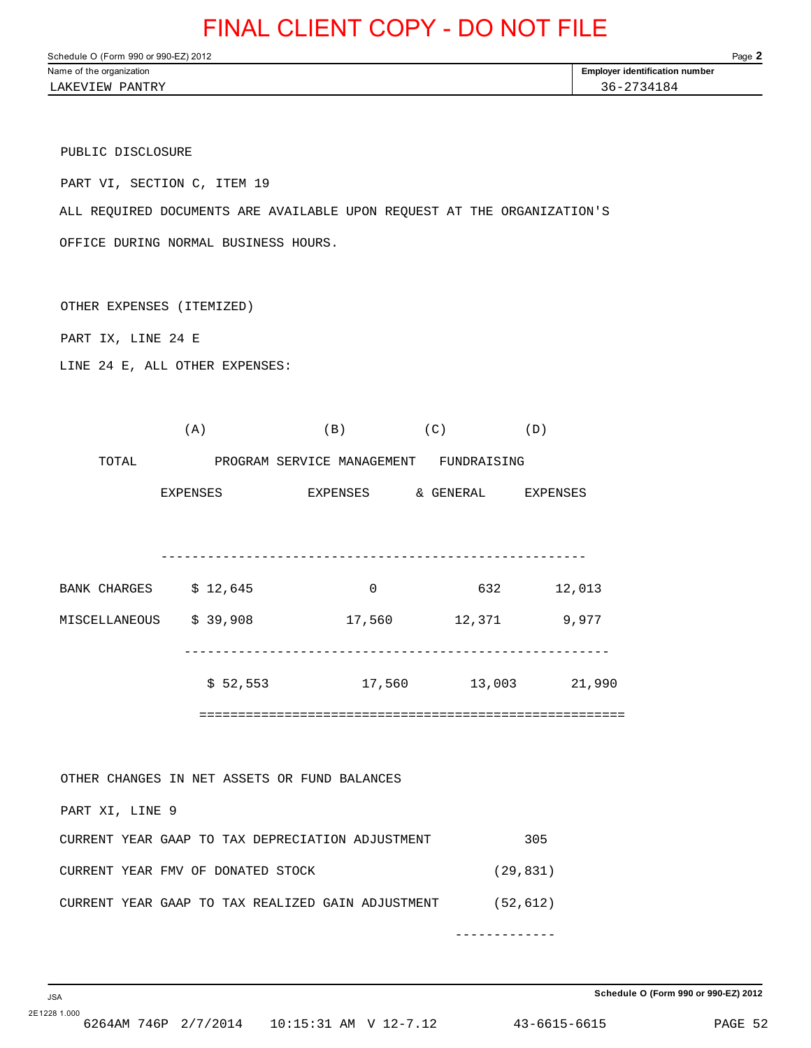FINAL CLIENT COPY - DO NOT FILE

Schedule O (Form 990 or 990-EZ) 2012

| Name of the organization | Employer identification number |
|---|---|
| LAKEVIEW PANTRY | 36-2734184 |

PUBLIC DISCLOSURE

PART VI, SECTION C, ITEM 19

ALL REQUIRED DOCUMENTS ARE AVAILABLE UPON REQUEST AT THE ORGANIZATION'S OFFICE DURING NORMAL BUSINESS HOURS.

OTHER EXPENSES (ITEMIZED)

PART IX, LINE 24 E

LINE 24 E, ALL OTHER EXPENSES:

| | (A) TOTAL EXPENSES | (B) PROGRAM SERVICE EXPENSES | (C) MANAGEMENT & GENERAL | (D) FUNDRAISING EXPENSES |
|---|---|---|---|---|
| BANK CHARGES | $ 12,645 | 0 | 632 | 12,013 |
| MISCELLANEOUS | $ 39,908 | 17,560 | 12,371 | 9,977 |
| | $ 52,553 | 17,560 | 13,003 | 21,990 |

OTHER CHANGES IN NET ASSETS OR FUND BALANCES

PART XI, LINE 9

| | |
|---|---|
| CURRENT YEAR GAAP TO TAX DEPRECIATION ADJUSTMENT | 305 |
| CURRENT YEAR FMV OF DONATED STOCK | (29,831) |
| CURRENT YEAR GAAP TO TAX REALIZED GAIN ADJUSTMENT | (52,612) |

Schedule O (Form 990 or 990-EZ) 2012

JSA 2E1228 1.000

6264AM 746P 2/7/2014 10:15:31 AM V 12-7.12 43-6615-6615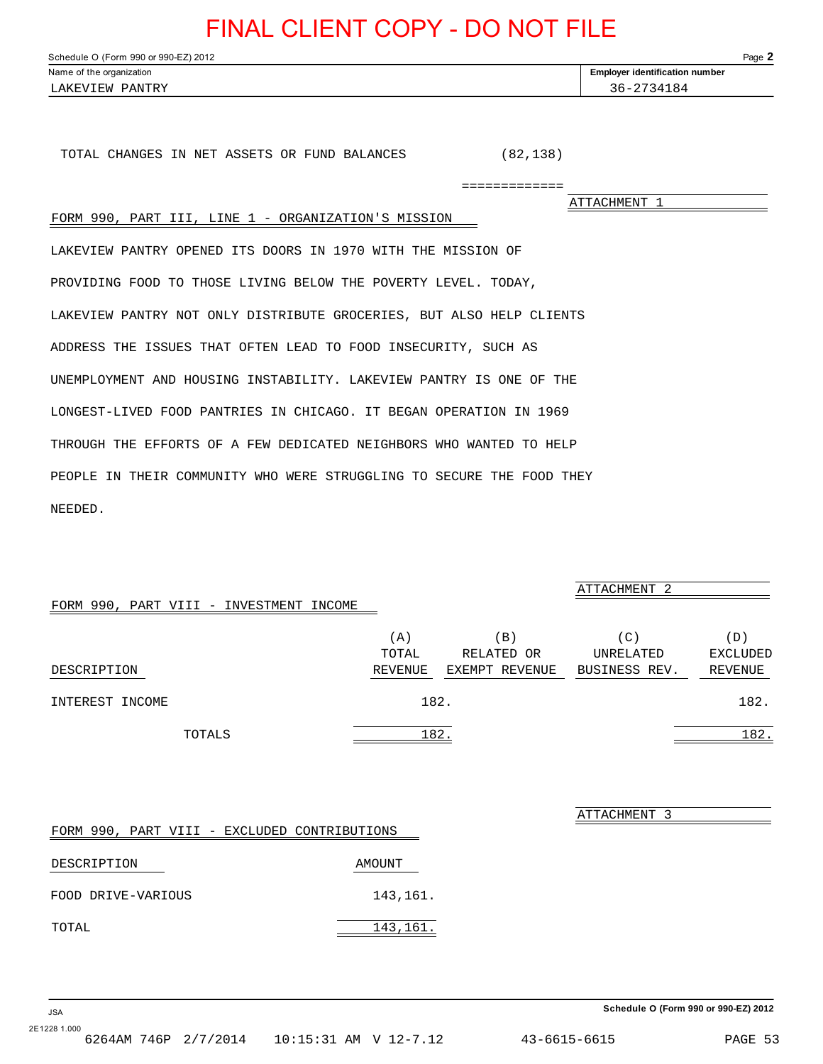FINAL CLIENT COPY - DO NOT FILE

Schedule O (Form 990 or 990-EZ) 2012

| Name of the organization | Employer identification number |
|---|---|
| LAKEVIEW PANTRY | 36-2734184 |

TOTAL CHANGES IN NET ASSETS OR FUND BALANCES (82,138)

=============

ATTACHMENT 1

## FORM 990, PART III, LINE 1 - ORGANIZATION'S MISSION

LAKEVIEW PANTRY OPENED ITS DOORS IN 1970 WITH THE MISSION OF PROVIDING FOOD TO THOSE LIVING BELOW THE POVERTY LEVEL. TODAY, LAKEVIEW PANTRY NOT ONLY DISTRIBUTE GROCERIES, BUT ALSO HELP CLIENTS ADDRESS THE ISSUES THAT OFTEN LEAD TO FOOD INSECURITY, SUCH AS UNEMPLOYMENT AND HOUSING INSTABILITY. LAKEVIEW PANTRY IS ONE OF THE LONGEST-LIVED FOOD PANTRIES IN CHICAGO. IT BEGAN OPERATION IN 1969 THROUGH THE EFFORTS OF A FEW DEDICATED NEIGHBORS WHO WANTED TO HELP PEOPLE IN THEIR COMMUNITY WHO WERE STRUGGLING TO SECURE THE FOOD THEY NEEDED.

ATTACHMENT 2

## FORM 990, PART VIII - INVESTMENT INCOME

| DESCRIPTION | (A) TOTAL REVENUE | (B) RELATED OR EXEMPT REVENUE | (C) UNRELATED BUSINESS REV. | (D) EXCLUDED REVENUE |
|---|---|---|---|---|
| INTEREST INCOME | 182. | | | 182. |
| TOTALS | 182. | | | 182. |

ATTACHMENT 3

## FORM 990, PART VIII - EXCLUDED CONTRIBUTIONS

| DESCRIPTION | AMOUNT |
|---|---|
| FOOD DRIVE-VARIOUS | 143,161. |
| TOTAL | 143,161. |

Schedule O (Form 990 or 990-EZ) 2012

6264AM 746P 2/7/2014 10:15:31 AM V 12-7.12 43-6615-6615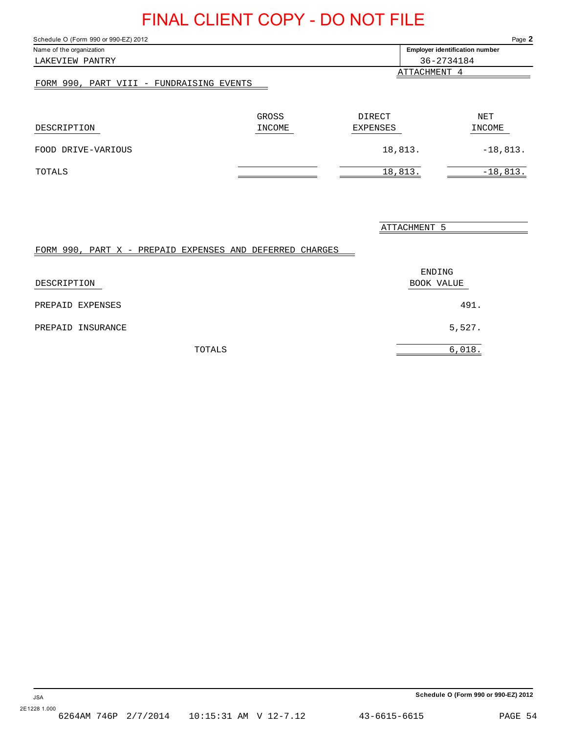FINAL CLIENT COPY - DO NOT FILE

Schedule O (Form 990 or 990-EZ) 2012

| Name of the organization | Employer identification number |
|---|---|
| LAKEVIEW PANTRY | 36-2734184 |

ATTACHMENT 4

FORM 990, PART VIII - FUNDRAISING EVENTS

| DESCRIPTION | GROSS INCOME | DIRECT EXPENSES | NET INCOME |
|---|---|---|---|
| FOOD DRIVE-VARIOUS | | 18,813. | -18,813. |
| TOTALS | | 18,813. | -18,813. |

ATTACHMENT 5

FORM 990, PART X - PREPAID EXPENSES AND DEFERRED CHARGES

| DESCRIPTION | ENDING BOOK VALUE |
|---|---|
| PREPAID EXPENSES | 491. |
| PREPAID INSURANCE | 5,527. |
| TOTALS | 6,018. |

Schedule O (Form 990 or 990-EZ) 2012

JSA
2E1228 1.000
6264AM 746P 2/7/2014 10:15:31 AM V 12-7.12 43-6615-6615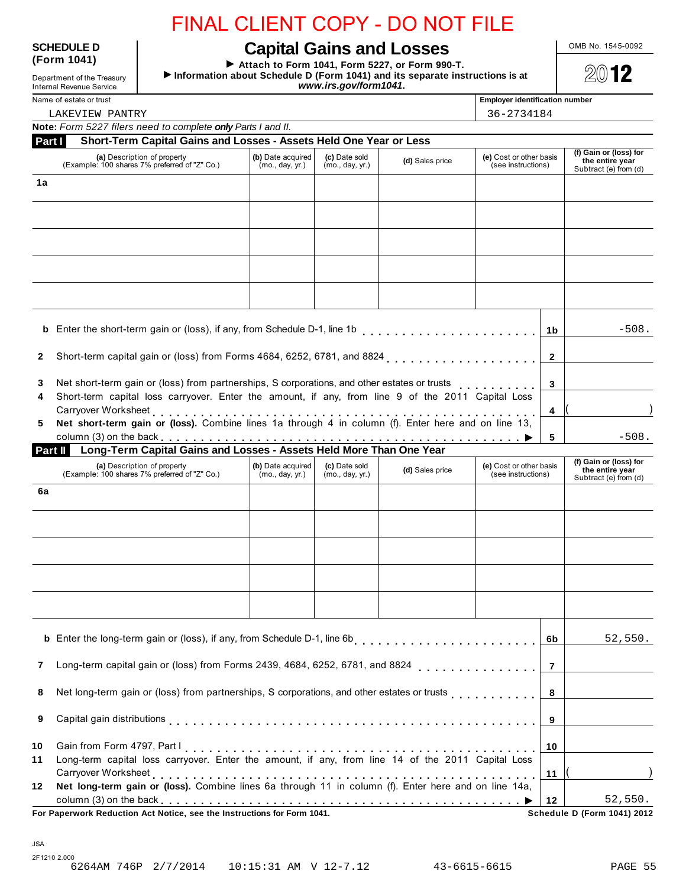FINAL CLIENT COPY - DO NOT FILE

**SCHEDULE D (Form 1041)**

Department of the Treasury
Internal Revenue Service

# Capital Gains and Losses

▶ Attach to Form 1041, Form 5227, or Form 990-T.
▶ Information about Schedule D (Form 1041) and its separate instructions is at *www.irs.gov/form1041*.

OMB No. 1545-0092

2012

Name of estate or trust: LAKEVIEW PANTRY

Employer identification number: 36-2734184

**Note:** *Form 5227 filers need to complete **only** Parts I and II.*

## Part I Short-Term Capital Gains and Losses - Assets Held One Year or Less

| | (a) Description of property (Example: 100 shares 7% preferred of "Z" Co.) | (b) Date acquired (mo., day, yr.) | (c) Date sold (mo., day, yr.) | (d) Sales price | (e) Cost or other basis (see instructions) | (f) Gain or (loss) for the entire year Subtract (e) from (d) |
|---|---|---|---|---|---|---|
| 1a | | | | | | |
| | | | | | | |
| | | | | | | |
| | | | | | | |
| | | | | | | |

| Line | Description | Ref | Amount |
|---|---|---|---|
| b | Enter the short-term gain or (loss), if any, from Schedule D-1, line 1b | 1b | -508. |
| 2 | Short-term capital gain or (loss) from Forms 4684, 6252, 6781, and 8824 | 2 | |
| 3 | Net short-term gain or (loss) from partnerships, S corporations, and other estates or trusts | 3 | |
| 4 | Short-term capital loss carryover. Enter the amount, if any, from line 9 of the 2011 Capital Loss Carryover Worksheet | 4 | ( ) |
| 5 | **Net short-term gain or (loss).** Combine lines 1a through 4 in column (f). Enter here and on line 13, column (3) on the back ▶ | 5 | -508. |

## Part II Long-Term Capital Gains and Losses - Assets Held More Than One Year

| | (a) Description of property (Example: 100 shares 7% preferred of "Z" Co.) | (b) Date acquired (mo., day, yr.) | (c) Date sold (mo., day, yr.) | (d) Sales price | (e) Cost or other basis (see instructions) | (f) Gain or (loss) for the entire year Subtract (e) from (d) |
|---|---|---|---|---|---|---|
| 6a | | | | | | |
| | | | | | | |
| | | | | | | |
| | | | | | | |
| | | | | | | |

| Line | Description | Ref | Amount |
|---|---|---|---|
| b | Enter the long-term gain or (loss), if any, from Schedule D-1, line 6b | 6b | 52,550. |
| 7 | Long-term capital gain or (loss) from Forms 2439, 4684, 6252, 6781, and 8824 | 7 | |
| 8 | Net long-term gain or (loss) from partnerships, S corporations, and other estates or trusts | 8 | |
| 9 | Capital gain distributions | 9 | |
| 10 | Gain from Form 4797, Part I | 10 | |
| 11 | Long-term capital loss carryover. Enter the amount, if any, from line 14 of the 2011 Capital Loss Carryover Worksheet | 11 | ( ) |
| 12 | **Net long-term gain or (loss).** Combine lines 6a through 11 in column (f). Enter here and on line 14a, column (3) on the back ▶ | 12 | 52,550. |

**For Paperwork Reduction Act Notice, see the Instructions for Form 1041.** **Schedule D (Form 1041) 2012**

JSA
2F1210 2.000
6264AM 746P 2/7/2014 10:15:31 AM V 12-7.12 43-6615-6615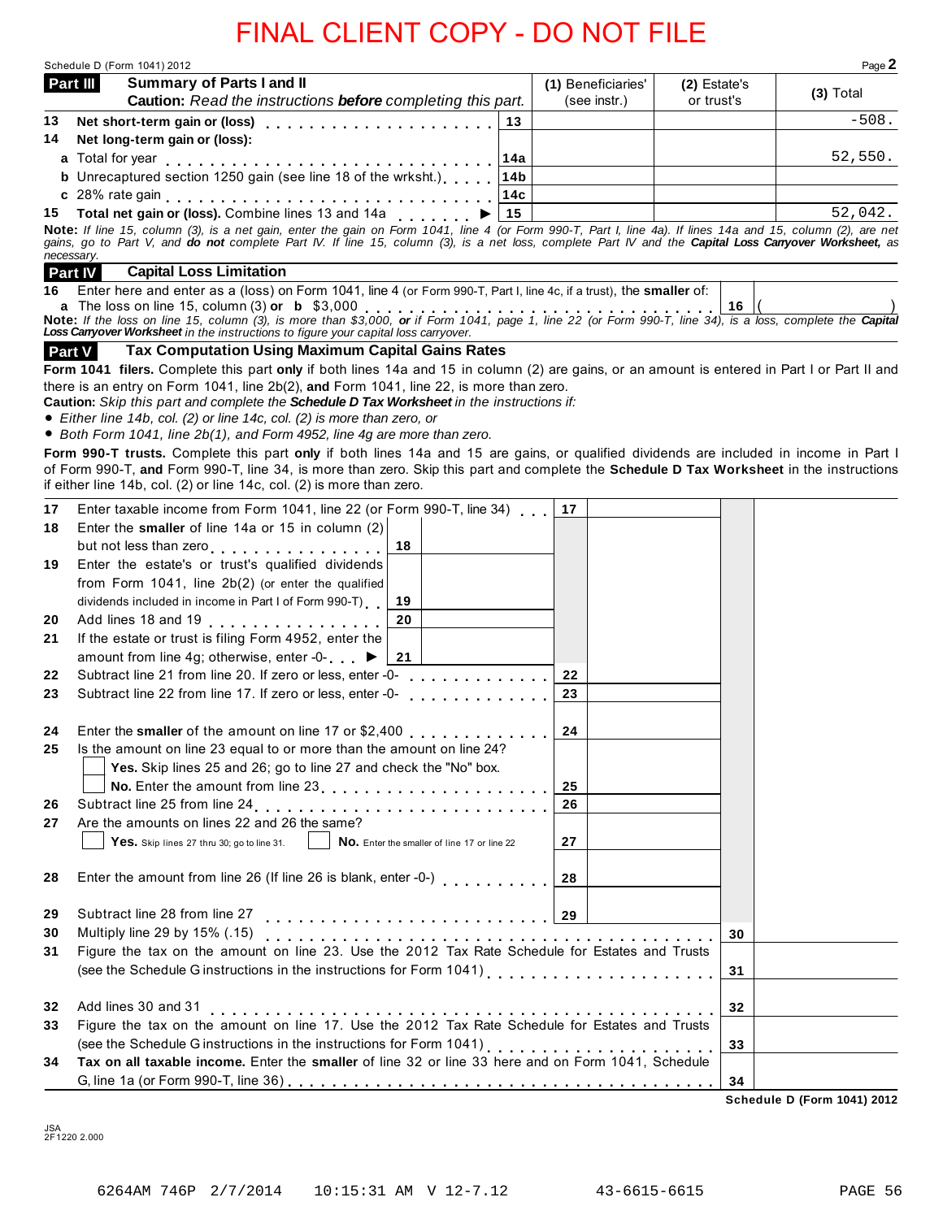FINAL CLIENT COPY - DO NOT FILE

Schedule D (Form 1041) 2012

## Part III Summary of Parts I and II

**Caution:** *Read the instructions* ***before*** *completing this part.*

| | | Line | (1) Beneficiaries' (see instr.) | (2) Estate's or trust's | (3) Total |
|---|---|---|---|---|---|
| 13 | **Net short-term gain or (loss)** | 13 | | | -508. |
| 14 | **Net long-term gain or (loss):** | | | | |
| | **a** Total for year | 14a | | | 52,550. |
| | **b** Unrecaptured section 1250 gain (see line 18 of the wrksht.) | 14b | | | |
| | **c** 28% rate gain | 14c | | | |
| 15 | **Total net gain or (loss).** Combine lines 13 and 14a ▶ | 15 | | | 52,042. |

**Note:** *If line 15, column (3), is a net gain, enter the gain on Form 1041, line 4 (or Form 990-T, Part I, line 4a). If lines 14a and 15, column (2), are net gains, go to Part V, and* ***do not*** *complete Part IV. If line 15, column (3), is a net loss, complete Part IV and the* ***Capital Loss Carryover Worksheet,*** *as necessary.*

## Part IV Capital Loss Limitation

16 Enter here and enter as a (loss) on Form 1041, line 4 (or Form 990-T, Part I, line 4c, if a trust), the **smaller** of:
**a** The loss on line 15, column (3) **or** **b** $3,000 . . . . 16 ( )

**Note:** *If the loss on line 15, column (3), is more than $3,000,* ***or*** *if Form 1041, page 1, line 22 (or Form 990-T, line 34), is a loss, complete the* ***Capital Loss Carryover Worksheet*** *in the instructions to figure your capital loss carryover.*

## Part V Tax Computation Using Maximum Capital Gains Rates

**Form 1041 filers.** Complete this part **only** if both lines 14a and 15 in column (2) are gains, or an amount is entered in Part I or Part II and there is an entry on Form 1041, line 2b(2), **and** Form 1041, line 22, is more than zero.

**Caution:** *Skip this part and complete the* ***Schedule D Tax Worksheet*** *in the instructions if:*

- *Either line 14b, col. (2) or line 14c, col. (2) is more than zero, or*
- *Both Form 1041, line 2b(1), and Form 4952, line 4g are more than zero.*

**Form 990-T trusts.** Complete this part **only** if both lines 14a and 15 are gains, or qualified dividends are included in income in Part I of Form 990-T, **and** Form 990-T, line 34, is more than zero. Skip this part and complete the **Schedule D Tax Worksheet** in the instructions if either line 14b, col. (2) or line 14c, col. (2) is more than zero.

17 Enter taxable income from Form 1041, line 22 (or Form 990-T, line 34) . . . 17

18 Enter the **smaller** of line 14a or 15 in column (2) but not less than zero . . . 18

19 Enter the estate's or trust's qualified dividends from Form 1041, line 2b(2) (or enter the qualified dividends included in income in Part I of Form 990-T) . . 19

20 Add lines 18 and 19 . . . 20

21 If the estate or trust is filing Form 4952, enter the amount from line 4g; otherwise, enter -0- . . . ▶ 21

22 Subtract line 21 from line 20. If zero or less, enter -0- . . . 22

23 Subtract line 22 from line 17. If zero or less, enter -0- . . . 23

24 Enter the **smaller** of the amount on line 17 or $2,400 . . . 24

25 Is the amount on line 23 equal to or more than the amount on line 24?
☐ **Yes.** Skip lines 25 and 26; go to line 27 and check the "No" box.
☐ **No.** Enter the amount from line 23 . . . 25

26 Subtract line 25 from line 24 . . . 26

27 Are the amounts on lines 22 and 26 the same?
☐ **Yes.** Skip lines 27 thru 30; go to line 31. ☐ **No.** Enter the smaller of line 17 or line 22 . . . 27

28 Enter the amount from line 26 (If line 26 is blank, enter -0-) . . . 28

29 Subtract line 28 from line 27 . . . 29

30 Multiply line 29 by 15% (.15) . . . 30

31 Figure the tax on the amount on line 23. Use the 2012 Tax Rate Schedule for Estates and Trusts (see the Schedule G instructions in the instructions for Form 1041) . . . 31

32 Add lines 30 and 31 . . . 32

33 Figure the tax on the amount on line 17. Use the 2012 Tax Rate Schedule for Estates and Trusts (see the Schedule G instructions in the instructions for Form 1041) . . . 33

34 **Tax on all taxable income.** Enter the **smaller** of line 32 or line 33 here and on Form 1041, Schedule G, line 1a (or Form 990-T, line 36) . . . 34

**Schedule D (Form 1041) 2012**

JSA 2F1220 2.000

6264AM 746P 2/7/2014 10:15:31 AM V 12-7.12 43-6615-6615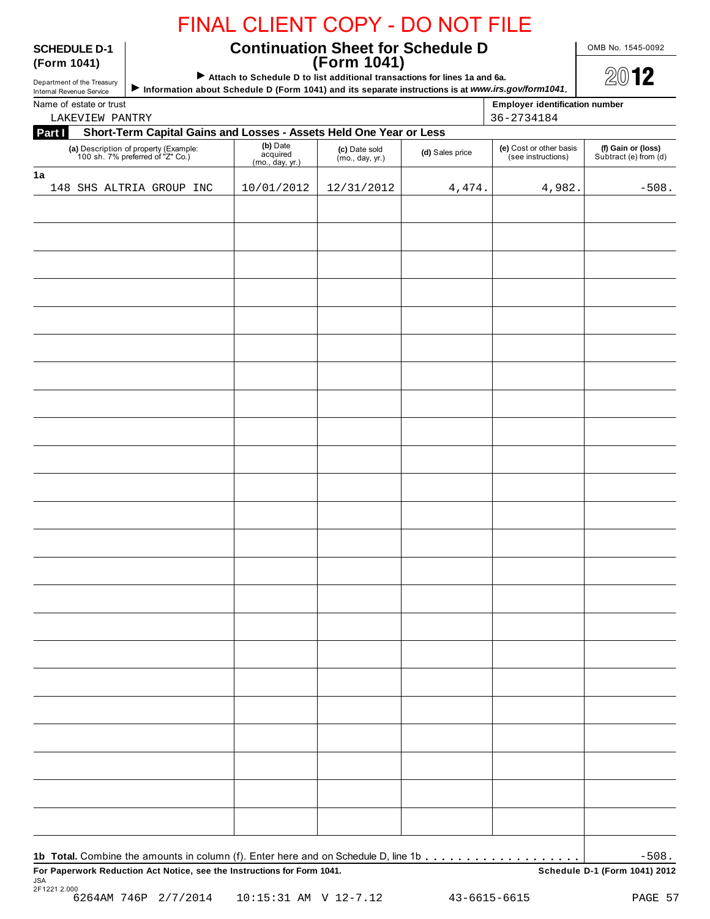FINAL CLIENT COPY - DO NOT FILE

**SCHEDULE D-1 (Form 1041)**

Department of the Treasury
Internal Revenue Service

# Continuation Sheet for Schedule D (Form 1041)

▶ **Attach to Schedule D to list additional transactions for lines 1a and 6a.**

▶ **Information about Schedule D (Form 1041) and its separate instructions is at *www.irs.gov/form1041*.**

OMB No. 1545-0092

2012

Name of estate or trust: LAKEVIEW PANTRY

**Employer identification number:** 36-2734184

## Part I Short-Term Capital Gains and Losses - Assets Held One Year or Less

| (a) Description of property (Example: 100 sh. 7% preferred of "Z" Co.) | (b) Date acquired (mo., day, yr.) | (c) Date sold (mo., day, yr.) | (d) Sales price | (e) Cost or other basis (see instructions) | (f) Gain or (loss) Subtract (e) from (d) |
|---|---|---|---|---|---|
| **1a** 148 SHS ALTRIA GROUP INC | 10/01/2012 | 12/31/2012 | 4,474. | 4,982. | -508. |

**1b Total.** Combine the amounts in column (f). Enter here and on Schedule D, line 1b . . . . . . . . . . . . . . . . . . . . -508.

**For Paperwork Reduction Act Notice, see the Instructions for Form 1041.**

**Schedule D-1 (Form 1041) 2012**

JSA
2F1221 2.000

6264AM 746P 2/7/2014 10:15:31 AM V 12-7.12 43-6615-6615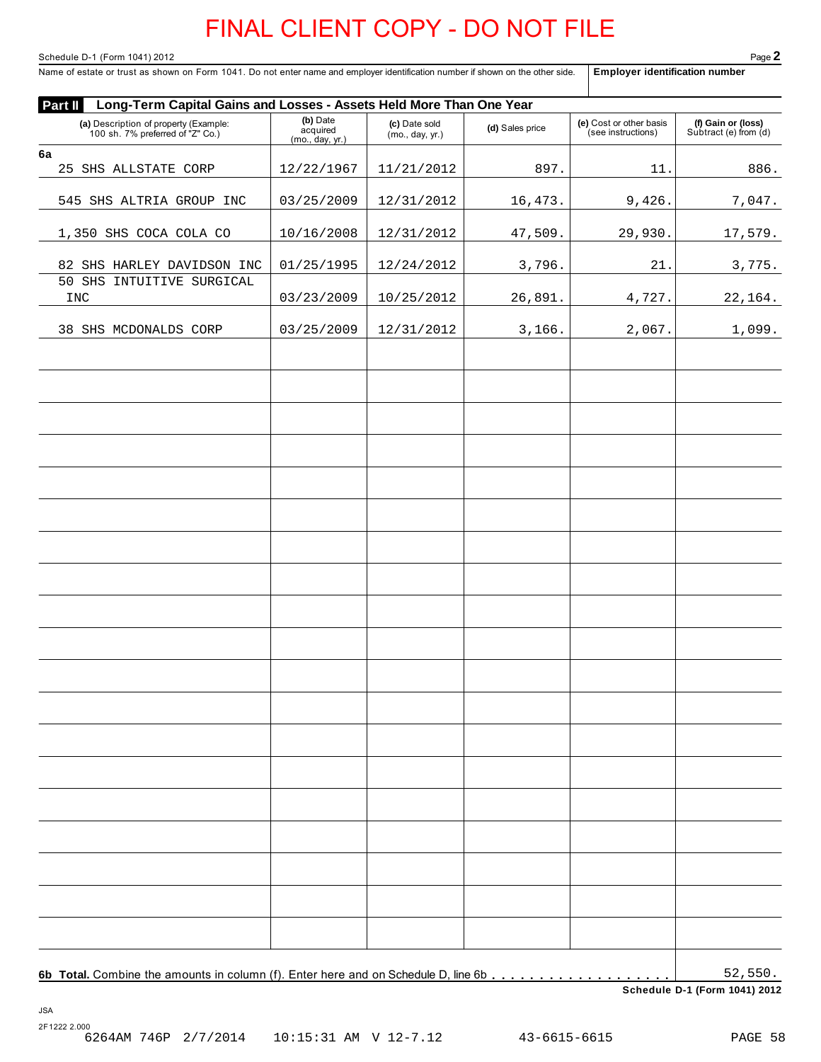# FINAL CLIENT COPY - DO NOT FILE

Schedule D-1 (Form 1041) 2012

Name of estate or trust as shown on Form 1041. Do not enter name and employer identification number if shown on the other side. | **Employer identification number**

## Part II Long-Term Capital Gains and Losses - Assets Held More Than One Year

| (a) Description of property (Example: 100 sh. 7% preferred of "Z" Co.) | (b) Date acquired (mo., day, yr.) | (c) Date sold (mo., day, yr.) | (d) Sales price | (e) Cost or other basis (see instructions) | (f) Gain or (loss) Subtract (e) from (d) |
|---|---|---|---|---|---|
| **6a** | | | | | |
| 25 SHS ALLSTATE CORP | 12/22/1967 | 11/21/2012 | 897. | 11. | 886. |
| 545 SHS ALTRIA GROUP INC | 03/25/2009 | 12/31/2012 | 16,473. | 9,426. | 7,047. |
| 1,350 SHS COCA COLA CO | 10/16/2008 | 12/31/2012 | 47,509. | 29,930. | 17,579. |
| 82 SHS HARLEY DAVIDSON INC | 01/25/1995 | 12/24/2012 | 3,796. | 21. | 3,775. |
| 50 SHS INTUITIVE SURGICAL INC | 03/23/2009 | 10/25/2012 | 26,891. | 4,727. | 22,164. |
| 38 SHS MCDONALDS CORP | 03/25/2009 | 12/31/2012 | 3,166. | 2,067. | 1,099. |

**6b Total.** Combine the amounts in column (f). Enter here and on Schedule D, line 6b . . . . . . . . . . . . . . . . . . . 52,550.

**Schedule D-1 (Form 1041) 2012**

JSA
2F1222 2.000
6264AM 746P 2/7/2014 10:15:31 AM V 12-7.12 43-6615-6615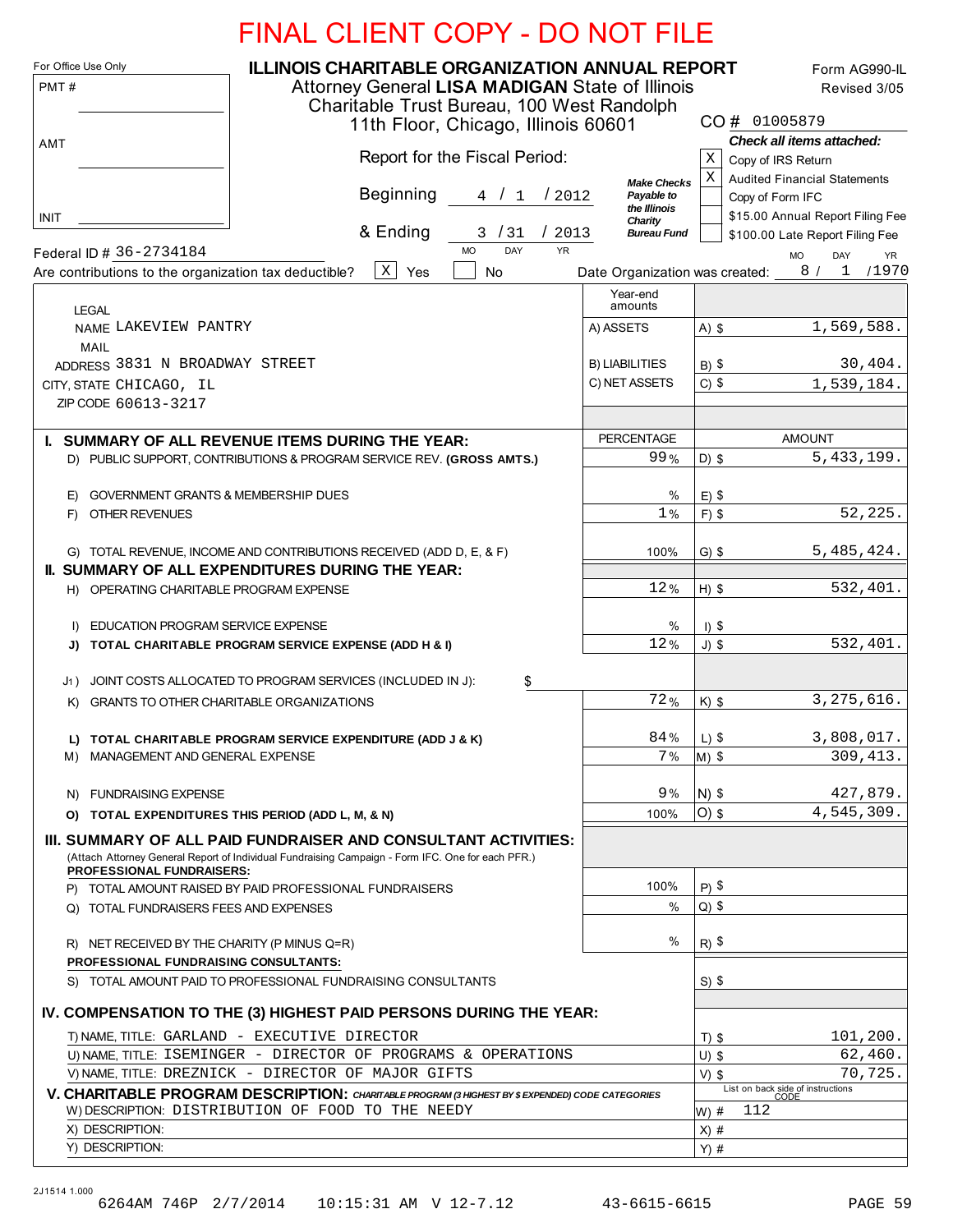FINAL CLIENT COPY - DO NOT FILE

For Office Use Only

PMT #

AMT

INIT

# ILLINOIS CHARITABLE ORGANIZATION ANNUAL REPORT

Attorney General **LISA MADIGAN** State of Illinois
Charitable Trust Bureau, 100 West Randolph
11th Floor, Chicago, Illinois 60601

Form AG990-IL
Revised 3/05

CO # 01005879

Report for the Fiscal Period:

Beginning 4 / 1 / 2012

& Ending 3 / 31 / 2013

*Make Checks Payable to the Illinois Charity Bureau Fund*

***Check all items attached:***

- [X] Copy of IRS Return
- [X] Audited Financial Statements
- [ ] Copy of Form IFC
- [ ] $15.00 Annual Report Filing Fee
- [ ] $100.00 Late Report Filing Fee

Federal ID # 36-2734184

Are contributions to the organization tax deductible? [X] Yes [ ] No

Date Organization was created: 8 / 1 /1970

LEGAL NAME LAKEVIEW PANTRY
MAIL ADDRESS 3831 N BROADWAY STREET
CITY, STATE CHICAGO, IL
ZIP CODE 60613-3217

| Year-end amounts | |
|---|---|
| A) ASSETS | A) $ 1,569,588. |
| B) LIABILITIES | B) $ 30,404. |
| C) NET ASSETS | C) $ 1,539,184. |

| | PERCENTAGE | AMOUNT |
|---|---|---|
| **I. SUMMARY OF ALL REVENUE ITEMS DURING THE YEAR:** | | |
| D) PUBLIC SUPPORT, CONTRIBUTIONS & PROGRAM SERVICE REV. **(GROSS AMTS.)** | 99% | D) $ 5,433,199. |
| E) GOVERNMENT GRANTS & MEMBERSHIP DUES | % | E) $ |
| F) OTHER REVENUES | 1% | F) $ 52,225. |
| G) TOTAL REVENUE, INCOME AND CONTRIBUTIONS RECEIVED (ADD D, E, & F) | 100% | G) $ 5,485,424. |
| **II. SUMMARY OF ALL EXPENDITURES DURING THE YEAR:** | | |
| H) OPERATING CHARITABLE PROGRAM EXPENSE | 12% | H) $ 532,401. |
| I) EDUCATION PROGRAM SERVICE EXPENSE | % | I) $ |
| **J) TOTAL CHARITABLE PROGRAM SERVICE EXPENSE (ADD H & I)** | 12% | J) $ 532,401. |
| J1) JOINT COSTS ALLOCATED TO PROGRAM SERVICES (INCLUDED IN J): $ | | |
| K) GRANTS TO OTHER CHARITABLE ORGANIZATIONS | 72% | K) $ 3,275,616. |
| **L) TOTAL CHARITABLE PROGRAM SERVICE EXPENDITURE (ADD J & K)** | 84% | L) $ 3,808,017. |
| M) MANAGEMENT AND GENERAL EXPENSE | 7% | M) $ 309,413. |
| N) FUNDRAISING EXPENSE | 9% | N) $ 427,879. |
| **O) TOTAL EXPENDITURES THIS PERIOD (ADD L, M, & N)** | 100% | O) $ 4,545,309. |
| **III. SUMMARY OF ALL PAID FUNDRAISER AND CONSULTANT ACTIVITIES:** (Attach Attorney General Report of Individual Fundraising Campaign - Form IFC. One for each PFR.) | | |
| **PROFESSIONAL FUNDRAISERS:** | | |
| P) TOTAL AMOUNT RAISED BY PAID PROFESSIONAL FUNDRAISERS | 100% | P) $ |
| Q) TOTAL FUNDRAISERS FEES AND EXPENSES | % | Q) $ |
| R) NET RECEIVED BY THE CHARITY (P MINUS Q=R) | % | R) $ |
| **PROFESSIONAL FUNDRAISING CONSULTANTS:** | | |
| S) TOTAL AMOUNT PAID TO PROFESSIONAL FUNDRAISING CONSULTANTS | | S) $ |

**IV. COMPENSATION TO THE (3) HIGHEST PAID PERSONS DURING THE YEAR:**

| NAME, TITLE | AMOUNT |
|---|---|
| T) NAME, TITLE: GARLAND - EXECUTIVE DIRECTOR | T) $ 101,200. |
| U) NAME, TITLE: ISEMINGER - DIRECTOR OF PROGRAMS & OPERATIONS | U) $ 62,460. |
| V) NAME, TITLE: DREZNICK - DIRECTOR OF MAJOR GIFTS | V) $ 70,725. |

**V. CHARITABLE PROGRAM DESCRIPTION:** *CHARITABLE PROGRAM (3 HIGHEST BY $ EXPENDED) CODE CATEGORIES*

| DESCRIPTION | CODE (List on back side of instructions) |
|---|---|
| W) DESCRIPTION: DISTRIBUTION OF FOOD TO THE NEEDY | W) # 112 |
| X) DESCRIPTION: | X) # |
| Y) DESCRIPTION: | Y) # |

2J1514 1.000

6264AM 746P 2/7/2014 10:15:31 AM V 12-7.12 43-6615-6615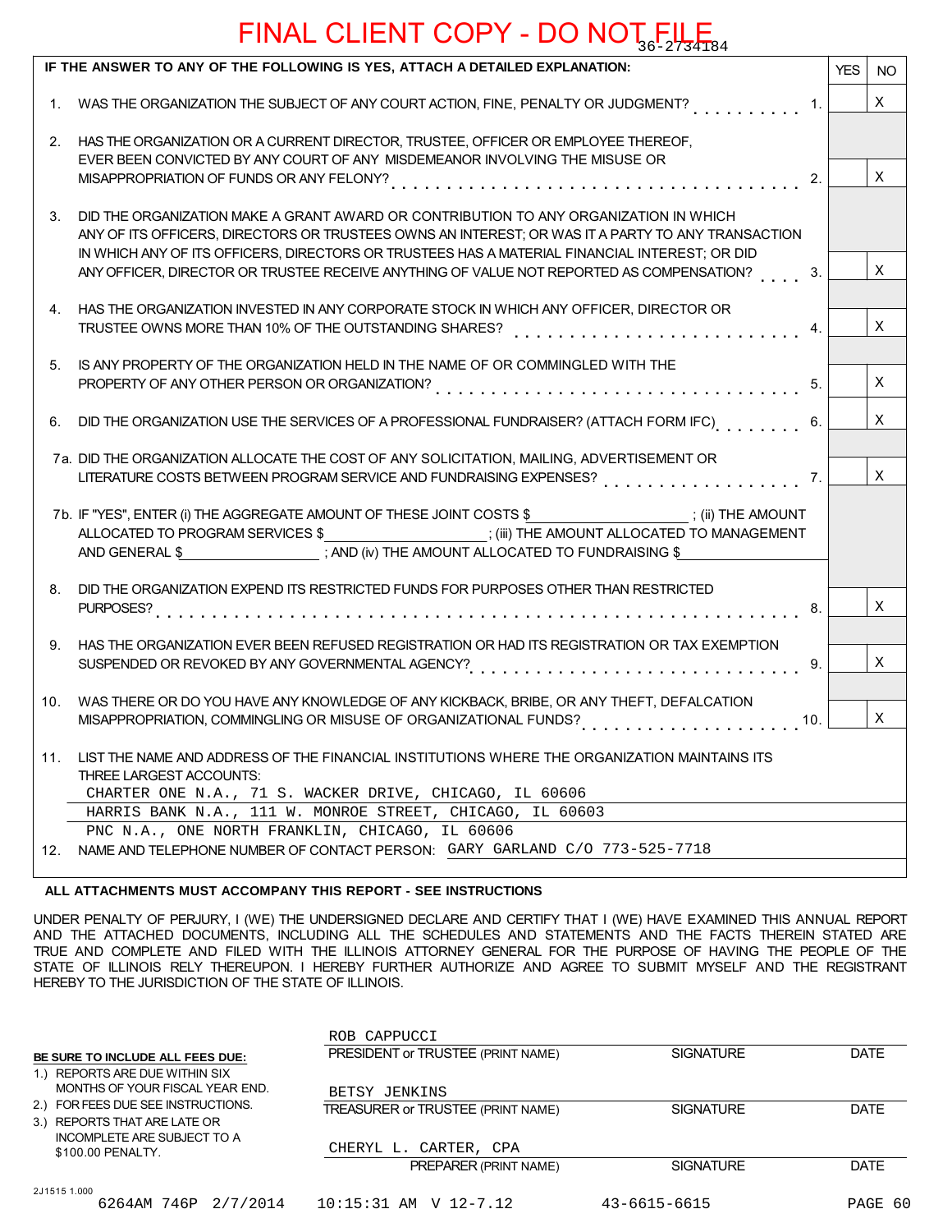FINAL CLIENT COPY - DO NOT FILE

36-2734184

| IF THE ANSWER TO ANY OF THE FOLLOWING IS YES, ATTACH A DETAILED EXPLANATION: | YES | NO |
|---|---|---|
| 1. WAS THE ORGANIZATION THE SUBJECT OF ANY COURT ACTION, FINE, PENALTY OR JUDGMENT? 1. | | X |
| 2. HAS THE ORGANIZATION OR A CURRENT DIRECTOR, TRUSTEE, OFFICER OR EMPLOYEE THEREOF, EVER BEEN CONVICTED BY ANY COURT OF ANY MISDEMEANOR INVOLVING THE MISUSE OR MISAPPROPRIATION OF FUNDS OR ANY FELONY? 2. | | X |
| 3. DID THE ORGANIZATION MAKE A GRANT AWARD OR CONTRIBUTION TO ANY ORGANIZATION IN WHICH ANY OF ITS OFFICERS, DIRECTORS OR TRUSTEES OWNS AN INTEREST; OR WAS IT A PARTY TO ANY TRANSACTION IN WHICH ANY OF ITS OFFICERS, DIRECTORS OR TRUSTEES HAS A MATERIAL FINANCIAL INTEREST; OR DID ANY OFFICER, DIRECTOR OR TRUSTEE RECEIVE ANYTHING OF VALUE NOT REPORTED AS COMPENSATION? 3. | | X |
| 4. HAS THE ORGANIZATION INVESTED IN ANY CORPORATE STOCK IN WHICH ANY OFFICER, DIRECTOR OR TRUSTEE OWNS MORE THAN 10% OF THE OUTSTANDING SHARES? 4. | | X |
| 5. IS ANY PROPERTY OF THE ORGANIZATION HELD IN THE NAME OF OR COMMINGLED WITH THE PROPERTY OF ANY OTHER PERSON OR ORGANIZATION? 5. | | X |
| 6. DID THE ORGANIZATION USE THE SERVICES OF A PROFESSIONAL FUNDRAISER? (ATTACH FORM IFC) 6. | | X |
| 7a. DID THE ORGANIZATION ALLOCATE THE COST OF ANY SOLICITATION, MAILING, ADVERTISEMENT OR LITERATURE COSTS BETWEEN PROGRAM SERVICE AND FUNDRAISING EXPENSES? 7. | | X |
| 7b. IF "YES", ENTER (i) THE AGGREGATE AMOUNT OF THESE JOINT COSTS $\_\_\_\_; (ii) THE AMOUNT ALLOCATED TO PROGRAM SERVICES $\_\_\_\_; (iii) THE AMOUNT ALLOCATED TO MANAGEMENT AND GENERAL $\_\_\_\_; AND (iv) THE AMOUNT ALLOCATED TO FUNDRAISING $\_\_\_\_ | | |
| 8. DID THE ORGANIZATION EXPEND ITS RESTRICTED FUNDS FOR PURPOSES OTHER THAN RESTRICTED PURPOSES? 8. | | X |
| 9. HAS THE ORGANIZATION EVER BEEN REFUSED REGISTRATION OR HAD ITS REGISTRATION OR TAX EXEMPTION SUSPENDED OR REVOKED BY ANY GOVERNMENTAL AGENCY? 9. | | X |
| 10. WAS THERE OR DO YOU HAVE ANY KNOWLEDGE OF ANY KICKBACK, BRIBE, OR ANY THEFT, DEFALCATION MISAPPROPRIATION, COMMINGLING OR MISUSE OF ORGANIZATIONAL FUNDS? 10. | | X |

11. LIST THE NAME AND ADDRESS OF THE FINANCIAL INSTITUTIONS WHERE THE ORGANIZATION MAINTAINS ITS THREE LARGEST ACCOUNTS:
    - CHARTER ONE N.A., 71 S. WACKER DRIVE, CHICAGO, IL 60606
    - HARRIS BANK N.A., 111 W. MONROE STREET, CHICAGO, IL 60603
    - PNC N.A., ONE NORTH FRANKLIN, CHICAGO, IL 60606

12. NAME AND TELEPHONE NUMBER OF CONTACT PERSON: GARY GARLAND C/O 773-525-7718

**ALL ATTACHMENTS MUST ACCOMPANY THIS REPORT - SEE INSTRUCTIONS**

UNDER PENALTY OF PERJURY, I (WE) THE UNDERSIGNED DECLARE AND CERTIFY THAT I (WE) HAVE EXAMINED THIS ANNUAL REPORT AND THE ATTACHED DOCUMENTS, INCLUDING ALL THE SCHEDULES AND STATEMENTS AND THE FACTS THEREIN STATED ARE TRUE AND COMPLETE AND FILED WITH THE ILLINOIS ATTORNEY GENERAL FOR THE PURPOSE OF HAVING THE PEOPLE OF THE STATE OF ILLINOIS RELY THEREUPON. I HEREBY FURTHER AUTHORIZE AND AGREE TO SUBMIT MYSELF AND THE REGISTRANT HEREBY TO THE JURISDICTION OF THE STATE OF ILLINOIS.

**BE SURE TO INCLUDE ALL FEES DUE:**

1.) REPORTS ARE DUE WITHIN SIX MONTHS OF YOUR FISCAL YEAR END.
2.) FOR FEES DUE SEE INSTRUCTIONS.
3.) REPORTS THAT ARE LATE OR INCOMPLETE ARE SUBJECT TO A $100.00 PENALTY.

| | | |
|---|---|---|
| ROB CAPPUCCI | | |
| PRESIDENT or TRUSTEE (PRINT NAME) | SIGNATURE | DATE |
| BETSY JENKINS | | |
| TREASURER or TRUSTEE (PRINT NAME) | SIGNATURE | DATE |
| CHERYL L. CARTER, CPA | | |
| PREPARER (PRINT NAME) | SIGNATURE | DATE |

2J1515 1.000

6264AM 746P 2/7/2014 10:15:31 AM V 12-7.12 43-6615-6615